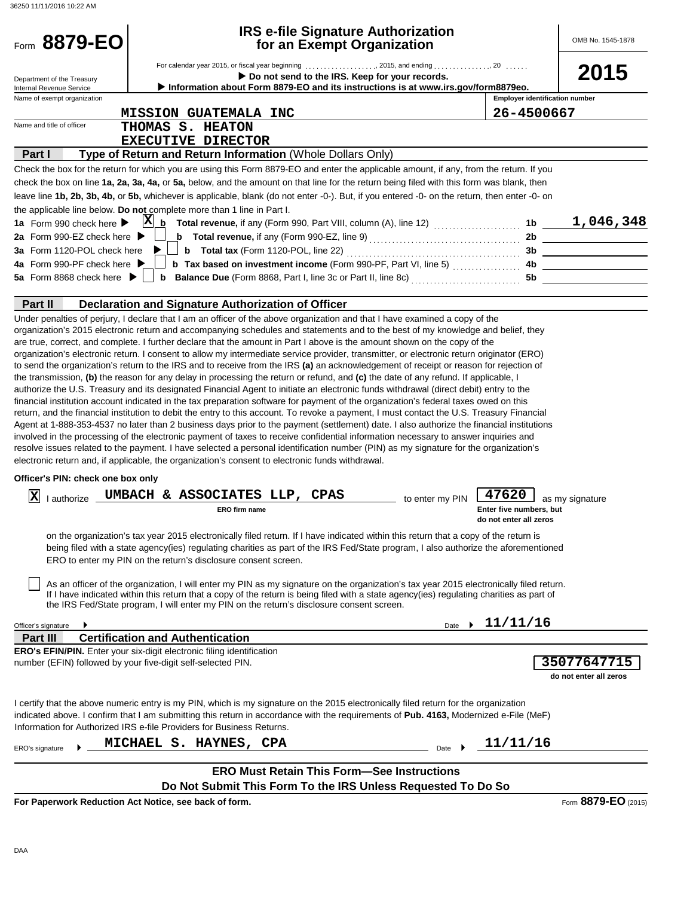36250 11/11/2016 10:22 AM

# Form 8879-EO

## IRS e-file Signature Authorization for an Exempt Organization

For calendar year 2015, or fiscal year beginning ..................., 2015, and ending ..............., 20 ......

▶ Do not send to the IRS. Keep for your records.

▶ Information about Form 8879-EO and its instructions is at www.irs.gov/form8879eo.

Department of the Treasury
Internal Revenue Service

OMB No. 1545-1878

**2015**

| Name of exempt organization | Employer identification number |
|---|---|
| MISSION GUATEMALA INC | 26-4500667 |

Name and title of officer: THOMAS S. HEATON
EXECUTIVE DIRECTOR

### Part I — Type of Return and Return Information (Whole Dollars Only)

Check the box for the return for which you are using this Form 8879-EO and enter the applicable amount, if any, from the return. If you check the box on line **1a, 2a, 3a, 4a,** or **5a,** below, and the amount on that line for the return being filed with this form was blank, then leave line **1b, 2b, 3b, 4b,** or **5b,** whichever is applicable, blank (do not enter -0-). But, if you entered -0- on the return, then enter -0- on the applicable line below. **Do not** complete more than 1 line in Part I.

| | | | | |
|---|---|---|---|---|
| **1a** Form 990 check here ▶ | [X] | **b Total revenue,** if any (Form 990, Part VIII, column (A), line 12) | **1b** | 1,046,348 |
| **2a** Form 990-EZ check here ▶ | [ ] | **b Total revenue,** if any (Form 990-EZ, line 9) | **2b** | |
| **3a** Form 1120-POL check here ▶ | [ ] | **b Total tax** (Form 1120-POL, line 22) | **3b** | |
| **4a** Form 990-PF check here ▶ | [ ] | **b Tax based on investment income** (Form 990-PF, Part VI, line 5) | **4b** | |
| **5a** Form 8868 check here ▶ | [ ] | **b Balance Due** (Form 8868, Part I, line 3c or Part II, line 8c) | **5b** | |

### Part II — Declaration and Signature Authorization of Officer

Under penalties of perjury, I declare that I am an officer of the above organization and that I have examined a copy of the organization's 2015 electronic return and accompanying schedules and statements and to the best of my knowledge and belief, they are true, correct, and complete. I further declare that the amount in Part I above is the amount shown on the copy of the organization's electronic return. I consent to allow my intermediate service provider, transmitter, or electronic return originator (ERO) to send the organization's return to the IRS and to receive from the IRS **(a)** an acknowledgement of receipt or reason for rejection of the transmission, **(b)** the reason for any delay in processing the return or refund, and **(c)** the date of any refund. If applicable, I authorize the U.S. Treasury and its designated Financial Agent to initiate an electronic funds withdrawal (direct debit) entry to the financial institution account indicated in the tax preparation software for payment of the organization's federal taxes owed on this return, and the financial institution to debit the entry to this account. To revoke a payment, I must contact the U.S. Treasury Financial Agent at 1-888-353-4537 no later than 2 business days prior to the payment (settlement) date. I also authorize the financial institutions involved in the processing of the electronic payment of taxes to receive confidential information necessary to answer inquiries and resolve issues related to the payment. I have selected a personal identification number (PIN) as my signature for the organization's electronic return and, if applicable, the organization's consent to electronic funds withdrawal.

**Officer's PIN: check one box only**

[X] I authorize **UMBACH & ASSOCIATES LLP, CPAS** (ERO firm name) to enter my PIN **47620** (Enter five numbers, but do not enter all zeros) as my signature on the organization's tax year 2015 electronically filed return. If I have indicated within this return that a copy of the return is being filed with a state agency(ies) regulating charities as part of the IRS Fed/State program, I also authorize the aforementioned ERO to enter my PIN on the return's disclosure consent screen.

[ ] As an officer of the organization, I will enter my PIN as my signature on the organization's tax year 2015 electronically filed return. If I have indicated within this return that a copy of the return is being filed with a state agency(ies) regulating charities as part of the IRS Fed/State program, I will enter my PIN on the return's disclosure consent screen.

Officer's signature ▶ &nbsp;&nbsp;&nbsp;&nbsp; Date ▶ 11/11/16

### Part III — Certification and Authentication

**ERO's EFIN/PIN.** Enter your six-digit electronic filing identification number (EFIN) followed by your five-digit self-selected PIN. **35077647715** (do not enter all zeros)

I certify that the above numeric entry is my PIN, which is my signature on the 2015 electronically filed return for the organization indicated above. I confirm that I am submitting this return in accordance with the requirements of **Pub. 4163,** Modernized e-File (MeF) Information for Authorized IRS e-file Providers for Business Returns.

ERO's signature ▶ MICHAEL S. HAYNES, CPA &nbsp;&nbsp;&nbsp;&nbsp; Date ▶ 11/11/16

**ERO Must Retain This Form—See Instructions**

**Do Not Submit This Form To the IRS Unless Requested To Do So**

**For Paperwork Reduction Act Notice, see back of form.** &nbsp;&nbsp;&nbsp;&nbsp; Form **8879-EO** (2015)

DAA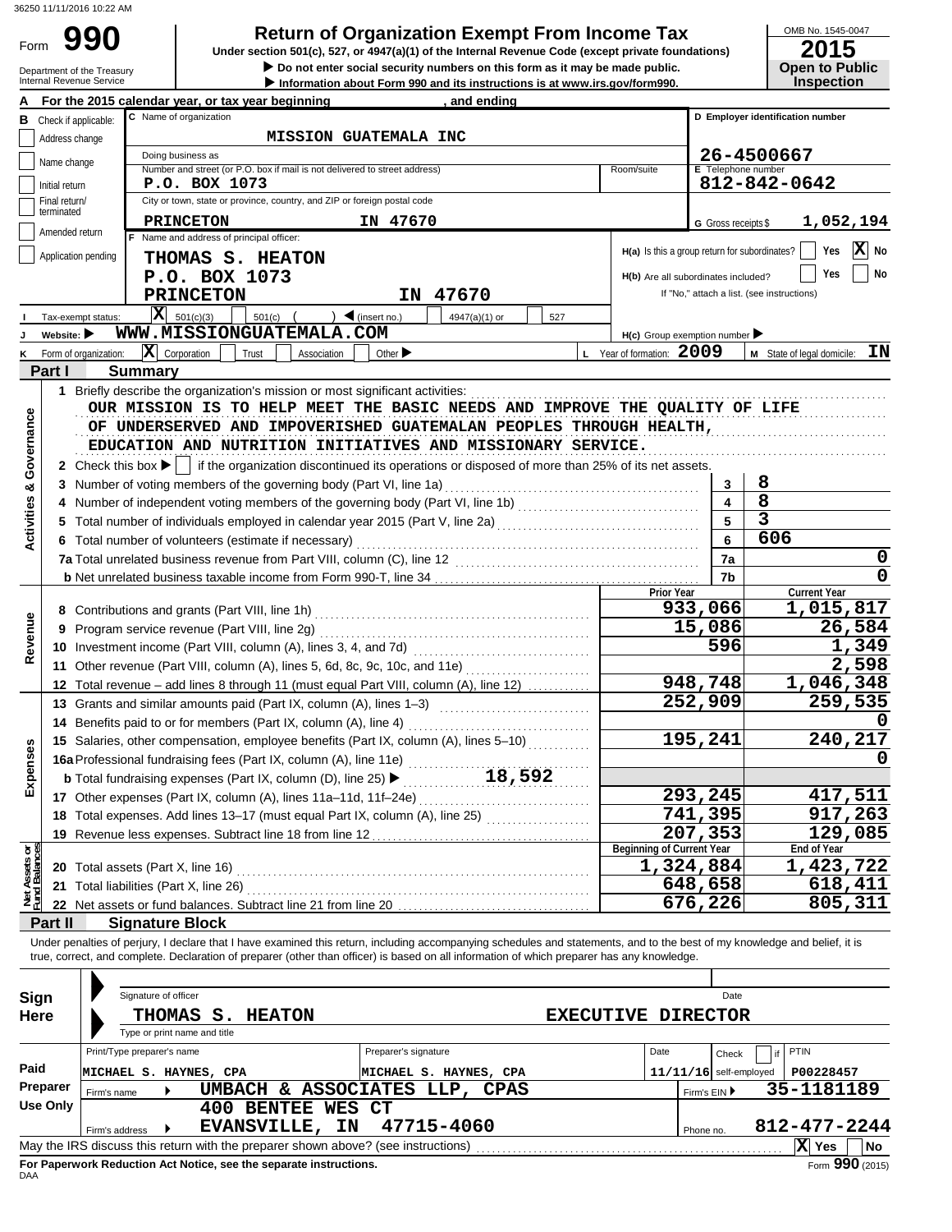36250 11/11/2016 10:22 AM

# Form 990 — Return of Organization Exempt From Income Tax

**Under section 501(c), 527, or 4947(a)(1) of the Internal Revenue Code (except private foundations)**

▶ Do not enter social security numbers on this form as it may be made public.

▶ Information about Form 990 and its instructions is at www.irs.gov/form990.

Department of the Treasury
Internal Revenue Service

OMB No. 1545-0047
**2015**
**Open to Public Inspection**

**A** For the 2015 calendar year, or tax year beginning , and ending

**B** Check if applicable: Address change, Name change, Initial return, Final return/terminated, Amended return, Application pending

**C** Name of organization: **MISSION GUATEMALA INC**

Doing business as

Number and street (or P.O. box if mail is not delivered to street address): **P.O. BOX 1073** Room/suite

City or town, state or province, country, and ZIP or foreign postal code: **PRINCETON IN 47670**

**D** Employer identification number: **26-4500667**

**E** Telephone number: **812-842-0642**

**G** Gross receipts $ **1,052,194**

**F** Name and address of principal officer:
**THOMAS S. HEATON**
**P.O. BOX 1073**
**PRINCETON IN 47670**

H(a) Is this a group return for subordinates? Yes [ ] No [X]

H(b) Are all subordinates included? Yes [ ] No [ ]
If "No," attach a list. (see instructions)

**I** Tax-exempt status: [X] 501(c)(3) [ ] 501(c) ( ) ◀ (insert no.) [ ] 4947(a)(1) or [ ] 527

**J** Website: ▶ **WWW.MISSIONGUATEMALA.COM**

H(c) Group exemption number ▶

**K** Form of organization: [X] Corporation [ ] Trust [ ] Association [ ] Other ▶

**L** Year of formation: **2009** **M** State of legal domicile: **IN**

## Part I Summary

### Activities & Governance

1 Briefly describe the organization's mission or most significant activities:
OUR MISSION IS TO HELP MEET THE BASIC NEEDS AND IMPROVE THE QUALITY OF LIFE OF UNDERSERVED AND IMPOVERISHED GUATEMALAN PEOPLES THROUGH HEALTH, EDUCATION AND NUTRITION INITIATIVES AND MISSIONARY SERVICE.

2 Check this box ▶ [ ] if the organization discontinued its operations or disposed of more than 25% of its net assets.

| | Line | Value |
|---|---|---|
| 3 Number of voting members of the governing body (Part VI, line 1a) | 3 | 8 |
| 4 Number of independent voting members of the governing body (Part VI, line 1b) | 4 | 8 |
| 5 Total number of individuals employed in calendar year 2015 (Part V, line 2a) | 5 | 3 |
| 6 Total number of volunteers (estimate if necessary) | 6 | 606 |
| 7a Total unrelated business revenue from Part VIII, column (C), line 12 | 7a | 0 |
| b Net unrelated business taxable income from Form 990-T, line 34 | 7b | 0 |

### Revenue, Expenses, and Net Assets

| | Prior Year | Current Year |
|---|---|---|
| **Revenue** | | |
| 8 Contributions and grants (Part VIII, line 1h) | 933,066 | 1,015,817 |
| 9 Program service revenue (Part VIII, line 2g) | 15,086 | 26,584 |
| 10 Investment income (Part VIII, column (A), lines 3, 4, and 7d) | 596 | 1,349 |
| 11 Other revenue (Part VIII, column (A), lines 5, 6d, 8c, 9c, 10c, and 11e) | | 2,598 |
| 12 Total revenue – add lines 8 through 11 (must equal Part VIII, column (A), line 12) | 948,748 | 1,046,348 |
| **Expenses** | | |
| 13 Grants and similar amounts paid (Part IX, column (A), lines 1–3) | 252,909 | 259,535 |
| 14 Benefits paid to or for members (Part IX, column (A), line 4) | | 0 |
| 15 Salaries, other compensation, employee benefits (Part IX, column (A), lines 5–10) | 195,241 | 240,217 |
| 16a Professional fundraising fees (Part IX, column (A), line 11e) | | 0 |
| b Total fundraising expenses (Part IX, column (D), line 25) ▶ 18,592 | | |
| 17 Other expenses (Part IX, column (A), lines 11a–11d, 11f–24e) | 293,245 | 417,511 |
| 18 Total expenses. Add lines 13–17 (must equal Part IX, column (A), line 25) | 741,395 | 917,263 |
| 19 Revenue less expenses. Subtract line 18 from line 12 | 207,353 | 129,085 |
| **Net Assets or Fund Balances** | **Beginning of Current Year** | **End of Year** |
| 20 Total assets (Part X, line 16) | 1,324,884 | 1,423,722 |
| 21 Total liabilities (Part X, line 26) | 648,658 | 618,411 |
| 22 Net assets or fund balances. Subtract line 21 from line 20 | 676,226 | 805,311 |

## Part II Signature Block

Under penalties of perjury, I declare that I have examined this return, including accompanying schedules and statements, and to the best of my knowledge and belief, it is true, correct, and complete. Declaration of preparer (other than officer) is based on all information of which preparer has any knowledge.

**Sign Here**

Signature of officer — Date

**THOMAS S. HEATON** — **EXECUTIVE DIRECTOR**
Type or print name and title

**Paid Preparer Use Only**

| Print/Type preparer's name | Preparer's signature | Date | Check [ ] if self-employed | PTIN |
|---|---|---|---|---|
| MICHAEL S. HAYNES, CPA | MICHAEL S. HAYNES, CPA | 11/11/16 | | P00228457 |

Firm's name ▶ **UMBACH & ASSOCIATES LLP, CPAS** — Firm's EIN ▶ **35-1181189**

Firm's address ▶ **400 BENTEE WES CT, EVANSVILLE, IN 47715-4060** — Phone no. **812-477-2244**

May the IRS discuss this return with the preparer shown above? (see instructions) [X] Yes [ ] No

**For Paperwork Reduction Act Notice, see the separate instructions.**
DAA Form **990** (2015)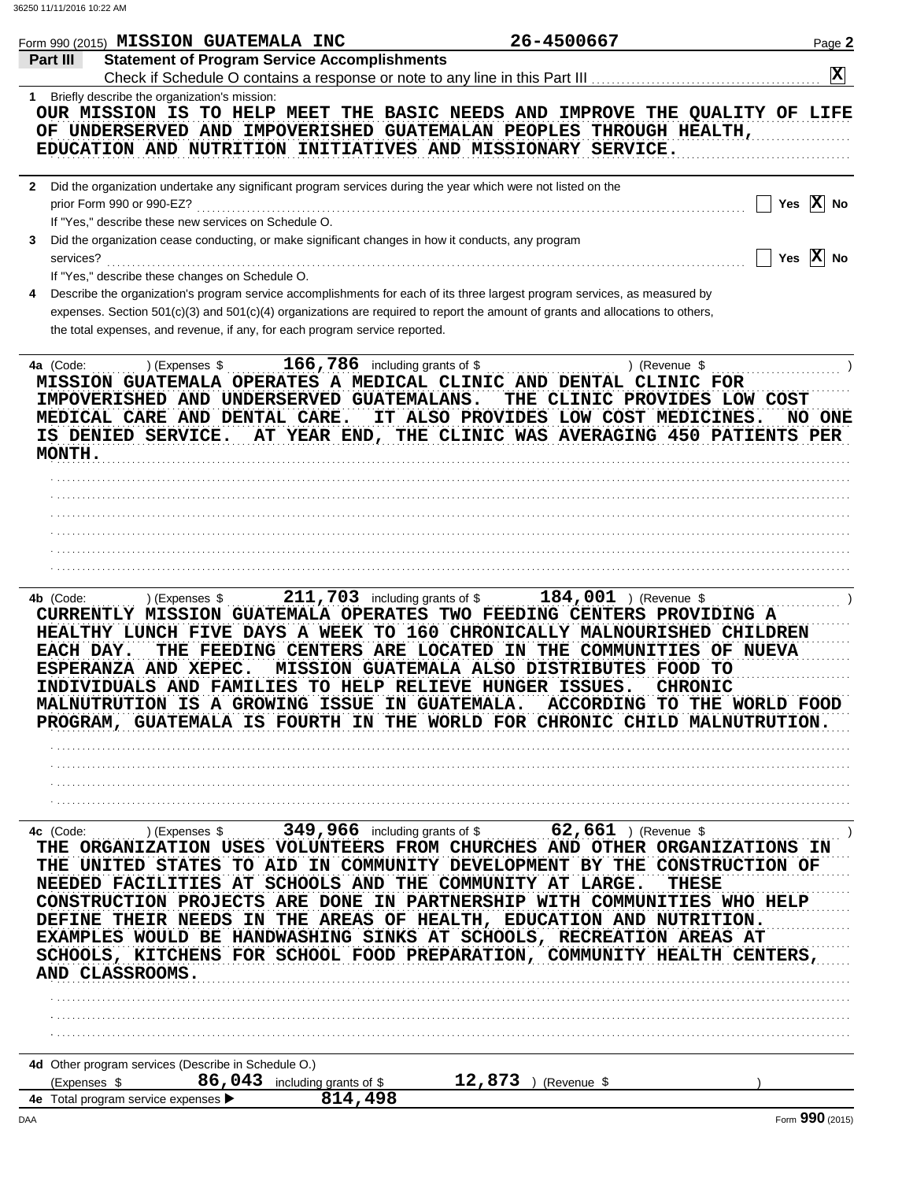Form 990 (2015) **MISSION GUATEMALA INC** 26-4500667 Page **2**

**Part III — Statement of Program Service Accomplishments**

Check if Schedule O contains a response or note to any line in this Part III . . . . . . . . . . **[X]**

**1** Briefly describe the organization's mission:

OUR MISSION IS TO HELP MEET THE BASIC NEEDS AND IMPROVE THE QUALITY OF LIFE OF UNDERSERVED AND IMPOVERISHED GUATEMALAN PEOPLES THROUGH HEALTH, EDUCATION AND NUTRITION INITIATIVES AND MISSIONARY SERVICE.

**2** Did the organization undertake any significant program services during the year which were not listed on the prior Form 990 or 990-EZ? . . . . . . . . . . [ ] Yes [X] No

If "Yes," describe these new services on Schedule O.

**3** Did the organization cease conducting, or make significant changes in how it conducts, any program services? . . . . . . . . . . [ ] Yes [X] No

If "Yes," describe these changes on Schedule O.

**4** Describe the organization's program service accomplishments for each of its three largest program services, as measured by expenses. Section 501(c)(3) and 501(c)(4) organizations are required to report the amount of grants and allocations to others, the total expenses, and revenue, if any, for each program service reported.

**4a** (Code: ) (Expenses $ 166,786 including grants of $ ) (Revenue $ )

MISSION GUATEMALA OPERATES A MEDICAL CLINIC AND DENTAL CLINIC FOR IMPOVERISHED AND UNDERSERVED GUATEMALANS. THE CLINIC PROVIDES LOW COST MEDICAL CARE AND DENTAL CARE. IT ALSO PROVIDES LOW COST MEDICINES. NO ONE IS DENIED SERVICE. AT YEAR END, THE CLINIC WAS AVERAGING 450 PATIENTS PER MONTH.

**4b** (Code: ) (Expenses $ 211,703 including grants of $ 184,001 ) (Revenue $ )

CURRENTLY MISSION GUATEMALA OPERATES TWO FEEDING CENTERS PROVIDING A HEALTHY LUNCH FIVE DAYS A WEEK TO 160 CHRONICALLY MALNOURISHED CHILDREN EACH DAY. THE FEEDING CENTERS ARE LOCATED IN THE COMMUNITIES OF NUEVA ESPERANZA AND XEPEC. MISSION GUATEMALA ALSO DISTRIBUTES FOOD TO INDIVIDUALS AND FAMILIES TO HELP RELIEVE HUNGER ISSUES. CHRONIC MALNUTRUTION IS A GROWING ISSUE IN GUATEMALA. ACCORDING TO THE WORLD FOOD PROGRAM, GUATEMALA IS FOURTH IN THE WORLD FOR CHRONIC CHILD MALNUTRUTION.

**4c** (Code: ) (Expenses $ 349,966 including grants of $ 62,661 ) (Revenue $ )

THE ORGANIZATION USES VOLUNTEERS FROM CHURCHES AND OTHER ORGANIZATIONS IN THE UNITED STATES TO AID IN COMMUNITY DEVELOPMENT BY THE CONSTRUCTION OF NEEDED FACILITIES AT SCHOOLS AND THE COMMUNITY AT LARGE. THESE CONSTRUCTION PROJECTS ARE DONE IN PARTNERSHIP WITH COMMUNITIES WHO HELP DEFINE THEIR NEEDS IN THE AREAS OF HEALTH, EDUCATION AND NUTRITION. EXAMPLES WOULD BE HANDWASHING SINKS AT SCHOOLS, RECREATION AREAS AT SCHOOLS, KITCHENS FOR SCHOOL FOOD PREPARATION, COMMUNITY HEALTH CENTERS, AND CLASSROOMS.

**4d** Other program services (Describe in Schedule O.)

(Expenses $ 86,043 including grants of $ 12,873 ) (Revenue $ )

**4e** Total program service expenses ▶ 814,498

Form **990** (2015)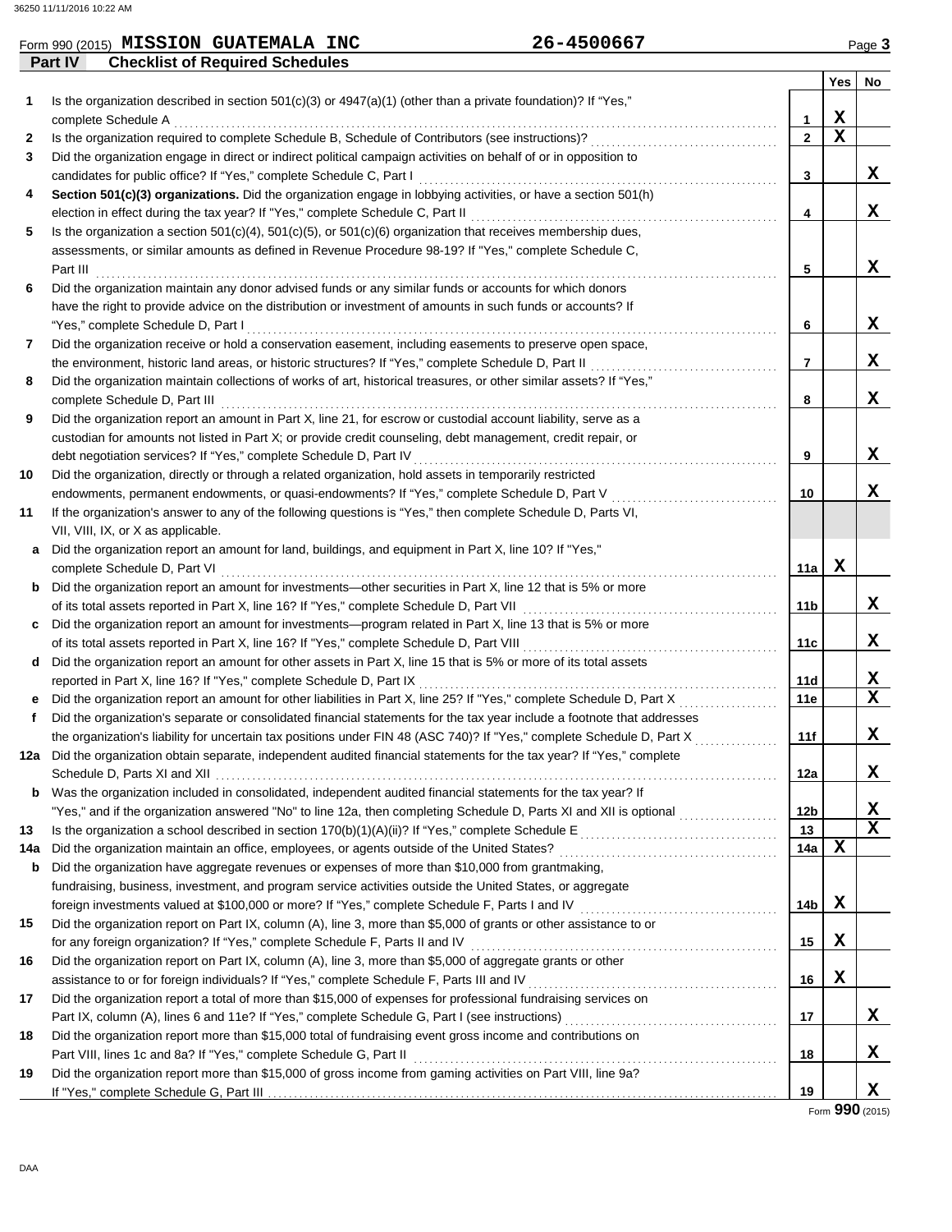Form 990 (2015) **MISSION GUATEMALA INC** 26-4500667 Page **3**

## Part IV Checklist of Required Schedules

| | | | Yes | No |
|---|---|---|---|---|
| **1** | Is the organization described in section 501(c)(3) or 4947(a)(1) (other than a private foundation)? If "Yes," complete Schedule A | 1 | X | |
| **2** | Is the organization required to complete Schedule B, Schedule of Contributors (see instructions)? | 2 | X | |
| **3** | Did the organization engage in direct or indirect political campaign activities on behalf of or in opposition to candidates for public office? If "Yes," complete Schedule C, Part I | 3 | | X |
| **4** | **Section 501(c)(3) organizations.** Did the organization engage in lobbying activities, or have a section 501(h) election in effect during the tax year? If "Yes," complete Schedule C, Part II | 4 | | X |
| **5** | Is the organization a section 501(c)(4), 501(c)(5), or 501(c)(6) organization that receives membership dues, assessments, or similar amounts as defined in Revenue Procedure 98-19? If "Yes," complete Schedule C, Part III | 5 | | X |
| **6** | Did the organization maintain any donor advised funds or any similar funds or accounts for which donors have the right to provide advice on the distribution or investment of amounts in such funds or accounts? If "Yes," complete Schedule D, Part I | 6 | | X |
| **7** | Did the organization receive or hold a conservation easement, including easements to preserve open space, the environment, historic land areas, or historic structures? If "Yes," complete Schedule D, Part II | 7 | | X |
| **8** | Did the organization maintain collections of works of art, historical treasures, or other similar assets? If "Yes," complete Schedule D, Part III | 8 | | X |
| **9** | Did the organization report an amount in Part X, line 21, for escrow or custodial account liability, serve as a custodian for amounts not listed in Part X; or provide credit counseling, debt management, credit repair, or debt negotiation services? If "Yes," complete Schedule D, Part IV | 9 | | X |
| **10** | Did the organization, directly or through a related organization, hold assets in temporarily restricted endowments, permanent endowments, or quasi-endowments? If "Yes," complete Schedule D, Part V | 10 | | X |
| **11** | If the organization's answer to any of the following questions is "Yes," then complete Schedule D, Parts VI, VII, VIII, IX, or X as applicable. | | | |
| **a** | Did the organization report an amount for land, buildings, and equipment in Part X, line 10? If "Yes," complete Schedule D, Part VI | 11a | X | |
| **b** | Did the organization report an amount for investments—other securities in Part X, line 12 that is 5% or more of its total assets reported in Part X, line 16? If "Yes," complete Schedule D, Part VII | 11b | | X |
| **c** | Did the organization report an amount for investments—program related in Part X, line 13 that is 5% or more of its total assets reported in Part X, line 16? If "Yes," complete Schedule D, Part VIII | 11c | | X |
| **d** | Did the organization report an amount for other assets in Part X, line 15 that is 5% or more of its total assets reported in Part X, line 16? If "Yes," complete Schedule D, Part IX | 11d | | X |
| **e** | Did the organization report an amount for other liabilities in Part X, line 25? If "Yes," complete Schedule D, Part X | 11e | | X |
| **f** | Did the organization's separate or consolidated financial statements for the tax year include a footnote that addresses the organization's liability for uncertain tax positions under FIN 48 (ASC 740)? If "Yes," complete Schedule D, Part X | 11f | | X |
| **12a** | Did the organization obtain separate, independent audited financial statements for the tax year? If "Yes," complete Schedule D, Parts XI and XII | 12a | | X |
| **b** | Was the organization included in consolidated, independent audited financial statements for the tax year? If "Yes," and if the organization answered "No" to line 12a, then completing Schedule D, Parts XI and XII is optional | 12b | | X |
| **13** | Is the organization a school described in section 170(b)(1)(A)(ii)? If "Yes," complete Schedule E | 13 | | X |
| **14a** | Did the organization maintain an office, employees, or agents outside of the United States? | 14a | X | |
| **b** | Did the organization have aggregate revenues or expenses of more than $10,000 from grantmaking, fundraising, business, investment, and program service activities outside the United States, or aggregate foreign investments valued at $100,000 or more? If "Yes," complete Schedule F, Parts I and IV | 14b | X | |
| **15** | Did the organization report on Part IX, column (A), line 3, more than $5,000 of grants or other assistance to or for any foreign organization? If "Yes," complete Schedule F, Parts II and IV | 15 | X | |
| **16** | Did the organization report on Part IX, column (A), line 3, more than $5,000 of aggregate grants or other assistance to or for foreign individuals? If "Yes," complete Schedule F, Parts III and IV | 16 | X | |
| **17** | Did the organization report a total of more than $15,000 of expenses for professional fundraising services on Part IX, column (A), lines 6 and 11e? If "Yes," complete Schedule G, Part I (see instructions) | 17 | | X |
| **18** | Did the organization report more than $15,000 total of fundraising event gross income and contributions on Part VIII, lines 1c and 8a? If "Yes," complete Schedule G, Part II | 18 | | X |
| **19** | Did the organization report more than $15,000 of gross income from gaming activities on Part VIII, line 9a? If "Yes," complete Schedule G, Part III | 19 | | X |

Form **990** (2015)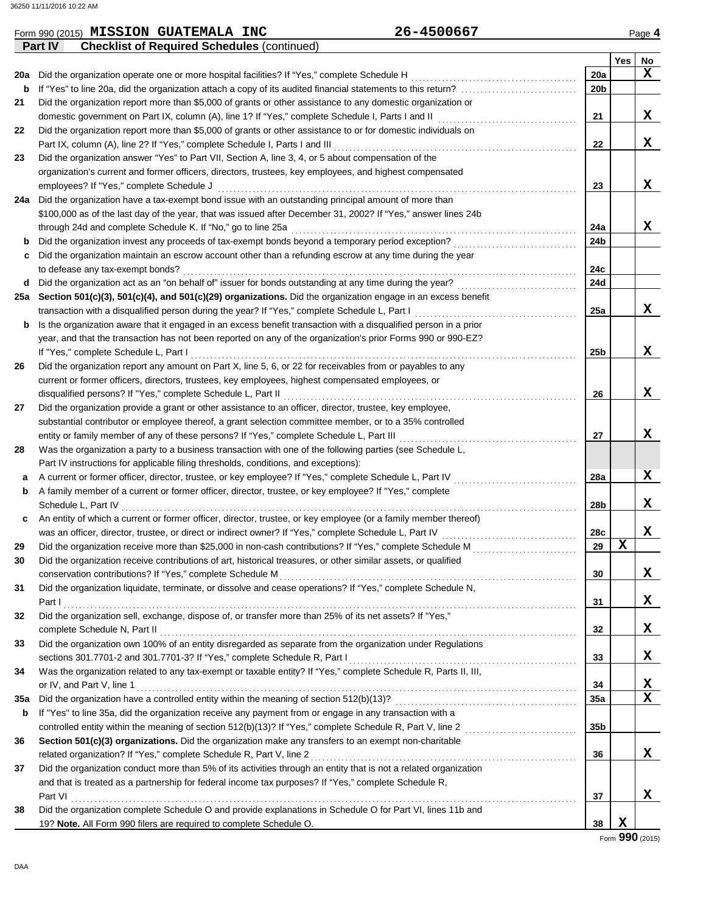Form 990 (2015) **MISSION GUATEMALA INC** **26-4500667** Page **4**

**Part IV** **Checklist of Required Schedules** (continued)

| | | | Yes | No |
|---|---|---|---|---|
| **20a** | Did the organization operate one or more hospital facilities? If "Yes," complete Schedule H | 20a | | X |
| **b** | If "Yes" to line 20a, did the organization attach a copy of its audited financial statements to this return? | 20b | | |
| **21** | Did the organization report more than $5,000 of grants or other assistance to any domestic organization or domestic government on Part IX, column (A), line 1? If "Yes," complete Schedule I, Parts I and II | 21 | | X |
| **22** | Did the organization report more than $5,000 of grants or other assistance to or for domestic individuals on Part IX, column (A), line 2? If "Yes," complete Schedule I, Parts I and III | 22 | | X |
| **23** | Did the organization answer "Yes" to Part VII, Section A, line 3, 4, or 5 about compensation of the organization's current and former officers, directors, trustees, key employees, and highest compensated employees? If "Yes," complete Schedule J | 23 | | X |
| **24a** | Did the organization have a tax-exempt bond issue with an outstanding principal amount of more than $100,000 as of the last day of the year, that was issued after December 31, 2002? If "Yes," answer lines 24b through 24d and complete Schedule K. If "No," go to line 25a | 24a | | X |
| **b** | Did the organization invest any proceeds of tax-exempt bonds beyond a temporary period exception? | 24b | | |
| **c** | Did the organization maintain an escrow account other than a refunding escrow at any time during the year to defease any tax-exempt bonds? | 24c | | |
| **d** | Did the organization act as an "on behalf of" issuer for bonds outstanding at any time during the year? | 24d | | |
| **25a** | **Section 501(c)(3), 501(c)(4), and 501(c)(29) organizations.** Did the organization engage in an excess benefit transaction with a disqualified person during the year? If "Yes," complete Schedule L, Part I | 25a | | X |
| **b** | Is the organization aware that it engaged in an excess benefit transaction with a disqualified person in a prior year, and that the transaction has not been reported on any of the organization's prior Forms 990 or 990-EZ? If "Yes," complete Schedule L, Part I | 25b | | X |
| **26** | Did the organization report any amount on Part X, line 5, 6, or 22 for receivables from or payables to any current or former officers, directors, trustees, key employees, highest compensated employees, or disqualified persons? If "Yes," complete Schedule L, Part II | 26 | | X |
| **27** | Did the organization provide a grant or other assistance to an officer, director, trustee, key employee, substantial contributor or employee thereof, a grant selection committee member, or to a 35% controlled entity or family member of any of these persons? If "Yes," complete Schedule L, Part III | 27 | | X |
| **28** | Was the organization a party to a business transaction with one of the following parties (see Schedule L, Part IV instructions for applicable filing thresholds, conditions, and exceptions): | | | |
| **a** | A current or former officer, director, trustee, or key employee? If "Yes," complete Schedule L, Part IV | 28a | | X |
| **b** | A family member of a current or former officer, director, trustee, or key employee? If "Yes," complete Schedule L, Part IV | 28b | | X |
| **c** | An entity of which a current or former officer, director, trustee, or key employee (or a family member thereof) was an officer, director, trustee, or direct or indirect owner? If "Yes," complete Schedule L, Part IV | 28c | | X |
| **29** | Did the organization receive more than $25,000 in non-cash contributions? If "Yes," complete Schedule M | 29 | X | |
| **30** | Did the organization receive contributions of art, historical treasures, or other similar assets, or qualified conservation contributions? If "Yes," complete Schedule M | 30 | | X |
| **31** | Did the organization liquidate, terminate, or dissolve and cease operations? If "Yes," complete Schedule N, Part I | 31 | | X |
| **32** | Did the organization sell, exchange, dispose of, or transfer more than 25% of its net assets? If "Yes," complete Schedule N, Part II | 32 | | X |
| **33** | Did the organization own 100% of an entity disregarded as separate from the organization under Regulations sections 301.7701-2 and 301.7701-3? If "Yes," complete Schedule R, Part I | 33 | | X |
| **34** | Was the organization related to any tax-exempt or taxable entity? If "Yes," complete Schedule R, Parts II, III, or IV, and Part V, line 1 | 34 | | X |
| **35a** | Did the organization have a controlled entity within the meaning of section 512(b)(13)? | 35a | | X |
| **b** | If "Yes" to line 35a, did the organization receive any payment from or engage in any transaction with a controlled entity within the meaning of section 512(b)(13)? If "Yes," complete Schedule R, Part V, line 2 | 35b | | |
| **36** | **Section 501(c)(3) organizations.** Did the organization make any transfers to an exempt non-charitable related organization? If "Yes," complete Schedule R, Part V, line 2 | 36 | | X |
| **37** | Did the organization conduct more than 5% of its activities through an entity that is not a related organization and that is treated as a partnership for federal income tax purposes? If "Yes," complete Schedule R, Part VI | 37 | | X |
| **38** | Did the organization complete Schedule O and provide explanations in Schedule O for Part VI, lines 11b and 19? **Note.** All Form 990 filers are required to complete Schedule O. | 38 | X | |

Form **990** (2015)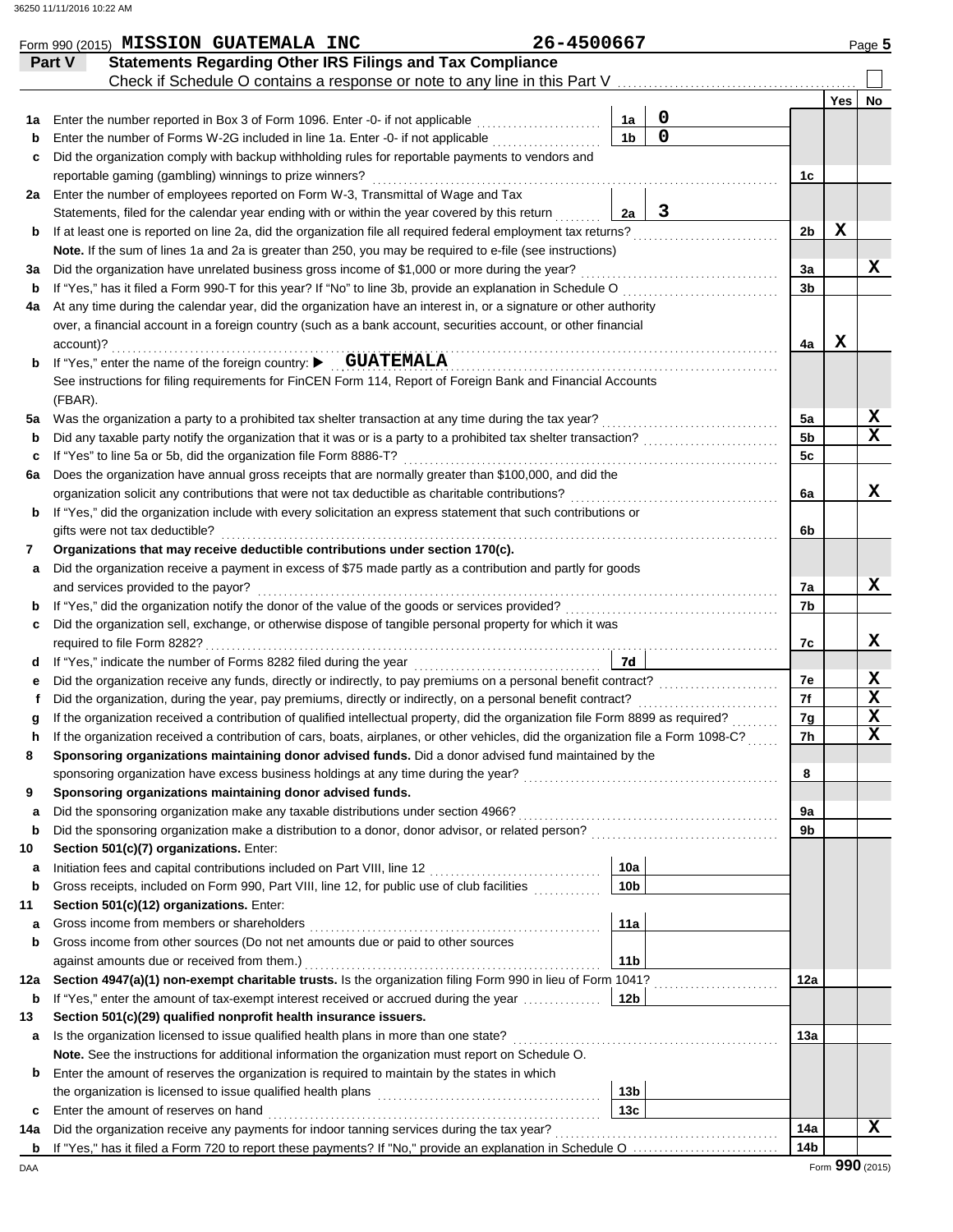Form 990 (2015) **MISSION GUATEMALA INC** **26-4500667** Page **5**

## Part V Statements Regarding Other IRS Filings and Tax Compliance

Check if Schedule O contains a response or note to any line in this Part V

| | | | | | Yes | No |
|---|---|---|---|---|---|---|
| **1a** | Enter the number reported in Box 3 of Form 1096. Enter -0- if not applicable | 1a | 0 | | | |
| **b** | Enter the number of Forms W-2G included in line 1a. Enter -0- if not applicable | 1b | 0 | | | |
| **c** | Did the organization comply with backup withholding rules for reportable payments to vendors and reportable gaming (gambling) winnings to prize winners? | | | 1c | | |
| **2a** | Enter the number of employees reported on Form W-3, Transmittal of Wage and Tax Statements, filed for the calendar year ending with or within the year covered by this return | 2a | 3 | | | |
| **b** | If at least one is reported on line 2a, did the organization file all required federal employment tax returns? | | | 2b | X | |
| | **Note.** If the sum of lines 1a and 2a is greater than 250, you may be required to e-file (see instructions) | | | | | |
| **3a** | Did the organization have unrelated business gross income of $1,000 or more during the year? | | | 3a | | X |
| **b** | If "Yes," has it filed a Form 990-T for this year? If "No" to line 3b, provide an explanation in Schedule O | | | 3b | | |
| **4a** | At any time during the calendar year, did the organization have an interest in, or a signature or other authority over, a financial account in a foreign country (such as a bank account, securities account, or other financial account)? | | | 4a | X | |
| **b** | If "Yes," enter the name of the foreign country: ▶ **GUATEMALA** | | | | | |
| | See instructions for filing requirements for FinCEN Form 114, Report of Foreign Bank and Financial Accounts (FBAR). | | | | | |
| **5a** | Was the organization a party to a prohibited tax shelter transaction at any time during the tax year? | | | 5a | | X |
| **b** | Did any taxable party notify the organization that it was or is a party to a prohibited tax shelter transaction? | | | 5b | | X |
| **c** | If "Yes" to line 5a or 5b, did the organization file Form 8886-T? | | | 5c | | |
| **6a** | Does the organization have annual gross receipts that are normally greater than $100,000, and did the organization solicit any contributions that were not tax deductible as charitable contributions? | | | 6a | | X |
| **b** | If "Yes," did the organization include with every solicitation an express statement that such contributions or gifts were not tax deductible? | | | 6b | | |
| **7** | **Organizations that may receive deductible contributions under section 170(c).** | | | | | |
| **a** | Did the organization receive a payment in excess of $75 made partly as a contribution and partly for goods and services provided to the payor? | | | 7a | | X |
| **b** | If "Yes," did the organization notify the donor of the value of the goods or services provided? | | | 7b | | |
| **c** | Did the organization sell, exchange, or otherwise dispose of tangible personal property for which it was required to file Form 8282? | | | 7c | | X |
| **d** | If "Yes," indicate the number of Forms 8282 filed during the year | 7d | | | | |
| **e** | Did the organization receive any funds, directly or indirectly, to pay premiums on a personal benefit contract? | | | 7e | | X |
| **f** | Did the organization, during the year, pay premiums, directly or indirectly, on a personal benefit contract? | | | 7f | | X |
| **g** | If the organization received a contribution of qualified intellectual property, did the organization file Form 8899 as required? | | | 7g | | X |
| **h** | If the organization received a contribution of cars, boats, airplanes, or other vehicles, did the organization file a Form 1098-C? | | | 7h | | X |
| **8** | **Sponsoring organizations maintaining donor advised funds.** Did a donor advised fund maintained by the sponsoring organization have excess business holdings at any time during the year? | | | 8 | | |
| **9** | **Sponsoring organizations maintaining donor advised funds.** | | | | | |
| **a** | Did the sponsoring organization make any taxable distributions under section 4966? | | | 9a | | |
| **b** | Did the sponsoring organization make a distribution to a donor, donor advisor, or related person? | | | 9b | | |
| **10** | **Section 501(c)(7) organizations.** Enter: | | | | | |
| **a** | Initiation fees and capital contributions included on Part VIII, line 12 | 10a | | | | |
| **b** | Gross receipts, included on Form 990, Part VIII, line 12, for public use of club facilities | 10b | | | | |
| **11** | **Section 501(c)(12) organizations.** Enter: | | | | | |
| **a** | Gross income from members or shareholders | 11a | | | | |
| **b** | Gross income from other sources (Do not net amounts due or paid to other sources against amounts due or received from them.) | 11b | | | | |
| **12a** | **Section 4947(a)(1) non-exempt charitable trusts.** Is the organization filing Form 990 in lieu of Form 1041? | | | 12a | | |
| **b** | If "Yes," enter the amount of tax-exempt interest received or accrued during the year | 12b | | | | |
| **13** | **Section 501(c)(29) qualified nonprofit health insurance issuers.** | | | | | |
| **a** | Is the organization licensed to issue qualified health plans in more than one state? | | | 13a | | |
| | **Note.** See the instructions for additional information the organization must report on Schedule O. | | | | | |
| **b** | Enter the amount of reserves the organization is required to maintain by the states in which the organization is licensed to issue qualified health plans | 13b | | | | |
| **c** | Enter the amount of reserves on hand | 13c | | | | |
| **14a** | Did the organization receive any payments for indoor tanning services during the tax year? | | | 14a | | X |
| **b** | If "Yes," has it filed a Form 720 to report these payments? If "No," provide an explanation in Schedule O | | | 14b | | |

Form **990** (2015)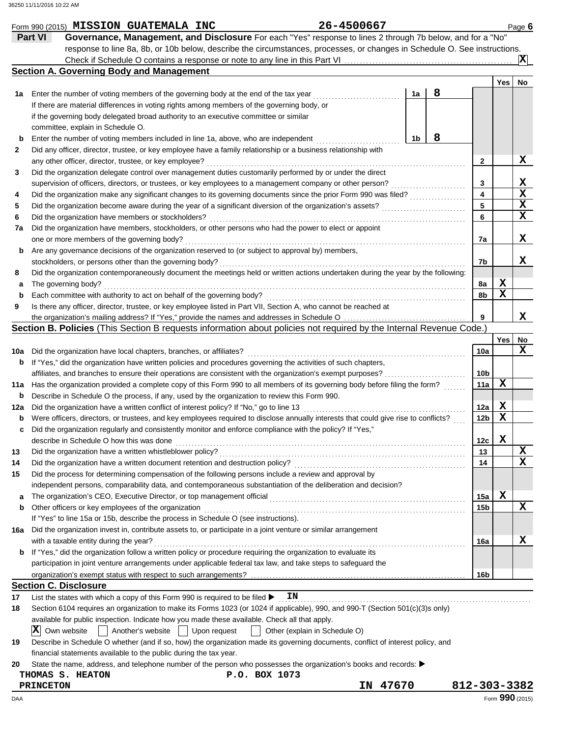Form 990 (2015) **MISSION GUATEMALA INC** 26-4500667 Page **6**

## Part VI Governance, Management, and Disclosure

For each "Yes" response to lines 2 through 7b below, and for a "No" response to line 8a, 8b, or 10b below, describe the circumstances, processes, or changes in Schedule O. See instructions.

Check if Schedule O contains a response or note to any line in this Part VI ....... **X**

### Section A. Governing Body and Management

| | | | | Yes | No |
|---|---|---|---|---|---|
| **1a** | Enter the number of voting members of the governing body at the end of the tax year. If there are material differences in voting rights among members of the governing body, or if the governing body delegated broad authority to an executive committee or similar committee, explain in Schedule O. | 1a: 8 | | | |
| **b** | Enter the number of voting members included in line 1a, above, who are independent | 1b: 8 | | | |
| **2** | Did any officer, director, trustee, or key employee have a family relationship or a business relationship with any other officer, director, trustee, or key employee? | | 2 | | X |
| **3** | Did the organization delegate control over management duties customarily performed by or under the direct supervision of officers, directors, or trustees, or key employees to a management company or other person? | | 3 | | X |
| **4** | Did the organization make any significant changes to its governing documents since the prior Form 990 was filed? | | 4 | | X |
| **5** | Did the organization become aware during the year of a significant diversion of the organization's assets? | | 5 | | X |
| **6** | Did the organization have members or stockholders? | | 6 | | X |
| **7a** | Did the organization have members, stockholders, or other persons who had the power to elect or appoint one or more members of the governing body? | | 7a | | X |
| **b** | Are any governance decisions of the organization reserved to (or subject to approval by) members, stockholders, or persons other than the governing body? | | 7b | | X |
| **8** | Did the organization contemporaneously document the meetings held or written actions undertaken during the year by the following: | | | | |
| **a** | The governing body? | | 8a | X | |
| **b** | Each committee with authority to act on behalf of the governing body? | | 8b | X | |
| **9** | Is there any officer, director, trustee, or key employee listed in Part VII, Section A, who cannot be reached at the organization's mailing address? If "Yes," provide the names and addresses in Schedule O | | 9 | | X |

### Section B. Policies (This Section B requests information about policies not required by the Internal Revenue Code.)

| | | | Yes | No |
|---|---|---|---|---|
| **10a** | Did the organization have local chapters, branches, or affiliates? | 10a | | X |
| **b** | If "Yes," did the organization have written policies and procedures governing the activities of such chapters, affiliates, and branches to ensure their operations are consistent with the organization's exempt purposes? | 10b | | |
| **11a** | Has the organization provided a complete copy of this Form 990 to all members of its governing body before filing the form? | 11a | X | |
| **b** | Describe in Schedule O the process, if any, used by the organization to review this Form 990. | | | |
| **12a** | Did the organization have a written conflict of interest policy? If "No," go to line 13 | 12a | X | |
| **b** | Were officers, directors, or trustees, and key employees required to disclose annually interests that could give rise to conflicts? | 12b | X | |
| **c** | Did the organization regularly and consistently monitor and enforce compliance with the policy? If "Yes," describe in Schedule O how this was done | 12c | X | |
| **13** | Did the organization have a written whistleblower policy? | 13 | | X |
| **14** | Did the organization have a written document retention and destruction policy? | 14 | | X |
| **15** | Did the process for determining compensation of the following persons include a review and approval by independent persons, comparability data, and contemporaneous substantiation of the deliberation and decision? | | | |
| **a** | The organization's CEO, Executive Director, or top management official | 15a | X | |
| **b** | Other officers or key employees of the organization | 15b | | X |
| | If "Yes" to line 15a or 15b, describe the process in Schedule O (see instructions). | | | |
| **16a** | Did the organization invest in, contribute assets to, or participate in a joint venture or similar arrangement with a taxable entity during the year? | 16a | | X |
| **b** | If "Yes," did the organization follow a written policy or procedure requiring the organization to evaluate its participation in joint venture arrangements under applicable federal tax law, and take steps to safeguard the organization's exempt status with respect to such arrangements? | 16b | | |

### Section C. Disclosure

**17** List the states with which a copy of this Form 990 is required to be filed ▶ **IN**

**18** Section 6104 requires an organization to make its Forms 1023 (or 1024 if applicable), 990, and 990-T (Section 501(c)(3)s only) available for public inspection. Indicate how you made these available. Check all that apply.

[X] Own website [ ] Another's website [ ] Upon request [ ] Other (explain in Schedule O)

**19** Describe in Schedule O whether (and if so, how) the organization made its governing documents, conflict of interest policy, and financial statements available to the public during the tax year.

**20** State the name, address, and telephone number of the person who possesses the organization's books and records: ▶

**THOMAS S. HEATON** P.O. BOX 1073
**PRINCETON** IN 47670 812-303-3382

Form **990** (2015)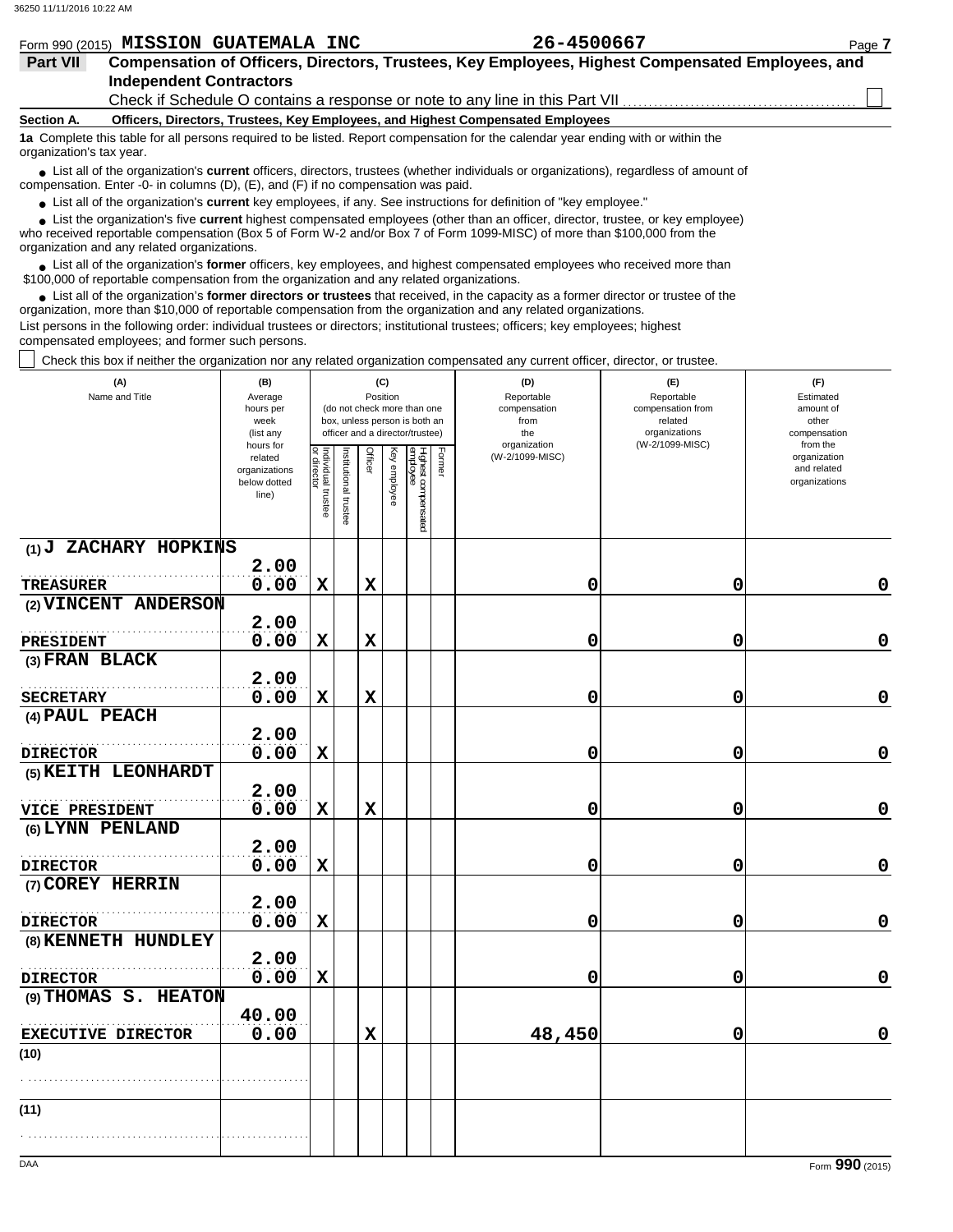Form 990 (2015) **MISSION GUATEMALA INC** **26-4500667** Page **7**

## Part VII Compensation of Officers, Directors, Trustees, Key Employees, Highest Compensated Employees, and Independent Contractors

Check if Schedule O contains a response or note to any line in this Part VII ☐

### Section A. Officers, Directors, Trustees, Key Employees, and Highest Compensated Employees

**1a** Complete this table for all persons required to be listed. Report compensation for the calendar year ending with or within the organization's tax year.

- List all of the organization's **current** officers, directors, trustees (whether individuals or organizations), regardless of amount of compensation. Enter -0- in columns (D), (E), and (F) if no compensation was paid.
- List all of the organization's **current** key employees, if any. See instructions for definition of "key employee."
- List the organization's five **current** highest compensated employees (other than an officer, director, trustee, or key employee) who received reportable compensation (Box 5 of Form W-2 and/or Box 7 of Form 1099-MISC) of more than $100,000 from the organization and any related organizations.
- List all of the organization's **former** officers, key employees, and highest compensated employees who received more than $100,000 of reportable compensation from the organization and any related organizations.
- List all of the organization's **former directors or trustees** that received, in the capacity as a former director or trustee of the organization, more than $10,000 of reportable compensation from the organization and any related organizations.

List persons in the following order: individual trustees or directors; institutional trustees; officers; key employees; highest compensated employees; and former such persons.

☐ Check this box if neither the organization nor any related organization compensated any current officer, director, or trustee.

| (A) Name and Title | (B) Average hours per week (list any hours for related organizations below dotted line) | (C) Position (do not check more than one box, unless person is both an officer and a director/trustee) | | | | | | (D) Reportable compensation from the organization (W-2/1099-MISC) | (E) Reportable compensation from related organizations (W-2/1099-MISC) | (F) Estimated amount of other compensation from the organization and related organizations |
|---|---|---|---|---|---|---|---|---|---|---|
| | | Individual trustee or director | Institutional trustee | Officer | Key employee | Highest compensated employee | Former | | | |
| (1) J ZACHARY HOPKINS<br>TREASURER | 2.00<br>0.00 | X | | X | | | | 0 | 0 | 0 |
| (2) VINCENT ANDERSON<br>PRESIDENT | 2.00<br>0.00 | X | | X | | | | 0 | 0 | 0 |
| (3) FRAN BLACK<br>SECRETARY | 2.00<br>0.00 | X | | X | | | | 0 | 0 | 0 |
| (4) PAUL PEACH<br>DIRECTOR | 2.00<br>0.00 | X | | | | | | 0 | 0 | 0 |
| (5) KEITH LEONHARDT<br>VICE PRESIDENT | 2.00<br>0.00 | X | | X | | | | 0 | 0 | 0 |
| (6) LYNN PENLAND<br>DIRECTOR | 2.00<br>0.00 | X | | | | | | 0 | 0 | 0 |
| (7) COREY HERRIN<br>DIRECTOR | 2.00<br>0.00 | X | | | | | | 0 | 0 | 0 |
| (8) KENNETH HUNDLEY<br>DIRECTOR | 2.00<br>0.00 | X | | | | | | 0 | 0 | 0 |
| (9) THOMAS S. HEATON<br>EXECUTIVE DIRECTOR | 40.00<br>0.00 | | | X | | | | 48,450 | 0 | 0 |
| (10) | | | | | | | | | | |
| (11) | | | | | | | | | | |

DAA Form **990** (2015)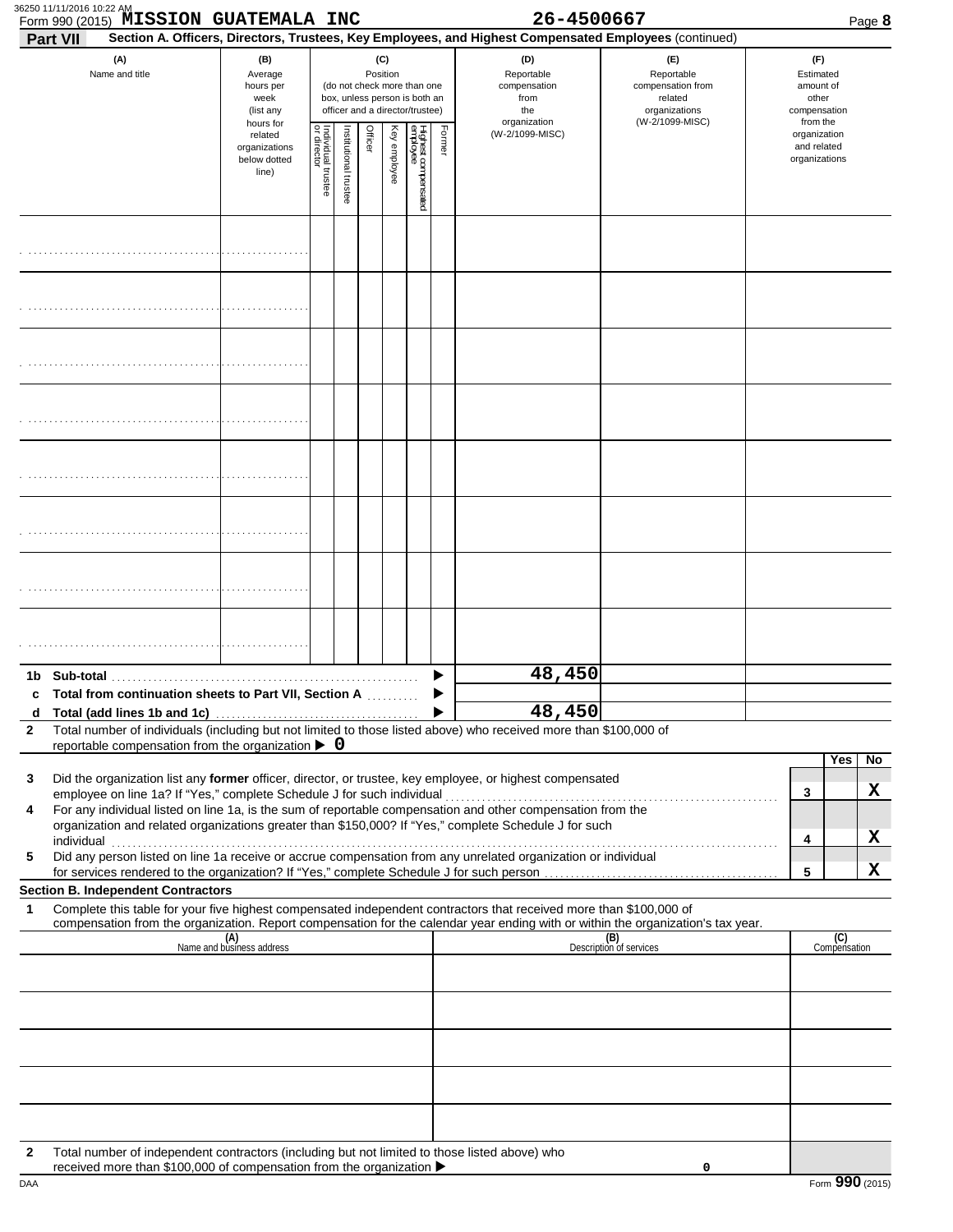Form 990 (2015) **MISSION GUATEMALA INC** 26-4500667

**Part VII** **Section A. Officers, Directors, Trustees, Key Employees, and Highest Compensated Employees** (continued)

| (A) Name and title | (B) Average hours per week (list any hours for related organizations below dotted line) | (C) Position (do not check more than one box, unless person is both an officer and a director/trustee): Individual trustee or director | Institutional trustee | Officer | Key employee | Highest compensated employee | Former | (D) Reportable compensation from the organization (W-2/1099-MISC) | (E) Reportable compensation from related organizations (W-2/1099-MISC) | (F) Estimated amount of other compensation from the organization and related organizations |
|---|---|---|---|---|---|---|---|---|---|---|
| | | | | | | | | | | |
| | | | | | | | | | | |
| | | | | | | | | | | |
| | | | | | | | | | | |
| | | | | | | | | | | |
| | | | | | | | | | | |
| | | | | | | | | | | |
| | | | | | | | | | | |
| **1b Sub-total** | | | | | | | | 48,450 | | |
| **c Total from continuation sheets to Part VII, Section A** | | | | | | | | | | |
| **d Total (add lines 1b and 1c)** | | | | | | | | 48,450 | | |

**2** Total number of individuals (including but not limited to those listed above) who received more than $100,000 of reportable compensation from the organization ▶ 0

| | | | Yes | No |
|---|---|---|---|---|
| **3** | Did the organization list any **former** officer, director, or trustee, key employee, or highest compensated employee on line 1a? If "Yes," complete Schedule J for such individual | 3 | | X |
| **4** | For any individual listed on line 1a, is the sum of reportable compensation and other compensation from the organization and related organizations greater than $150,000? If "Yes," complete Schedule J for such individual | 4 | | X |
| **5** | Did any person listed on line 1a receive or accrue compensation from any unrelated organization or individual for services rendered to the organization? If "Yes," complete Schedule J for such person | 5 | | X |

**Section B. Independent Contractors**

**1** Complete this table for your five highest compensated independent contractors that received more than $100,000 of compensation from the organization. Report compensation for the calendar year ending with or within the organization's tax year.

| (A) Name and business address | (B) Description of services | (C) Compensation |
|---|---|---|
| | | |
| | | |
| | | |
| | | |
| | | |

**2** Total number of independent contractors (including but not limited to those listed above) who received more than $100,000 of compensation from the organization ▶ 0

Form **990** (2015)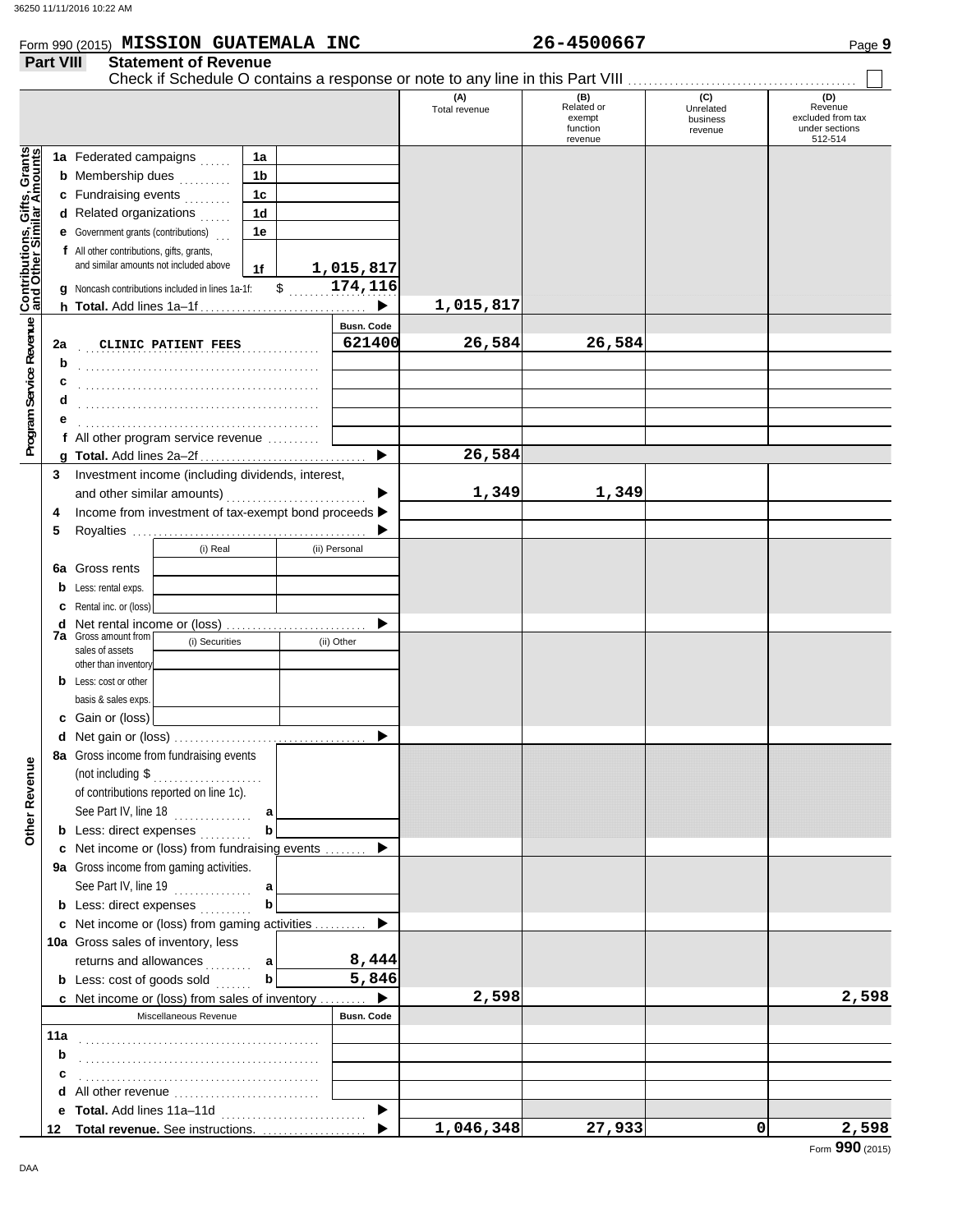Form 990 (2015) **MISSION GUATEMALA INC** **26-4500667**

## Part VIII Statement of Revenue

Check if Schedule O contains a response or note to any line in this Part VIII ☐

| | | | (A) Total revenue | (B) Related or exempt function revenue | (C) Unrelated business revenue | (D) Revenue excluded from tax under sections 512-514 |
|---|---|---|---|---|---|---|
| **Contributions, Gifts, Grants and Other Similar Amounts** | 1a Federated campaigns | 1a | | | | |
| | b Membership dues | 1b | | | | |
| | c Fundraising events | 1c | | | | |
| | d Related organizations | 1d | | | | |
| | e Government grants (contributions) | 1e | | | | |
| | f All other contributions, gifts, grants, and similar amounts not included above | 1f 1,015,817 | | | | |
| | g Noncash contributions included in lines 1a-1f: $ 174,116 | | | | | |
| | h **Total.** Add lines 1a–1f | ▶ | 1,015,817 | | | |
| **Program Service Revenue** | | **Busn. Code** | | | | |
| | 2a CLINIC PATIENT FEES | 621400 | 26,584 | 26,584 | | |
| | b | | | | | |
| | c | | | | | |
| | d | | | | | |
| | e | | | | | |
| | f All other program service revenue | | | | | |
| | g **Total.** Add lines 2a–2f | ▶ | 26,584 | | | |
| | 3 Investment income (including dividends, interest, and other similar amounts) | ▶ | 1,349 | 1,349 | | |
| | 4 Income from investment of tax-exempt bond proceeds | ▶ | | | | |
| | 5 Royalties | ▶ | | | | |
| | | (i) Real / (ii) Personal | | | | |
| | 6a Gross rents | | | | | |
| | b Less: rental exps. | | | | | |
| | c Rental inc. or (loss) | | | | | |
| | d Net rental income or (loss) | ▶ | | | | |
| | 7a Gross amount from sales of assets other than inventory | (i) Securities / (ii) Other | | | | |
| | b Less: cost or other basis & sales exps. | | | | | |
| | c Gain or (loss) | | | | | |
| | d Net gain or (loss) | ▶ | | | | |
| **Other Revenue** | 8a Gross income from fundraising events (not including $ of contributions reported on line 1c). See Part IV, line 18 | a | | | | |
| | b Less: direct expenses | b | | | | |
| | c Net income or (loss) from fundraising events | ▶ | | | | |
| | 9a Gross income from gaming activities. See Part IV, line 19 | a | | | | |
| | b Less: direct expenses | b | | | | |
| | c Net income or (loss) from gaming activities | ▶ | | | | |
| | 10a Gross sales of inventory, less returns and allowances | a 8,444 | | | | |
| | b Less: cost of goods sold | b 5,846 | | | | |
| | c Net income or (loss) from sales of inventory | ▶ | 2,598 | | | 2,598 |
| | Miscellaneous Revenue | **Busn. Code** | | | | |
| | 11a | | | | | |
| | b | | | | | |
| | c | | | | | |
| | d All other revenue | | | | | |
| | e **Total.** Add lines 11a–11d | ▶ | | | | |
| | 12 **Total revenue.** See instructions. | ▶ | 1,046,348 | 27,933 | 0 | 2,598 |

Form **990** (2015)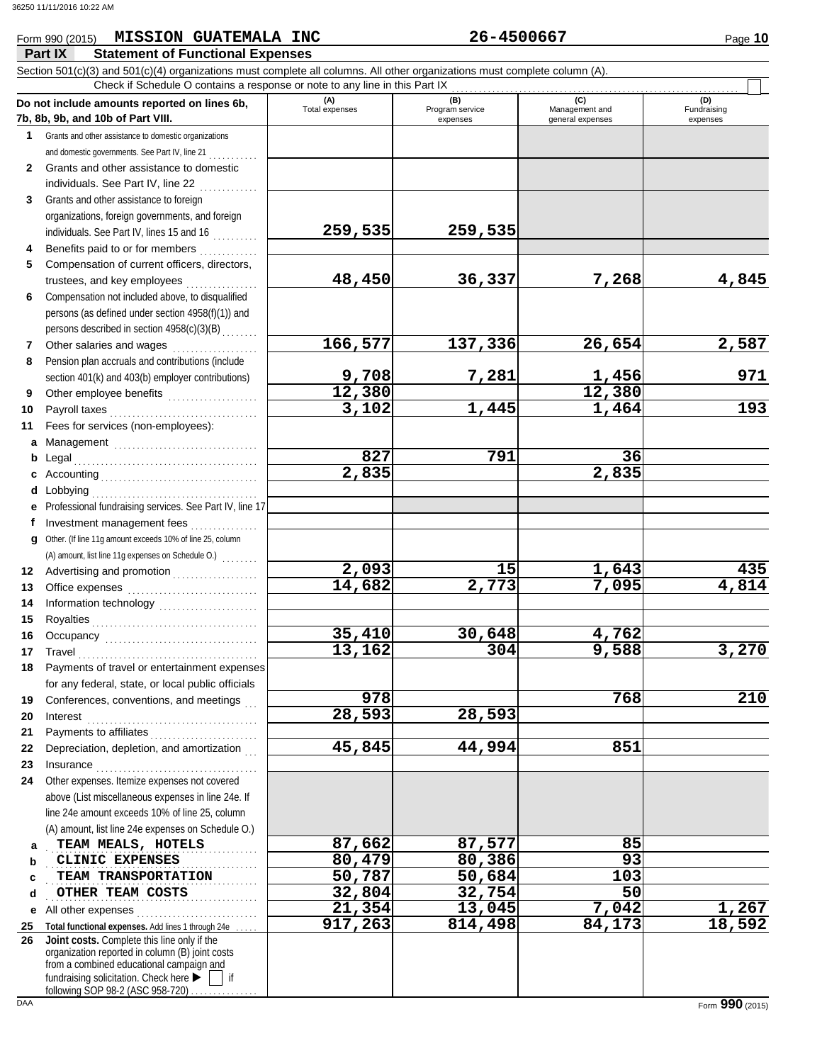Form 990 (2015) **MISSION GUATEMALA INC** **26-4500667**

## Part IX Statement of Functional Expenses

Section 501(c)(3) and 501(c)(4) organizations must complete all columns. All other organizations must complete column (A).

Check if Schedule O contains a response or note to any line in this Part IX

| Do not include amounts reported on lines 6b, 7b, 8b, 9b, and 10b of Part VIII. | (A) Total expenses | (B) Program service expenses | (C) Management and general expenses | (D) Fundraising expenses |
|---|---|---|---|---|
| 1 Grants and other assistance to domestic organizations and domestic governments. See Part IV, line 21 | | | | |
| 2 Grants and other assistance to domestic individuals. See Part IV, line 22 | | | | |
| 3 Grants and other assistance to foreign organizations, foreign governments, and foreign individuals. See Part IV, lines 15 and 16 | 259,535 | 259,535 | | |
| 4 Benefits paid to or for members | | | | |
| 5 Compensation of current officers, directors, trustees, and key employees | 48,450 | 36,337 | 7,268 | 4,845 |
| 6 Compensation not included above, to disqualified persons (as defined under section 4958(f)(1)) and persons described in section 4958(c)(3)(B) | | | | |
| 7 Other salaries and wages | 166,577 | 137,336 | 26,654 | 2,587 |
| 8 Pension plan accruals and contributions (include section 401(k) and 403(b) employer contributions) | 9,708 | 7,281 | 1,456 | 971 |
| 9 Other employee benefits | 12,380 | | 12,380 | |
| 10 Payroll taxes | 3,102 | 1,445 | 1,464 | 193 |
| 11 Fees for services (non-employees): | | | | |
| a Management | | | | |
| b Legal | 827 | 791 | 36 | |
| c Accounting | 2,835 | | 2,835 | |
| d Lobbying | | | | |
| e Professional fundraising services. See Part IV, line 17 | | | | |
| f Investment management fees | | | | |
| g Other. (If line 11g amount exceeds 10% of line 25, column (A) amount, list line 11g expenses on Schedule O.) | | | | |
| 12 Advertising and promotion | 2,093 | 15 | 1,643 | 435 |
| 13 Office expenses | 14,682 | 2,773 | 7,095 | 4,814 |
| 14 Information technology | | | | |
| 15 Royalties | | | | |
| 16 Occupancy | 35,410 | 30,648 | 4,762 | |
| 17 Travel | 13,162 | 304 | 9,588 | 3,270 |
| 18 Payments of travel or entertainment expenses for any federal, state, or local public officials | | | | |
| 19 Conferences, conventions, and meetings | 978 | | 768 | 210 |
| 20 Interest | 28,593 | 28,593 | | |
| 21 Payments to affiliates | | | | |
| 22 Depreciation, depletion, and amortization | 45,845 | 44,994 | 851 | |
| 23 Insurance | | | | |
| 24 Other expenses. Itemize expenses not covered above (List miscellaneous expenses in line 24e. If line 24e amount exceeds 10% of line 25, column (A) amount, list line 24e expenses on Schedule O.) | | | | |
| a TEAM MEALS, HOTELS | 87,662 | 87,577 | 85 | |
| b CLINIC EXPENSES | 80,479 | 80,386 | 93 | |
| c TEAM TRANSPORTATION | 50,787 | 50,684 | 103 | |
| d OTHER TEAM COSTS | 32,804 | 32,754 | 50 | |
| e All other expenses | 21,354 | 13,045 | 7,042 | 1,267 |
| 25 Total functional expenses. Add lines 1 through 24e | 917,263 | 814,498 | 84,173 | 18,592 |
| 26 Joint costs. Complete this line only if the organization reported in column (B) joint costs from a combined educational campaign and fundraising solicitation. Check here ▶ ☐ if following SOP 98-2 (ASC 958-720) | | | | |

Form **990** (2015)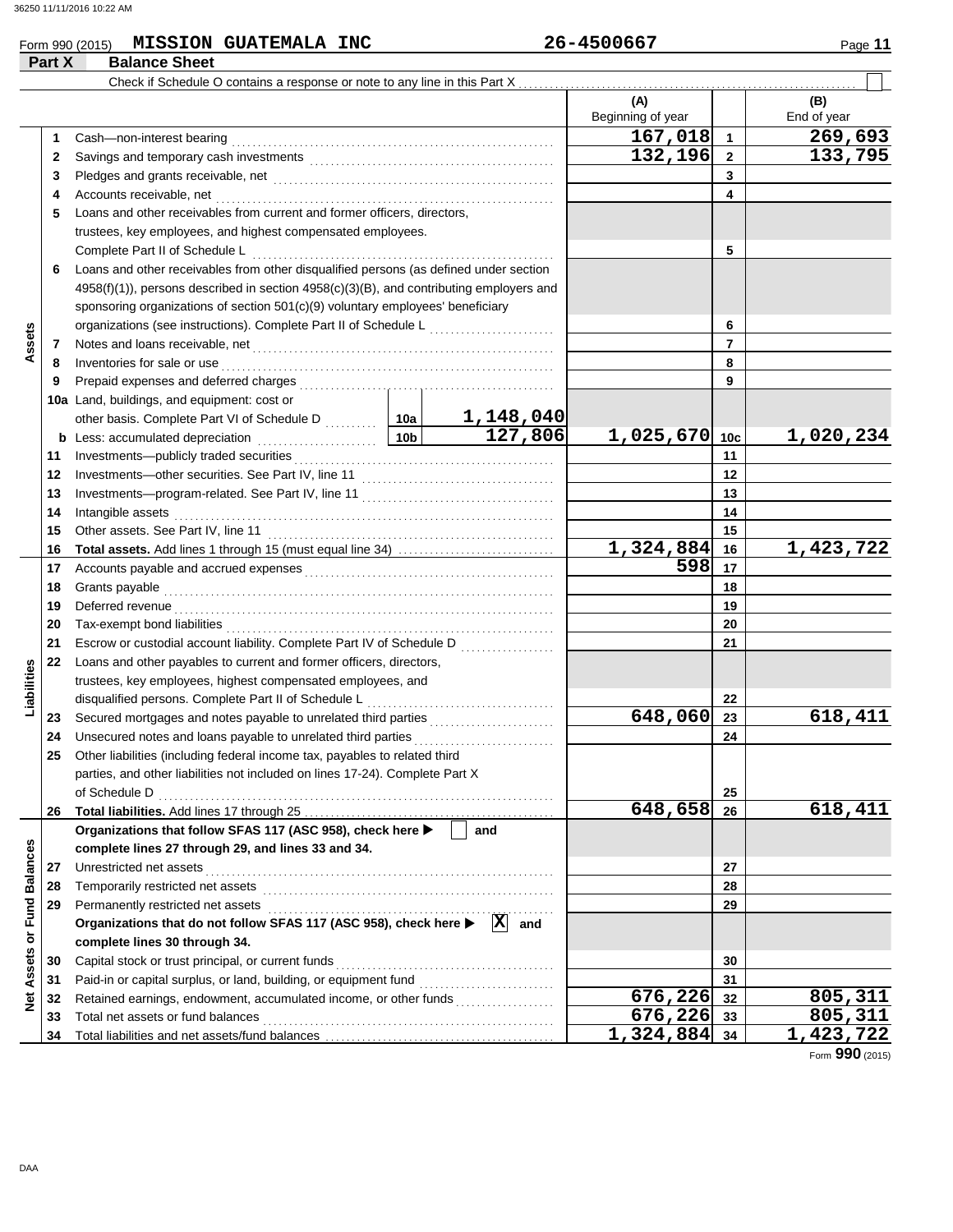Form 990 (2015) **MISSION GUATEMALA INC** 26-4500667

## Part X Balance Sheet

Check if Schedule O contains a response or note to any line in this Part X ☐

| | | | | | (A) Beginning of year | | (B) End of year |
|---|---|---|---|---|---|---|---|
| **Assets** | 1 | Cash—non-interest bearing | | | 167,018 | 1 | 269,693 |
| | 2 | Savings and temporary cash investments | | | 132,196 | 2 | 133,795 |
| | 3 | Pledges and grants receivable, net | | | | 3 | |
| | 4 | Accounts receivable, net | | | | 4 | |
| | 5 | Loans and other receivables from current and former officers, directors, trustees, key employees, and highest compensated employees. Complete Part II of Schedule L | | | | 5 | |
| | 6 | Loans and other receivables from other disqualified persons (as defined under section 4958(f)(1)), persons described in section 4958(c)(3)(B), and contributing employers and sponsoring organizations of section 501(c)(9) voluntary employees' beneficiary organizations (see instructions). Complete Part II of Schedule L | | | | 6 | |
| | 7 | Notes and loans receivable, net | | | | 7 | |
| | 8 | Inventories for sale or use | | | | 8 | |
| | 9 | Prepaid expenses and deferred charges | | | | 9 | |
| | 10a | Land, buildings, and equipment: cost or other basis. Complete Part VI of Schedule D | 10a | 1,148,040 | | | |
| | b | Less: accumulated depreciation | 10b | 127,806 | 1,025,670 | 10c | 1,020,234 |
| | 11 | Investments—publicly traded securities | | | | 11 | |
| | 12 | Investments—other securities. See Part IV, line 11 | | | | 12 | |
| | 13 | Investments—program-related. See Part IV, line 11 | | | | 13 | |
| | 14 | Intangible assets | | | | 14 | |
| | 15 | Other assets. See Part IV, line 11 | | | | 15 | |
| | 16 | **Total assets.** Add lines 1 through 15 (must equal line 34) | | | 1,324,884 | 16 | 1,423,722 |
| **Liabilities** | 17 | Accounts payable and accrued expenses | | | 598 | 17 | |
| | 18 | Grants payable | | | | 18 | |
| | 19 | Deferred revenue | | | | 19 | |
| | 20 | Tax-exempt bond liabilities | | | | 20 | |
| | 21 | Escrow or custodial account liability. Complete Part IV of Schedule D | | | | 21 | |
| | 22 | Loans and other payables to current and former officers, directors, trustees, key employees, highest compensated employees, and disqualified persons. Complete Part II of Schedule L | | | | 22 | |
| | 23 | Secured mortgages and notes payable to unrelated third parties | | | 648,060 | 23 | 618,411 |
| | 24 | Unsecured notes and loans payable to unrelated third parties | | | | 24 | |
| | 25 | Other liabilities (including federal income tax, payables to related third parties, and other liabilities not included on lines 17-24). Complete Part X of Schedule D | | | | 25 | |
| | 26 | **Total liabilities.** Add lines 17 through 25 | | | 648,658 | 26 | 618,411 |
| **Net Assets or Fund Balances** | | **Organizations that follow SFAS 117 (ASC 958), check here ▶ ☐ and complete lines 27 through 29, and lines 33 and 34.** | | | | | |
| | 27 | Unrestricted net assets | | | | 27 | |
| | 28 | Temporarily restricted net assets | | | | 28 | |
| | 29 | Permanently restricted net assets | | | | 29 | |
| | | **Organizations that do not follow SFAS 117 (ASC 958), check here ▶ ☒ and complete lines 30 through 34.** | | | | | |
| | 30 | Capital stock or trust principal, or current funds | | | | 30 | |
| | 31 | Paid-in or capital surplus, or land, building, or equipment fund | | | | 31 | |
| | 32 | Retained earnings, endowment, accumulated income, or other funds | | | 676,226 | 32 | 805,311 |
| | 33 | Total net assets or fund balances | | | 676,226 | 33 | 805,311 |
| | 34 | Total liabilities and net assets/fund balances | | | 1,324,884 | 34 | 1,423,722 |

Form **990** (2015)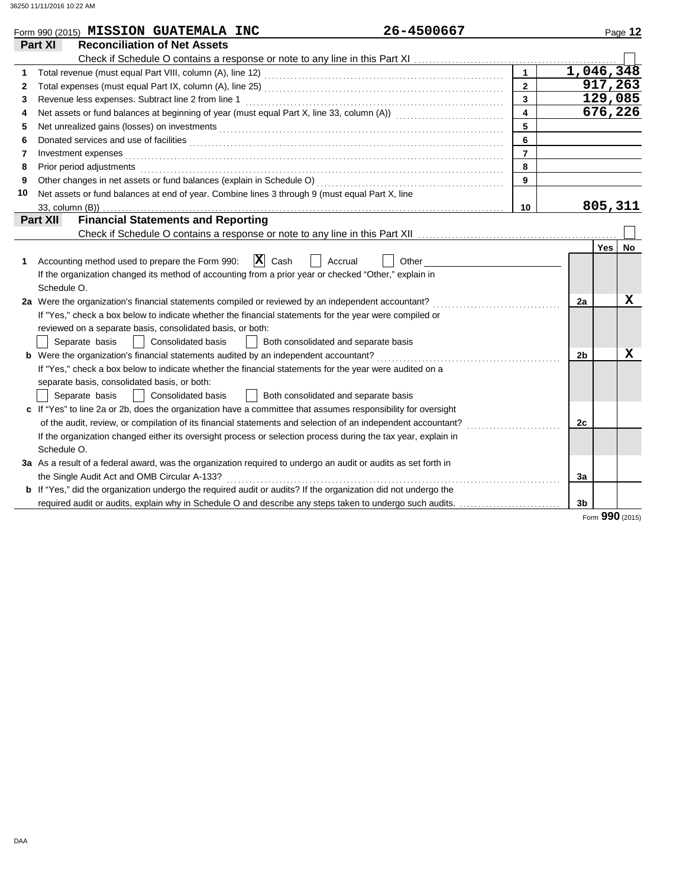Form 990 (2015) **MISSION GUATEMALA INC** **26-4500667** Page **12**

## Part XI Reconciliation of Net Assets

Check if Schedule O contains a response or note to any line in this Part XI ☐

| | | | |
|---|---|---|---|
| 1 | Total revenue (must equal Part VIII, column (A), line 12) | 1 | 1,046,348 |
| 2 | Total expenses (must equal Part IX, column (A), line 25) | 2 | 917,263 |
| 3 | Revenue less expenses. Subtract line 2 from line 1 | 3 | 129,085 |
| 4 | Net assets or fund balances at beginning of year (must equal Part X, line 33, column (A)) | 4 | 676,226 |
| 5 | Net unrealized gains (losses) on investments | 5 | |
| 6 | Donated services and use of facilities | 6 | |
| 7 | Investment expenses | 7 | |
| 8 | Prior period adjustments | 8 | |
| 9 | Other changes in net assets or fund balances (explain in Schedule O) | 9 | |
| 10 | Net assets or fund balances at end of year. Combine lines 3 through 9 (must equal Part X, line 33, column (B)) | 10 | 805,311 |

## Part XII Financial Statements and Reporting

Check if Schedule O contains a response or note to any line in this Part XII ☐

| | | | Yes | No |
|---|---|---|---|---|
| 1 | Accounting method used to prepare the Form 990: ☒ Cash ☐ Accrual ☐ Other<br>If the organization changed its method of accounting from a prior year or checked "Other," explain in Schedule O. | | | |
| 2a | Were the organization's financial statements compiled or reviewed by an independent accountant?<br>If "Yes," check a box below to indicate whether the financial statements for the year were compiled or reviewed on a separate basis, consolidated basis, or both:<br>☐ Separate basis ☐ Consolidated basis ☐ Both consolidated and separate basis | 2a | | X |
| b | Were the organization's financial statements audited by an independent accountant?<br>If "Yes," check a box below to indicate whether the financial statements for the year were audited on a separate basis, consolidated basis, or both:<br>☐ Separate basis ☐ Consolidated basis ☐ Both consolidated and separate basis | 2b | | X |
| c | If "Yes" to line 2a or 2b, does the organization have a committee that assumes responsibility for oversight of the audit, review, or compilation of its financial statements and selection of an independent accountant?<br>If the organization changed either its oversight process or selection process during the tax year, explain in Schedule O. | 2c | | |
| 3a | As a result of a federal award, was the organization required to undergo an audit or audits as set forth in the Single Audit Act and OMB Circular A-133? | 3a | | |
| b | If "Yes," did the organization undergo the required audit or audits? If the organization did not undergo the required audit or audits, explain why in Schedule O and describe any steps taken to undergo such audits. | 3b | | |

Form **990** (2015)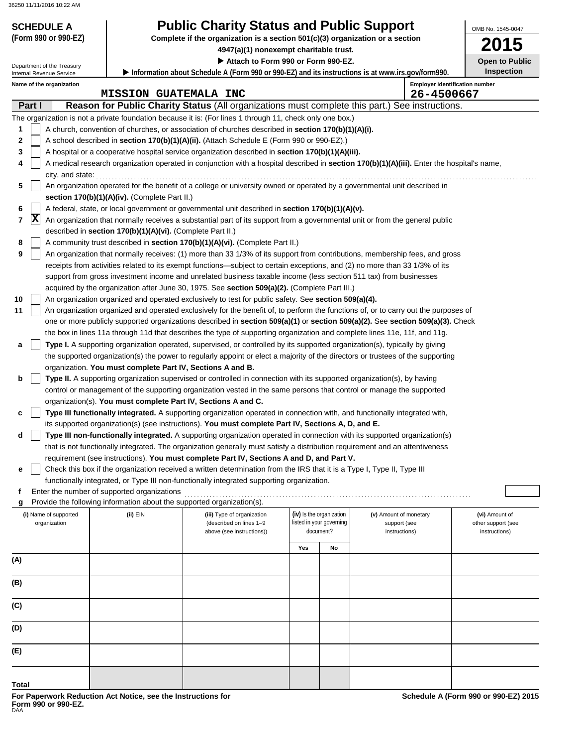**SCHEDULE A**
**(Form 990 or 990-EZ)**

Department of the Treasury
Internal Revenue Service

# Public Charity Status and Public Support

**Complete if the organization is a section 501(c)(3) organization or a section 4947(a)(1) nonexempt charitable trust.**

▶ **Attach to Form 990 or Form 990-EZ.**

▶ **Information about Schedule A (Form 990 or 990-EZ) and its instructions is at www.irs.gov/form990.**

OMB No. 1545-0047

**2015**

**Open to Public Inspection**

**Name of the organization:** MISSION GUATEMALA INC

**Employer identification number:** 26-4500667

## Part I — Reason for Public Charity Status (All organizations must complete this part.) See instructions.

The organization is not a private foundation because it is: (For lines 1 through 11, check only one box.)

1 [ ] A church, convention of churches, or association of churches described in **section 170(b)(1)(A)(i).**

2 [ ] A school described in **section 170(b)(1)(A)(ii).** (Attach Schedule E (Form 990 or 990-EZ).)

3 [ ] A hospital or a cooperative hospital service organization described in **section 170(b)(1)(A)(iii).**

4 [ ] A medical research organization operated in conjunction with a hospital described in **section 170(b)(1)(A)(iii).** Enter the hospital's name, city, and state:

5 [ ] An organization operated for the benefit of a college or university owned or operated by a governmental unit described in **section 170(b)(1)(A)(iv).** (Complete Part II.)

6 [ ] A federal, state, or local government or governmental unit described in **section 170(b)(1)(A)(v).**

7 [X] An organization that normally receives a substantial part of its support from a governmental unit or from the general public described in **section 170(b)(1)(A)(vi).** (Complete Part II.)

8 [ ] A community trust described in **section 170(b)(1)(A)(vi).** (Complete Part II.)

9 [ ] An organization that normally receives: (1) more than 33 1/3% of its support from contributions, membership fees, and gross receipts from activities related to its exempt functions—subject to certain exceptions, and (2) no more than 33 1/3% of its support from gross investment income and unrelated business taxable income (less section 511 tax) from businesses acquired by the organization after June 30, 1975. See **section 509(a)(2).** (Complete Part III.)

10 [ ] An organization organized and operated exclusively to test for public safety. See **section 509(a)(4).**

11 [ ] An organization organized and operated exclusively for the benefit of, to perform the functions of, or to carry out the purposes of one or more publicly supported organizations described in **section 509(a)(1)** or **section 509(a)(2).** See **section 509(a)(3).** Check the box in lines 11a through 11d that describes the type of supporting organization and complete lines 11e, 11f, and 11g.

a [ ] **Type I.** A supporting organization operated, supervised, or controlled by its supported organization(s), typically by giving the supported organization(s) the power to regularly appoint or elect a majority of the directors or trustees of the supporting organization. **You must complete Part IV, Sections A and B.**

b [ ] **Type II.** A supporting organization supervised or controlled in connection with its supported organization(s), by having control or management of the supporting organization vested in the same persons that control or manage the supported organization(s). **You must complete Part IV, Sections A and C.**

c [ ] **Type III functionally integrated.** A supporting organization operated in connection with, and functionally integrated with, its supported organization(s) (see instructions). **You must complete Part IV, Sections A, D, and E.**

d [ ] **Type III non-functionally integrated.** A supporting organization operated in connection with its supported organization(s) that is not functionally integrated. The organization generally must satisfy a distribution requirement and an attentiveness requirement (see instructions). **You must complete Part IV, Sections A and D, and Part V.**

e [ ] Check this box if the organization received a written determination from the IRS that it is a Type I, Type II, Type III functionally integrated, or Type III non-functionally integrated supporting organization.

f Enter the number of supported organizations

g Provide the following information about the supported organization(s).

| | (i) Name of supported organization | (ii) EIN | (iii) Type of organization (described on lines 1–9 above (see instructions)) | (iv) Is the organization listed in your governing document? Yes | No | (v) Amount of monetary support (see instructions) | (vi) Amount of other support (see instructions) |
|---|---|---|---|---|---|---|---|
| (A) | | | | | | | |
| (B) | | | | | | | |
| (C) | | | | | | | |
| (D) | | | | | | | |
| (E) | | | | | | | |
| Total | | | | | | | |

**For Paperwork Reduction Act Notice, see the Instructions for Form 990 or 990-EZ.**

**Schedule A (Form 990 or 990-EZ) 2015**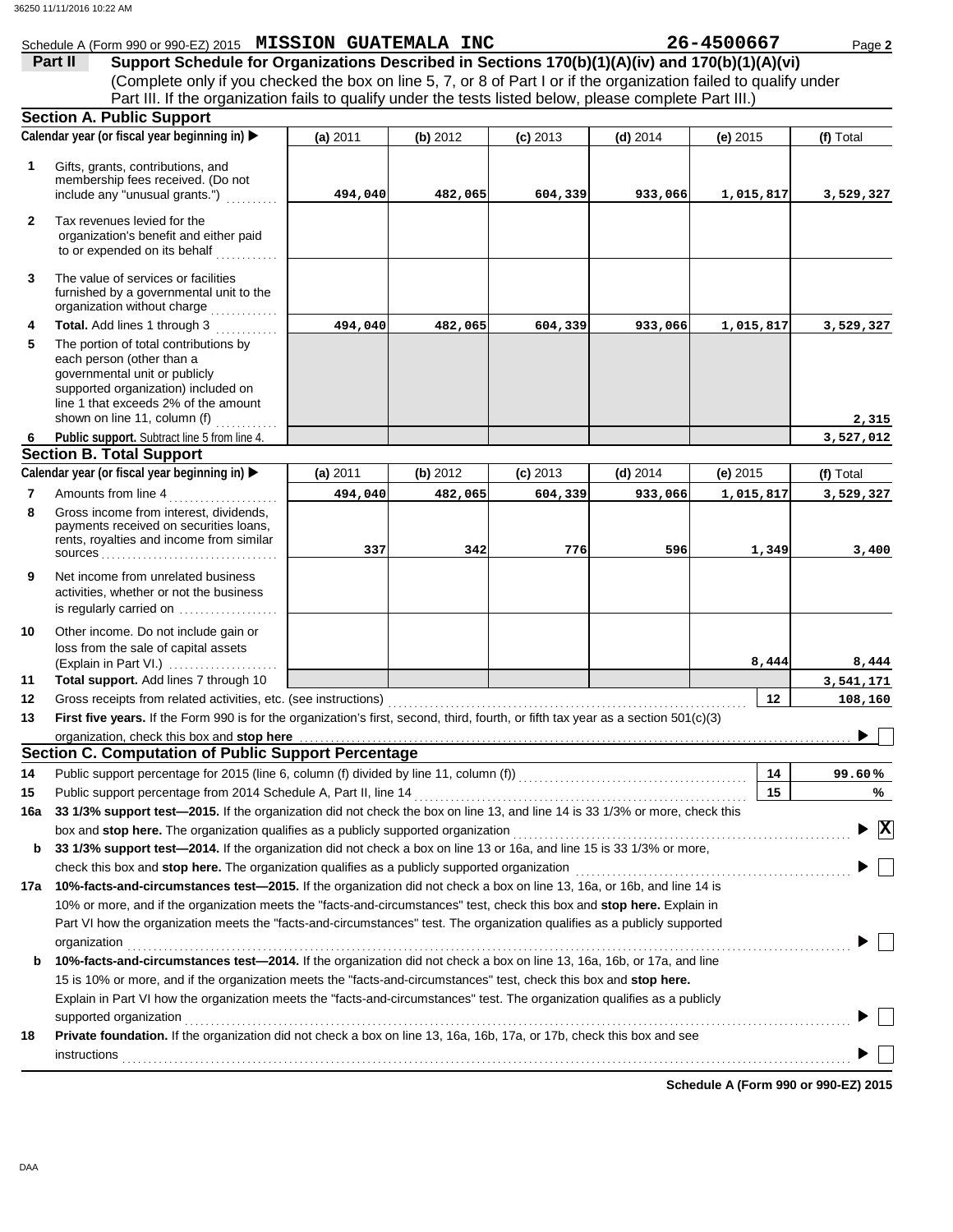Schedule A (Form 990 or 990-EZ) 2015 **MISSION GUATEMALA INC** **26-4500667**

## Part II Support Schedule for Organizations Described in Sections 170(b)(1)(A)(iv) and 170(b)(1)(A)(vi)

(Complete only if you checked the box on line 5, 7, or 8 of Part I or if the organization failed to qualify under Part III. If the organization fails to qualify under the tests listed below, please complete Part III.)

### Section A. Public Support

| | Calendar year (or fiscal year beginning in) ▶ | (a) 2011 | (b) 2012 | (c) 2013 | (d) 2014 | (e) 2015 | (f) Total |
|---|---|---|---|---|---|---|---|
| 1 | Gifts, grants, contributions, and membership fees received. (Do not include any "unusual grants.") | 494,040 | 482,065 | 604,339 | 933,066 | 1,015,817 | 3,529,327 |
| 2 | Tax revenues levied for the organization's benefit and either paid to or expended on its behalf | | | | | | |
| 3 | The value of services or facilities furnished by a governmental unit to the organization without charge | | | | | | |
| 4 | **Total.** Add lines 1 through 3 | 494,040 | 482,065 | 604,339 | 933,066 | 1,015,817 | 3,529,327 |
| 5 | The portion of total contributions by each person (other than a governmental unit or publicly supported organization) included on line 1 that exceeds 2% of the amount shown on line 11, column (f) | | | | | | 2,315 |
| 6 | **Public support.** Subtract line 5 from line 4. | | | | | | 3,527,012 |

### Section B. Total Support

| | Calendar year (or fiscal year beginning in) ▶ | (a) 2011 | (b) 2012 | (c) 2013 | (d) 2014 | (e) 2015 | (f) Total |
|---|---|---|---|---|---|---|---|
| 7 | Amounts from line 4 | 494,040 | 482,065 | 604,339 | 933,066 | 1,015,817 | 3,529,327 |
| 8 | Gross income from interest, dividends, payments received on securities loans, rents, royalties and income from similar sources | 337 | 342 | 776 | 596 | 1,349 | 3,400 |
| 9 | Net income from unrelated business activities, whether or not the business is regularly carried on | | | | | | |
| 10 | Other income. Do not include gain or loss from the sale of capital assets (Explain in Part VI.) | | | | | 8,444 | 8,444 |
| 11 | **Total support.** Add lines 7 through 10 | | | | | | 3,541,171 |

| | | | |
|---|---|---|---|
| 12 | Gross receipts from related activities, etc. (see instructions) | 12 | 108,160 |
| 13 | **First five years.** If the Form 990 is for the organization's first, second, third, fourth, or fifth tax year as a section 501(c)(3) organization, check this box and **stop here** | | ☐ |

### Section C. Computation of Public Support Percentage

| | | | |
|---|---|---|---|
| 14 | Public support percentage for 2015 (line 6, column (f) divided by line 11, column (f)) | 14 | 99.60 % |
| 15 | Public support percentage from 2014 Schedule A, Part II, line 14 | 15 | % |

**16a** **33 1/3% support test—2015.** If the organization did not check the box on line 13, and line 14 is 33 1/3% or more, check this box and **stop here.** The organization qualifies as a publicly supported organization ▶ ☒

**b** **33 1/3% support test—2014.** If the organization did not check a box on line 13 or 16a, and line 15 is 33 1/3% or more, check this box and **stop here.** The organization qualifies as a publicly supported organization ▶ ☐

**17a** **10%-facts-and-circumstances test—2015.** If the organization did not check a box on line 13, 16a, or 16b, and line 14 is 10% or more, and if the organization meets the "facts-and-circumstances" test, check this box and **stop here.** Explain in Part VI how the organization meets the "facts-and-circumstances" test. The organization qualifies as a publicly supported organization ▶ ☐

**b** **10%-facts-and-circumstances test—2014.** If the organization did not check a box on line 13, 16a, 16b, or 17a, and line 15 is 10% or more, and if the organization meets the "facts-and-circumstances" test, check this box and **stop here.** Explain in Part VI how the organization meets the "facts-and-circumstances" test. The organization qualifies as a publicly supported organization ▶ ☐

**18** **Private foundation.** If the organization did not check a box on line 13, 16a, 16b, 17a, or 17b, check this box and see instructions ▶ ☐

**Schedule A (Form 990 or 990-EZ) 2015**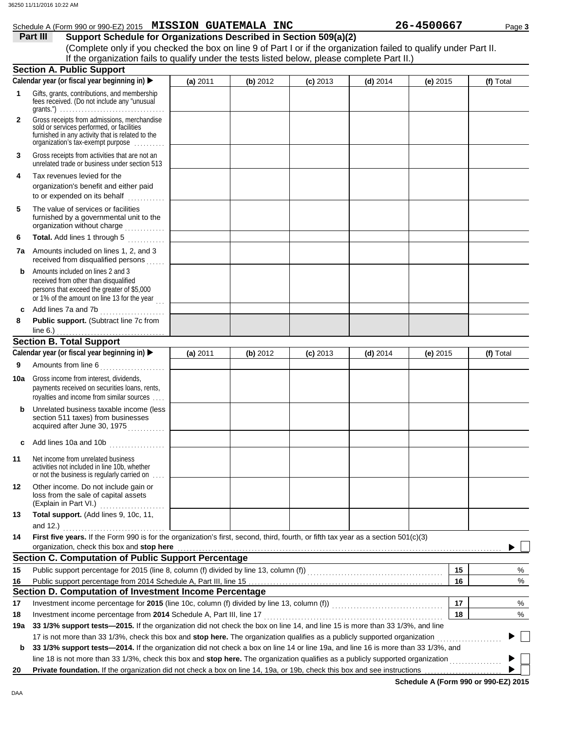Schedule A (Form 990 or 990-EZ) 2015 **MISSION GUATEMALA INC** **26-4500667**

## Part III Support Schedule for Organizations Described in Section 509(a)(2)

(Complete only if you checked the box on line 9 of Part I or if the organization failed to qualify under Part II. If the organization fails to qualify under the tests listed below, please complete Part II.)

### Section A. Public Support

| Calendar year (or fiscal year beginning in) ▶ | (a) 2011 | (b) 2012 | (c) 2013 | (d) 2014 | (e) 2015 | (f) Total |
|---|---|---|---|---|---|---|
| **1** Gifts, grants, contributions, and membership fees received. (Do not include any "unusual grants.") | | | | | | |
| **2** Gross receipts from admissions, merchandise sold or services performed, or facilities furnished in any activity that is related to the organization's tax-exempt purpose | | | | | | |
| **3** Gross receipts from activities that are not an unrelated trade or business under section 513 | | | | | | |
| **4** Tax revenues levied for the organization's benefit and either paid to or expended on its behalf | | | | | | |
| **5** The value of services or facilities furnished by a governmental unit to the organization without charge | | | | | | |
| **6** **Total.** Add lines 1 through 5 | | | | | | |
| **7a** Amounts included on lines 1, 2, and 3 received from disqualified persons | | | | | | |
| **b** Amounts included on lines 2 and 3 received from other than disqualified persons that exceed the greater of $5,000 or 1% of the amount on line 13 for the year | | | | | | |
| **c** Add lines 7a and 7b | | | | | | |
| **8** **Public support.** (Subtract line 7c from line 6.) | | | | | | |

### Section B. Total Support

| Calendar year (or fiscal year beginning in) ▶ | (a) 2011 | (b) 2012 | (c) 2013 | (d) 2014 | (e) 2015 | (f) Total |
|---|---|---|---|---|---|---|
| **9** Amounts from line 6 | | | | | | |
| **10a** Gross income from interest, dividends, payments received on securities loans, rents, royalties and income from similar sources | | | | | | |
| **b** Unrelated business taxable income (less section 511 taxes) from businesses acquired after June 30, 1975 | | | | | | |
| **c** Add lines 10a and 10b | | | | | | |
| **11** Net income from unrelated business activities not included in line 10b, whether or not the business is regularly carried on | | | | | | |
| **12** Other income. Do not include gain or loss from the sale of capital assets (Explain in Part VI.) | | | | | | |
| **13** **Total support.** (Add lines 9, 10c, 11, and 12.) | | | | | | |

**14** **First five years.** If the Form 990 is for the organization's first, second, third, fourth, or fifth tax year as a section 501(c)(3) organization, check this box and **stop here** ▶ ☐

### Section C. Computation of Public Support Percentage

| | | | |
|---|---|---|---|
| **15** | Public support percentage for 2015 (line 8, column (f) divided by line 13, column (f)) | 15 | % |
| **16** | Public support percentage from 2014 Schedule A, Part III, line 15 | 16 | % |

### Section D. Computation of Investment Income Percentage

| | | | |
|---|---|---|---|
| **17** | Investment income percentage for **2015** (line 10c, column (f) divided by line 13, column (f)) | 17 | % |
| **18** | Investment income percentage from **2014** Schedule A, Part III, line 17 | 18 | % |

**19a** **33 1/3% support tests—2015.** If the organization did not check the box on line 14, and line 15 is more than 33 1/3%, and line 17 is not more than 33 1/3%, check this box and **stop here.** The organization qualifies as a publicly supported organization ▶ ☐

**b** **33 1/3% support tests—2014.** If the organization did not check a box on line 14 or line 19a, and line 16 is more than 33 1/3%, and line 18 is not more than 33 1/3%, check this box and **stop here.** The organization qualifies as a publicly supported organization ▶ ☐

**20** **Private foundation.** If the organization did not check a box on line 14, 19a, or 19b, check this box and see instructions ▶ ☐

**Schedule A (Form 990 or 990-EZ) 2015**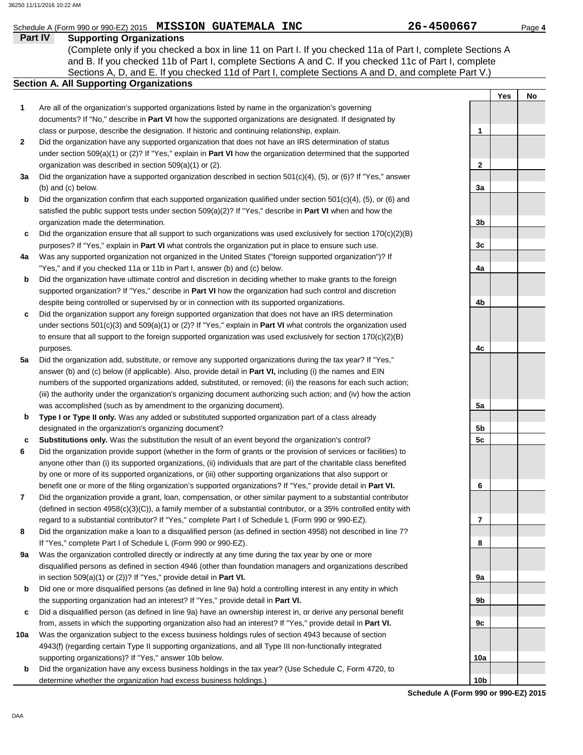Schedule A (Form 990 or 990-EZ) 2015 **MISSION GUATEMALA INC** **26-4500667** Page **4**

## Part IV Supporting Organizations

(Complete only if you checked a box in line 11 on Part I. If you checked 11a of Part I, complete Sections A and B. If you checked 11b of Part I, complete Sections A and C. If you checked 11c of Part I, complete Sections A, D, and E. If you checked 11d of Part I, complete Sections A and D, and complete Part V.)

### Section A. All Supporting Organizations

| | | | Yes | No |
|---|---|---|---|---|
| **1** | Are all of the organization's supported organizations listed by name in the organization's governing documents? If "No," describe in **Part VI** how the supported organizations are designated. If designated by class or purpose, describe the designation. If historic and continuing relationship, explain. | **1** | | |
| **2** | Did the organization have any supported organization that does not have an IRS determination of status under section 509(a)(1) or (2)? If "Yes," explain in **Part VI** how the organization determined that the supported organization was described in section 509(a)(1) or (2). | **2** | | |
| **3a** | Did the organization have a supported organization described in section 501(c)(4), (5), or (6)? If "Yes," answer (b) and (c) below. | **3a** | | |
| **b** | Did the organization confirm that each supported organization qualified under section 501(c)(4), (5), or (6) and satisfied the public support tests under section 509(a)(2)? If "Yes," describe in **Part VI** when and how the organization made the determination. | **3b** | | |
| **c** | Did the organization ensure that all support to such organizations was used exclusively for section 170(c)(2)(B) purposes? If "Yes," explain in **Part VI** what controls the organization put in place to ensure such use. | **3c** | | |
| **4a** | Was any supported organization not organized in the United States ("foreign supported organization")? If "Yes," and if you checked 11a or 11b in Part I, answer (b) and (c) below. | **4a** | | |
| **b** | Did the organization have ultimate control and discretion in deciding whether to make grants to the foreign supported organization? If "Yes," describe in **Part VI** how the organization had such control and discretion despite being controlled or supervised by or in connection with its supported organizations. | **4b** | | |
| **c** | Did the organization support any foreign supported organization that does not have an IRS determination under sections 501(c)(3) and 509(a)(1) or (2)? If "Yes," explain in **Part VI** what controls the organization used to ensure that all support to the foreign supported organization was used exclusively for section 170(c)(2)(B) purposes. | **4c** | | |
| **5a** | Did the organization add, substitute, or remove any supported organizations during the tax year? If "Yes," answer (b) and (c) below (if applicable). Also, provide detail in **Part VI,** including (i) the names and EIN numbers of the supported organizations added, substituted, or removed; (ii) the reasons for each such action; (iii) the authority under the organization's organizing document authorizing such action; and (iv) how the action was accomplished (such as by amendment to the organizing document). | **5a** | | |
| **b** | **Type I or Type II only.** Was any added or substituted supported organization part of a class already designated in the organization's organizing document? | **5b** | | |
| **c** | **Substitutions only.** Was the substitution the result of an event beyond the organization's control? | **5c** | | |
| **6** | Did the organization provide support (whether in the form of grants or the provision of services or facilities) to anyone other than (i) its supported organizations, (ii) individuals that are part of the charitable class benefited by one or more of its supported organizations, or (iii) other supporting organizations that also support or benefit one or more of the filing organization's supported organizations? If "Yes," provide detail in **Part VI.** | **6** | | |
| **7** | Did the organization provide a grant, loan, compensation, or other similar payment to a substantial contributor (defined in section 4958(c)(3)(C)), a family member of a substantial contributor, or a 35% controlled entity with regard to a substantial contributor? If "Yes," complete Part I of Schedule L (Form 990 or 990-EZ). | **7** | | |
| **8** | Did the organization make a loan to a disqualified person (as defined in section 4958) not described in line 7? If "Yes," complete Part I of Schedule L (Form 990 or 990-EZ). | **8** | | |
| **9a** | Was the organization controlled directly or indirectly at any time during the tax year by one or more disqualified persons as defined in section 4946 (other than foundation managers and organizations described in section 509(a)(1) or (2))? If "Yes," provide detail in **Part VI.** | **9a** | | |
| **b** | Did one or more disqualified persons (as defined in line 9a) hold a controlling interest in any entity in which the supporting organization had an interest? If "Yes," provide detail in **Part VI.** | **9b** | | |
| **c** | Did a disqualified person (as defined in line 9a) have an ownership interest in, or derive any personal benefit from, assets in which the supporting organization also had an interest? If "Yes," provide detail in **Part VI.** | **9c** | | |
| **10a** | Was the organization subject to the excess business holdings rules of section 4943 because of section 4943(f) (regarding certain Type II supporting organizations, and all Type III non-functionally integrated supporting organizations)? If "Yes," answer 10b below. | **10a** | | |
| **b** | Did the organization have any excess business holdings in the tax year? (Use Schedule C, Form 4720, to determine whether the organization had excess business holdings.) | **10b** | | |

**Schedule A (Form 990 or 990-EZ) 2015**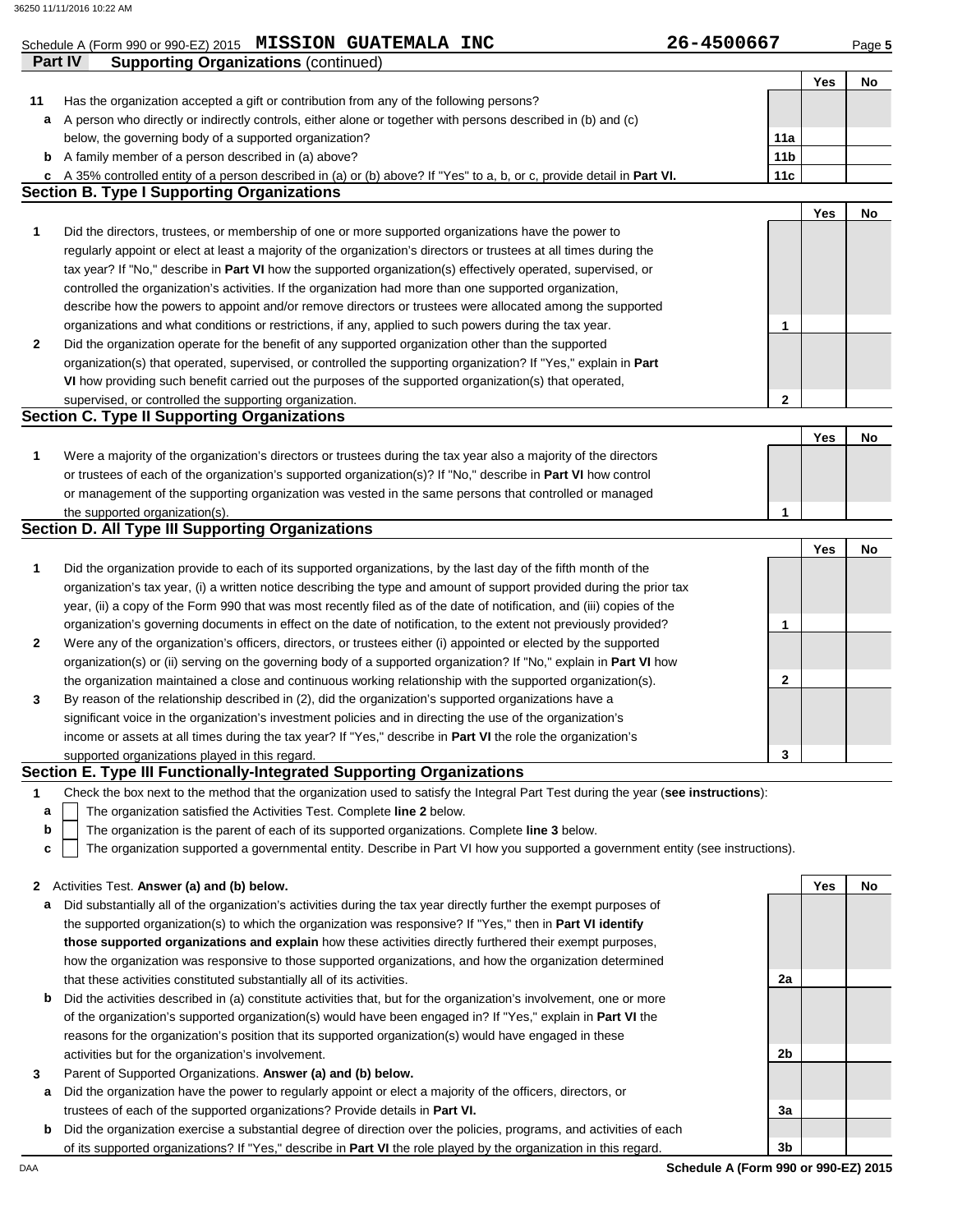Schedule A (Form 990 or 990-EZ) 2015 **MISSION GUATEMALA INC** 26-4500667

**Part IV** **Supporting Organizations** (continued)

| | | | Yes | No |
|---|---|---|---|---|
| **11** | Has the organization accepted a gift or contribution from any of the following persons? | | | |
| **a** | A person who directly or indirectly controls, either alone or together with persons described in (b) and (c) below, the governing body of a supported organization? | 11a | | |
| **b** | A family member of a person described in (a) above? | 11b | | |
| **c** | A 35% controlled entity of a person described in (a) or (b) above? If "Yes" to a, b, or c, provide detail in **Part VI.** | 11c | | |

## Section B. Type I Supporting Organizations

| | | | Yes | No |
|---|---|---|---|---|
| **1** | Did the directors, trustees, or membership of one or more supported organizations have the power to regularly appoint or elect at least a majority of the organization's directors or trustees at all times during the tax year? If "No," describe in **Part VI** how the supported organization(s) effectively operated, supervised, or controlled the organization's activities. If the organization had more than one supported organization, describe how the powers to appoint and/or remove directors or trustees were allocated among the supported organizations and what conditions or restrictions, if any, applied to such powers during the tax year. | 1 | | |
| **2** | Did the organization operate for the benefit of any supported organization other than the supported organization(s) that operated, supervised, or controlled the supporting organization? If "Yes," explain in **Part VI** how providing such benefit carried out the purposes of the supported organization(s) that operated, supervised, or controlled the supporting organization. | 2 | | |

## Section C. Type II Supporting Organizations

| | | | Yes | No |
|---|---|---|---|---|
| **1** | Were a majority of the organization's directors or trustees during the tax year also a majority of the directors or trustees of each of the organization's supported organization(s)? If "No," describe in **Part VI** how control or management of the supporting organization was vested in the same persons that controlled or managed the supported organization(s). | 1 | | |

## Section D. All Type III Supporting Organizations

| | | | Yes | No |
|---|---|---|---|---|
| **1** | Did the organization provide to each of its supported organizations, by the last day of the fifth month of the organization's tax year, (i) a written notice describing the type and amount of support provided during the prior tax year, (ii) a copy of the Form 990 that was most recently filed as of the date of notification, and (iii) copies of the organization's governing documents in effect on the date of notification, to the extent not previously provided? | 1 | | |
| **2** | Were any of the organization's officers, directors, or trustees either (i) appointed or elected by the supported organization(s) or (ii) serving on the governing body of a supported organization? If "No," explain in **Part VI** how the organization maintained a close and continuous working relationship with the supported organization(s). | 2 | | |
| **3** | By reason of the relationship described in (2), did the organization's supported organizations have a significant voice in the organization's investment policies and in directing the use of the organization's income or assets at all times during the tax year? If "Yes," describe in **Part VI** the role the organization's supported organizations played in this regard. | 3 | | |

## Section E. Type III Functionally-Integrated Supporting Organizations

**1** Check the box next to the method that the organization used to satisfy the Integral Part Test during the year (**see instructions**):

- **a** ☐ The organization satisfied the Activities Test. Complete **line 2** below.
- **b** ☐ The organization is the parent of each of its supported organizations. Complete **line 3** below.
- **c** ☐ The organization supported a governmental entity. Describe in Part VI how you supported a government entity (see instructions).

| | | | Yes | No |
|---|---|---|---|---|
| **2** | Activities Test. **Answer (a) and (b) below.** | | | |
| **a** | Did substantially all of the organization's activities during the tax year directly further the exempt purposes of the supported organization(s) to which the organization was responsive? If "Yes," then in **Part VI identify those supported organizations and explain** how these activities directly furthered their exempt purposes, how the organization was responsive to those supported organizations, and how the organization determined that these activities constituted substantially all of its activities. | 2a | | |
| **b** | Did the activities described in (a) constitute activities that, but for the organization's involvement, one or more of the organization's supported organization(s) would have been engaged in? If "Yes," explain in **Part VI** the reasons for the organization's position that its supported organization(s) would have engaged in these activities but for the organization's involvement. | 2b | | |
| **3** | Parent of Supported Organizations. **Answer (a) and (b) below.** | | | |
| **a** | Did the organization have the power to regularly appoint or elect a majority of the officers, directors, or trustees of each of the supported organizations? Provide details in **Part VI.** | 3a | | |
| **b** | Did the organization exercise a substantial degree of direction over the policies, programs, and activities of each of its supported organizations? If "Yes," describe in **Part VI** the role played by the organization in this regard. | 3b | | |

**Schedule A (Form 990 or 990-EZ) 2015**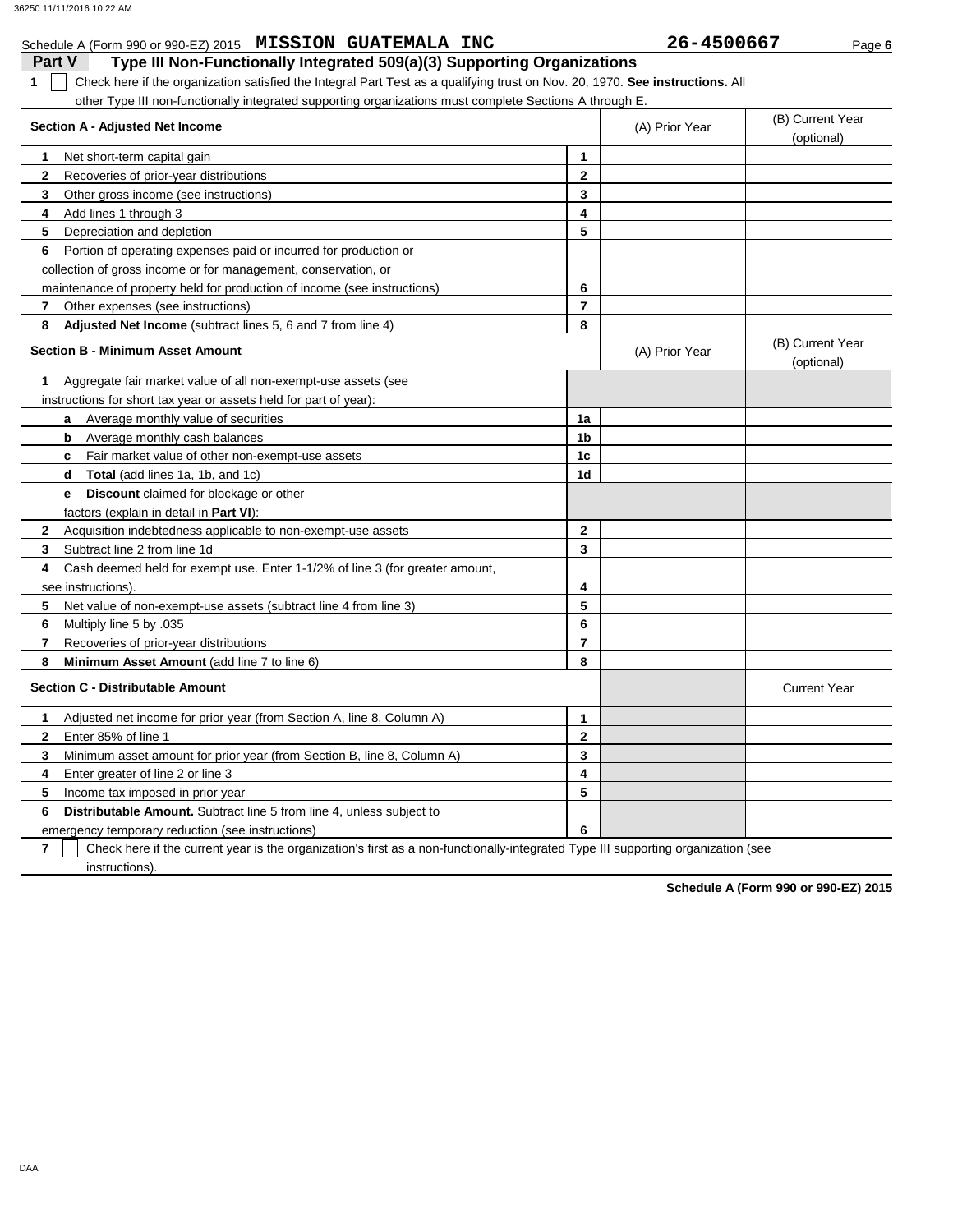Schedule A (Form 990 or 990-EZ) 2015 **MISSION GUATEMALA INC** **26-4500667**

## Part V Type III Non-Functionally Integrated 509(a)(3) Supporting Organizations

**1** ☐ Check here if the organization satisfied the Integral Part Test as a qualifying trust on Nov. 20, 1970. **See instructions.** All other Type III non-functionally integrated supporting organizations must complete Sections A through E.

| **Section A - Adjusted Net Income** | | (A) Prior Year | (B) Current Year (optional) |
|---|---|---|---|
| **1** Net short-term capital gain | **1** | | |
| **2** Recoveries of prior-year distributions | **2** | | |
| **3** Other gross income (see instructions) | **3** | | |
| **4** Add lines 1 through 3 | **4** | | |
| **5** Depreciation and depletion | **5** | | |
| **6** Portion of operating expenses paid or incurred for production or collection of gross income or for management, conservation, or maintenance of property held for production of income (see instructions) | **6** | | |
| **7** Other expenses (see instructions) | **7** | | |
| **8** **Adjusted Net Income** (subtract lines 5, 6 and 7 from line 4) | **8** | | |

| **Section B - Minimum Asset Amount** | | (A) Prior Year | (B) Current Year (optional) |
|---|---|---|---|
| **1** Aggregate fair market value of all non-exempt-use assets (see instructions for short tax year or assets held for part of year): | | | |
| **a** Average monthly value of securities | **1a** | | |
| **b** Average monthly cash balances | **1b** | | |
| **c** Fair market value of other non-exempt-use assets | **1c** | | |
| **d** **Total** (add lines 1a, 1b, and 1c) | **1d** | | |
| **e** **Discount** claimed for blockage or other factors (explain in detail in **Part VI**): | | | |
| **2** Acquisition indebtedness applicable to non-exempt-use assets | **2** | | |
| **3** Subtract line 2 from line 1d | **3** | | |
| **4** Cash deemed held for exempt use. Enter 1-1/2% of line 3 (for greater amount, see instructions). | **4** | | |
| **5** Net value of non-exempt-use assets (subtract line 4 from line 3) | **5** | | |
| **6** Multiply line 5 by .035 | **6** | | |
| **7** Recoveries of prior-year distributions | **7** | | |
| **8** **Minimum Asset Amount** (add line 7 to line 6) | **8** | | |

| **Section C - Distributable Amount** | | | Current Year |
|---|---|---|---|
| **1** Adjusted net income for prior year (from Section A, line 8, Column A) | **1** | | |
| **2** Enter 85% of line 1 | **2** | | |
| **3** Minimum asset amount for prior year (from Section B, line 8, Column A) | **3** | | |
| **4** Enter greater of line 2 or line 3 | **4** | | |
| **5** Income tax imposed in prior year | **5** | | |
| **6** **Distributable Amount.** Subtract line 5 from line 4, unless subject to emergency temporary reduction (see instructions) | **6** | | |

**7** ☐ Check here if the current year is the organization's first as a non-functionally-integrated Type III supporting organization (see instructions).

**Schedule A (Form 990 or 990-EZ) 2015**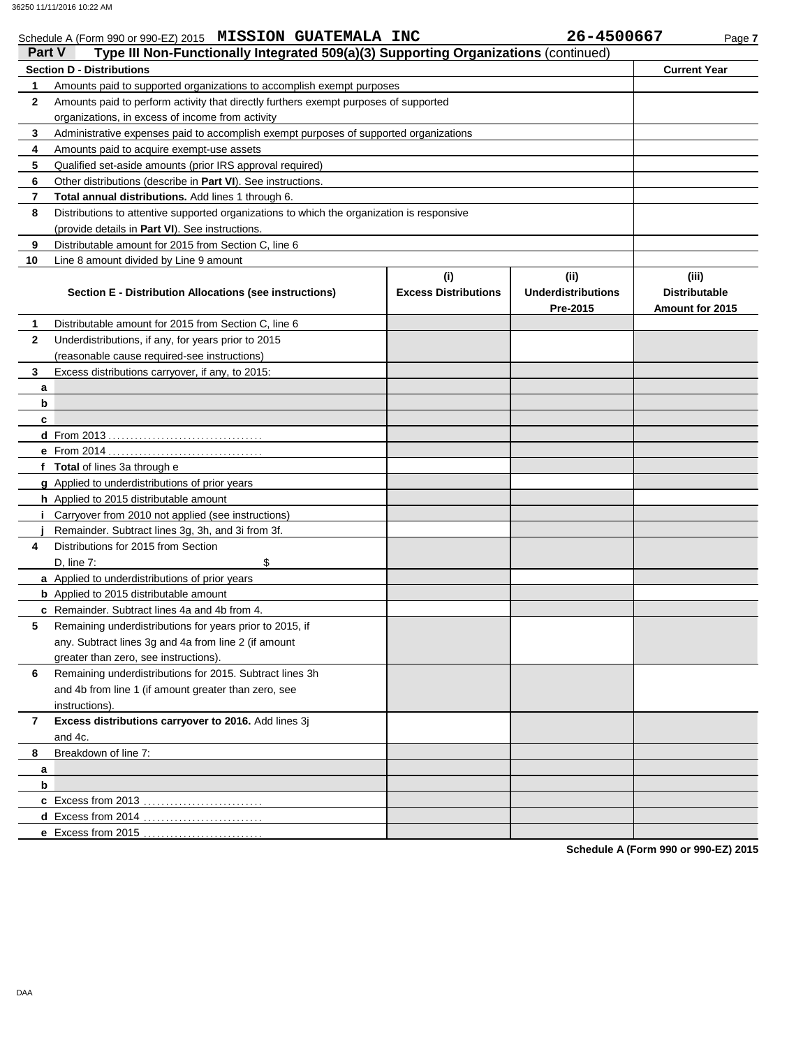Schedule A (Form 990 or 990-EZ) 2015 **MISSION GUATEMALA INC** **26-4500667** Page **7**

## Part V Type III Non-Functionally Integrated 509(a)(3) Supporting Organizations (continued)

| **Section D - Distributions** | | **Current Year** |
|---|---|---|
| **1** | Amounts paid to supported organizations to accomplish exempt purposes | |
| **2** | Amounts paid to perform activity that directly furthers exempt purposes of supported organizations, in excess of income from activity | |
| **3** | Administrative expenses paid to accomplish exempt purposes of supported organizations | |
| **4** | Amounts paid to acquire exempt-use assets | |
| **5** | Qualified set-aside amounts (prior IRS approval required) | |
| **6** | Other distributions (describe in **Part VI**). See instructions. | |
| **7** | **Total annual distributions.** Add lines 1 through 6. | |
| **8** | Distributions to attentive supported organizations to which the organization is responsive (provide details in **Part VI**). See instructions. | |
| **9** | Distributable amount for 2015 from Section C, line 6 | |
| **10** | Line 8 amount divided by Line 9 amount | |

| | **Section E - Distribution Allocations (see instructions)** | **(i) Excess Distributions** | **(ii) Underdistributions Pre-2015** | **(iii) Distributable Amount for 2015** |
|---|---|---|---|---|
| **1** | Distributable amount for 2015 from Section C, line 6 | | | |
| **2** | Underdistributions, if any, for years prior to 2015 (reasonable cause required-see instructions) | | | |
| **3** | Excess distributions carryover, if any, to 2015: | | | |
| **a** | | | | |
| **b** | | | | |
| **c** | | | | |
| **d** | From 2013 | | | |
| **e** | From 2014 | | | |
| **f** | **Total** of lines 3a through e | | | |
| **g** | Applied to underdistributions of prior years | | | |
| **h** | Applied to 2015 distributable amount | | | |
| **i** | Carryover from 2010 not applied (see instructions) | | | |
| **j** | Remainder. Subtract lines 3g, 3h, and 3i from 3f. | | | |
| **4** | Distributions for 2015 from Section D, line 7: $ | | | |
| **a** | Applied to underdistributions of prior years | | | |
| **b** | Applied to 2015 distributable amount | | | |
| **c** | Remainder. Subtract lines 4a and 4b from 4. | | | |
| **5** | Remaining underdistributions for years prior to 2015, if any. Subtract lines 3g and 4a from line 2 (if amount greater than zero, see instructions). | | | |
| **6** | Remaining underdistributions for 2015. Subtract lines 3h and 4b from line 1 (if amount greater than zero, see instructions). | | | |
| **7** | **Excess distributions carryover to 2016.** Add lines 3j and 4c. | | | |
| **8** | Breakdown of line 7: | | | |
| **a** | | | | |
| **b** | | | | |
| **c** | Excess from 2013 | | | |
| **d** | Excess from 2014 | | | |
| **e** | Excess from 2015 | | | |

**Schedule A (Form 990 or 990-EZ) 2015**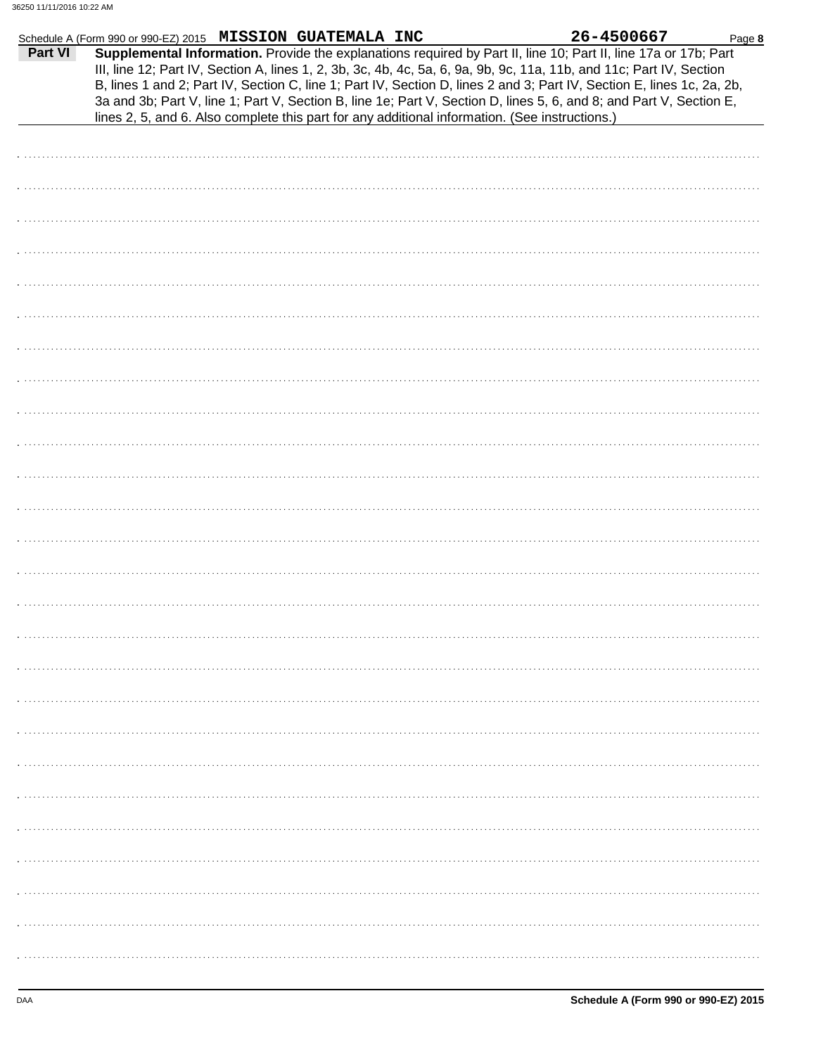Schedule A (Form 990 or 990-EZ) 2015 **MISSION GUATEMALA INC** **26-4500667**

**Part VI** **Supplemental Information.** Provide the explanations required by Part II, line 10; Part II, line 17a or 17b; Part III, line 12; Part IV, Section A, lines 1, 2, 3b, 3c, 4b, 4c, 5a, 6, 9a, 9b, 9c, 11a, 11b, and 11c; Part IV, Section B, lines 1 and 2; Part IV, Section C, line 1; Part IV, Section D, lines 2 and 3; Part IV, Section E, lines 1c, 2a, 2b, 3a and 3b; Part V, line 1; Part V, Section B, line 1e; Part V, Section D, lines 5, 6, and 8; and Part V, Section E, lines 2, 5, and 6. Also complete this part for any additional information. (See instructions.)

DAA

**Schedule A (Form 990 or 990-EZ) 2015**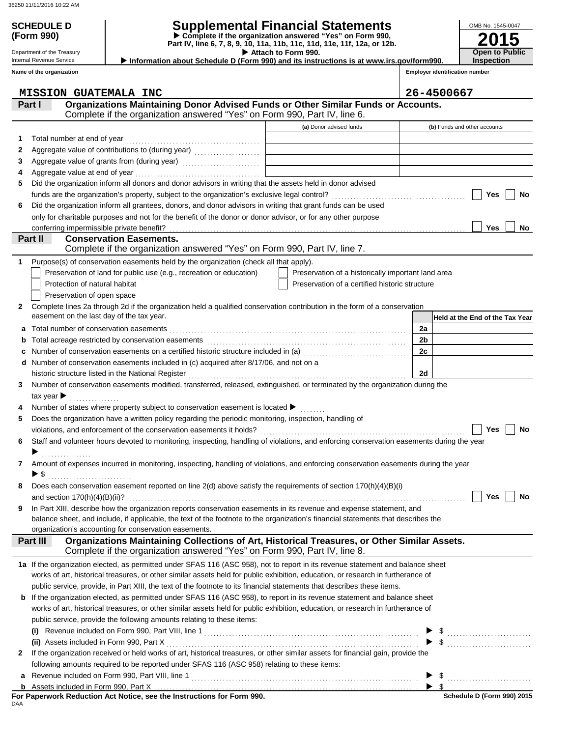**SCHEDULE D (Form 990)**

Department of the Treasury
Internal Revenue Service

# Supplemental Financial Statements

▶ Complete if the organization answered "Yes" on Form 990, Part IV, line 6, 7, 8, 9, 10, 11a, 11b, 11c, 11d, 11e, 11f, 12a, or 12b.
▶ Attach to Form 990.
▶ Information about Schedule D (Form 990) and its instructions is at www.irs.gov/form990.

OMB No. 1545-0047
**2015**
**Open to Public Inspection**

| Name of the organization | Employer identification number |
|---|---|
| MISSION GUATEMALA INC | 26-4500667 |

## Part I — Organizations Maintaining Donor Advised Funds or Other Similar Funds or Accounts.
Complete if the organization answered "Yes" on Form 990, Part IV, line 6.

| | | (a) Donor advised funds | (b) Funds and other accounts |
|---|---|---|---|
| 1 | Total number at end of year | | |
| 2 | Aggregate value of contributions to (during year) | | |
| 3 | Aggregate value of grants from (during year) | | |
| 4 | Aggregate value at end of year | | |

5 Did the organization inform all donors and donor advisors in writing that the assets held in donor advised funds are the organization's property, subject to the organization's exclusive legal control? ☐ Yes ☐ No

6 Did the organization inform all grantees, donors, and donor advisors in writing that grant funds can be used only for charitable purposes and not for the benefit of the donor or donor advisor, or for any other purpose conferring impermissible private benefit? ☐ Yes ☐ No

## Part II — Conservation Easements.
Complete if the organization answered "Yes" on Form 990, Part IV, line 7.

1 Purpose(s) of conservation easements held by the organization (check all that apply).
- ☐ Preservation of land for public use (e.g., recreation or education)
- ☐ Protection of natural habitat
- ☐ Preservation of open space
- ☐ Preservation of a historically important land area
- ☐ Preservation of a certified historic structure

2 Complete lines 2a through 2d if the organization held a qualified conservation contribution in the form of a conservation easement on the last day of the tax year.

| | | | Held at the End of the Tax Year |
|---|---|---|---|
| a | Total number of conservation easements | 2a | |
| b | Total acreage restricted by conservation easements | 2b | |
| c | Number of conservation easements on a certified historic structure included in (a) | 2c | |
| d | Number of conservation easements included in (c) acquired after 8/17/06, and not on a historic structure listed in the National Register | 2d | |

3 Number of conservation easements modified, transferred, released, extinguished, or terminated by the organization during the tax year ▶

4 Number of states where property subject to conservation easement is located ▶

5 Does the organization have a written policy regarding the periodic monitoring, inspection, handling of violations, and enforcement of the conservation easements it holds? ☐ Yes ☐ No

6 Staff and volunteer hours devoted to monitoring, inspecting, handling of violations, and enforcing conservation easements during the year ▶

7 Amount of expenses incurred in monitoring, inspecting, handling of violations, and enforcing conservation easements during the year ▶ $

8 Does each conservation easement reported on line 2(d) above satisfy the requirements of section 170(h)(4)(B)(i) and section 170(h)(4)(B)(ii)? ☐ Yes ☐ No

9 In Part XIII, describe how the organization reports conservation easements in its revenue and expense statement, and balance sheet, and include, if applicable, the text of the footnote to the organization's financial statements that describes the organization's accounting for conservation easements.

## Part III — Organizations Maintaining Collections of Art, Historical Treasures, or Other Similar Assets.
Complete if the organization answered "Yes" on Form 990, Part IV, line 8.

1a If the organization elected, as permitted under SFAS 116 (ASC 958), not to report in its revenue statement and balance sheet works of art, historical treasures, or other similar assets held for public exhibition, education, or research in furtherance of public service, provide, in Part XIII, the text of the footnote to its financial statements that describes these items.

b If the organization elected, as permitted under SFAS 116 (ASC 958), to report in its revenue statement and balance sheet works of art, historical treasures, or other similar assets held for public exhibition, education, or research in furtherance of public service, provide the following amounts relating to these items:

(i) Revenue included on Form 990, Part VIII, line 1 ▶ $

(ii) Assets included in Form 990, Part X ▶ $

2 If the organization received or held works of art, historical treasures, or other similar assets for financial gain, provide the following amounts required to be reported under SFAS 116 (ASC 958) relating to these items:

a Revenue included on Form 990, Part VIII, line 1 ▶ $

b Assets included in Form 990, Part X ▶ $

**For Paperwork Reduction Act Notice, see the Instructions for Form 990.**

Schedule D (Form 990) 2015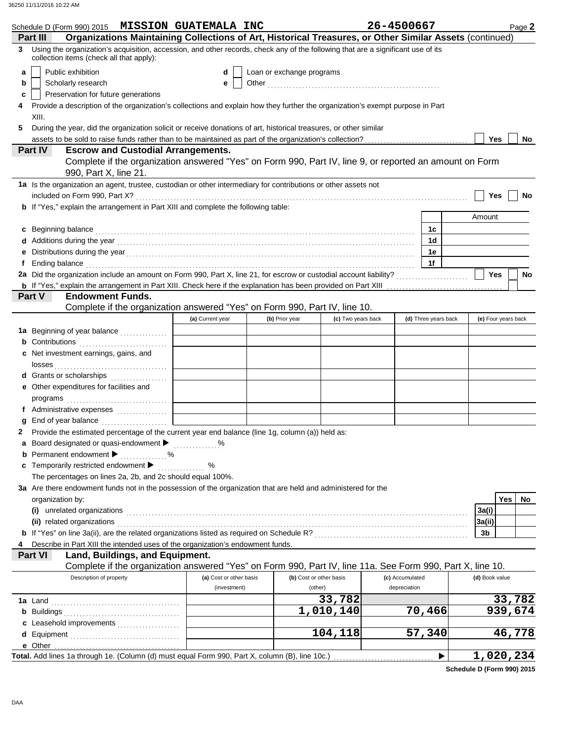Schedule D (Form 990) 2015 **MISSION GUATEMALA INC** **26-4500667** Page **2**

**Part III — Organizations Maintaining Collections of Art, Historical Treasures, or Other Similar Assets** (continued)

**3** Using the organization's acquisition, accession, and other records, check any of the following that are a significant use of its collection items (check all that apply):

- **a** ☐ Public exhibition
- **b** ☐ Scholarly research
- **c** ☐ Preservation for future generations
- **d** ☐ Loan or exchange programs
- **e** ☐ Other

**4** Provide a description of the organization's collections and explain how they further the organization's exempt purpose in Part XIII.

**5** During the year, did the organization solicit or receive donations of art, historical treasures, or other similar assets to be sold to raise funds rather than to be maintained as part of the organization's collection? ☐ Yes ☐ No

**Part IV — Escrow and Custodial Arrangements.**
Complete if the organization answered "Yes" on Form 990, Part IV, line 9, or reported an amount on Form 990, Part X, line 21.

**1a** Is the organization an agent, trustee, custodian or other intermediary for contributions or other assets not included on Form 990, Part X? ☐ Yes ☐ No

**b** If "Yes," explain the arrangement in Part XIII and complete the following table:

| | | Amount |
|---|---|---|
| **c** Beginning balance | 1c | |
| **d** Additions during the year | 1d | |
| **e** Distributions during the year | 1e | |
| **f** Ending balance | 1f | |

**2a** Did the organization include an amount on Form 990, Part X, line 21, for escrow or custodial account liability? ☐ Yes ☐ No

**b** If "Yes," explain the arrangement in Part XIII. Check here if the explanation has been provided on Part XIII ☐

**Part V — Endowment Funds.**
Complete if the organization answered "Yes" on Form 990, Part IV, line 10.

| | (a) Current year | (b) Prior year | (c) Two years back | (d) Three years back | (e) Four years back |
|---|---|---|---|---|---|
| **1a** Beginning of year balance | | | | | |
| **b** Contributions | | | | | |
| **c** Net investment earnings, gains, and losses | | | | | |
| **d** Grants or scholarships | | | | | |
| **e** Other expenditures for facilities and programs | | | | | |
| **f** Administrative expenses | | | | | |
| **g** End of year balance | | | | | |

**2** Provide the estimated percentage of the current year end balance (line 1g, column (a)) held as:

- **a** Board designated or quasi-endowment ▶ %
- **b** Permanent endowment ▶ %
- **c** Temporarily restricted endowment ▶ %

The percentages on lines 2a, 2b, and 2c should equal 100%.

**3a** Are there endowment funds not in the possession of the organization that are held and administered for the organization by:

| | | Yes | No |
|---|---|---|---|
| **(i)** unrelated organizations | 3a(i) | | |
| **(ii)** related organizations | 3a(ii) | | |
| **b** If "Yes" on line 3a(ii), are the related organizations listed as required on Schedule R? | 3b | | |

**4** Describe in Part XIII the intended uses of the organization's endowment funds.

**Part VI — Land, Buildings, and Equipment.**
Complete if the organization answered "Yes" on Form 990, Part IV, line 11a. See Form 990, Part X, line 10.

| Description of property | (a) Cost or other basis (investment) | (b) Cost or other basis (other) | (c) Accumulated depreciation | (d) Book value |
|---|---|---|---|---|
| **1a** Land | | 33,782 | | 33,782 |
| **b** Buildings | | 1,010,140 | 70,466 | 939,674 |
| **c** Leasehold improvements | | | | |
| **d** Equipment | | 104,118 | 57,340 | 46,778 |
| **e** Other | | | | |
| **Total.** Add lines 1a through 1e. (Column (d) must equal Form 990, Part X, column (B), line 10c.) ▶ | | | | 1,020,234 |

**Schedule D (Form 990) 2015**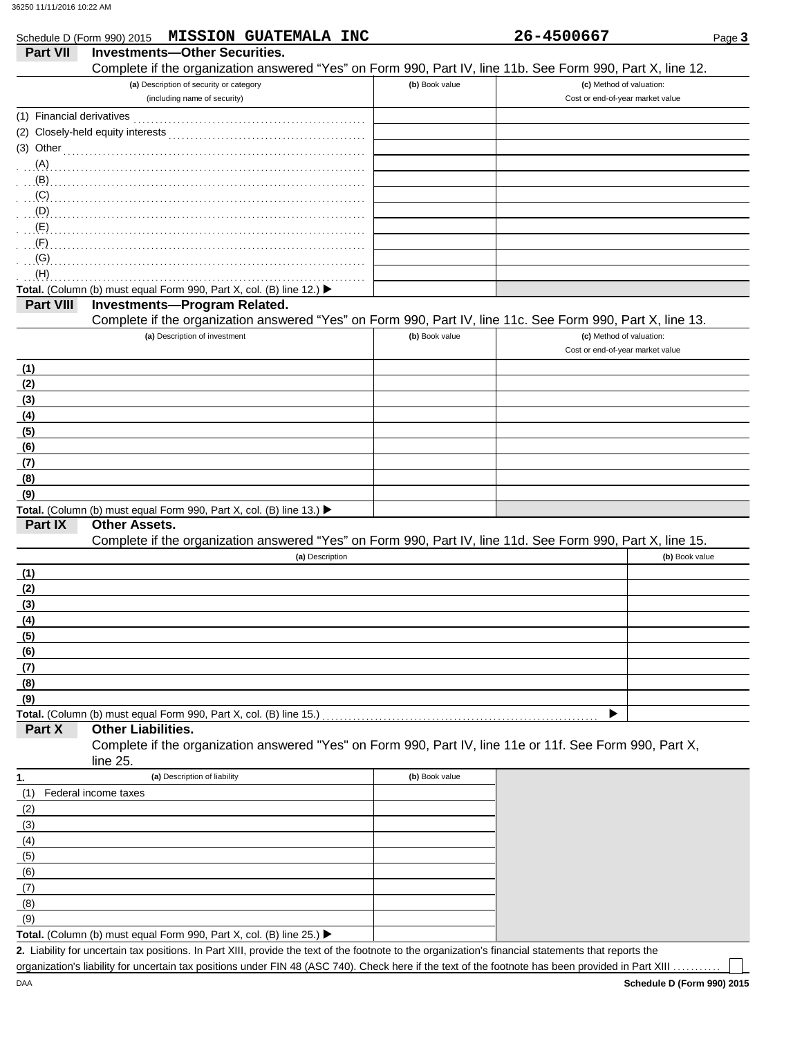Schedule D (Form 990) 2015 **MISSION GUATEMALA INC** **26-4500667**

## Part VII Investments—Other Securities.

Complete if the organization answered "Yes" on Form 990, Part IV, line 11b. See Form 990, Part X, line 12.

| (a) Description of security or category (including name of security) | (b) Book value | (c) Method of valuation: Cost or end-of-year market value |
|---|---|---|
| (1) Financial derivatives | | |
| (2) Closely-held equity interests | | |
| (3) Other | | |
| (A) | | |
| (B) | | |
| (C) | | |
| (D) | | |
| (E) | | |
| (F) | | |
| (G) | | |
| (H) | | |
| **Total.** (Column (b) must equal Form 990, Part X, col. (B) line 12.) ▶ | | |

## Part VIII Investments—Program Related.

Complete if the organization answered "Yes" on Form 990, Part IV, line 11c. See Form 990, Part X, line 13.

| (a) Description of investment | (b) Book value | (c) Method of valuation: Cost or end-of-year market value |
|---|---|---|
| (1) | | |
| (2) | | |
| (3) | | |
| (4) | | |
| (5) | | |
| (6) | | |
| (7) | | |
| (8) | | |
| (9) | | |
| **Total.** (Column (b) must equal Form 990, Part X, col. (B) line 13.) ▶ | | |

## Part IX Other Assets.

Complete if the organization answered "Yes" on Form 990, Part IV, line 11d. See Form 990, Part X, line 15.

| (a) Description | (b) Book value |
|---|---|
| (1) | |
| (2) | |
| (3) | |
| (4) | |
| (5) | |
| (6) | |
| (7) | |
| (8) | |
| (9) | |
| **Total.** (Column (b) must equal Form 990, Part X, col. (B) line 15.) ▶ | |

## Part X Other Liabilities.

Complete if the organization answered "Yes" on Form 990, Part IV, line 11e or 11f. See Form 990, Part X, line 25.

| 1. (a) Description of liability | (b) Book value |
|---|---|
| (1) Federal income taxes | |
| (2) | |
| (3) | |
| (4) | |
| (5) | |
| (6) | |
| (7) | |
| (8) | |
| (9) | |
| **Total.** (Column (b) must equal Form 990, Part X, col. (B) line 25.) ▶ | |

**2.** Liability for uncertain tax positions. In Part XIII, provide the text of the footnote to the organization's financial statements that reports the organization's liability for uncertain tax positions under FIN 48 (ASC 740). Check here if the text of the footnote has been provided in Part XIII ☐

**Schedule D (Form 990) 2015**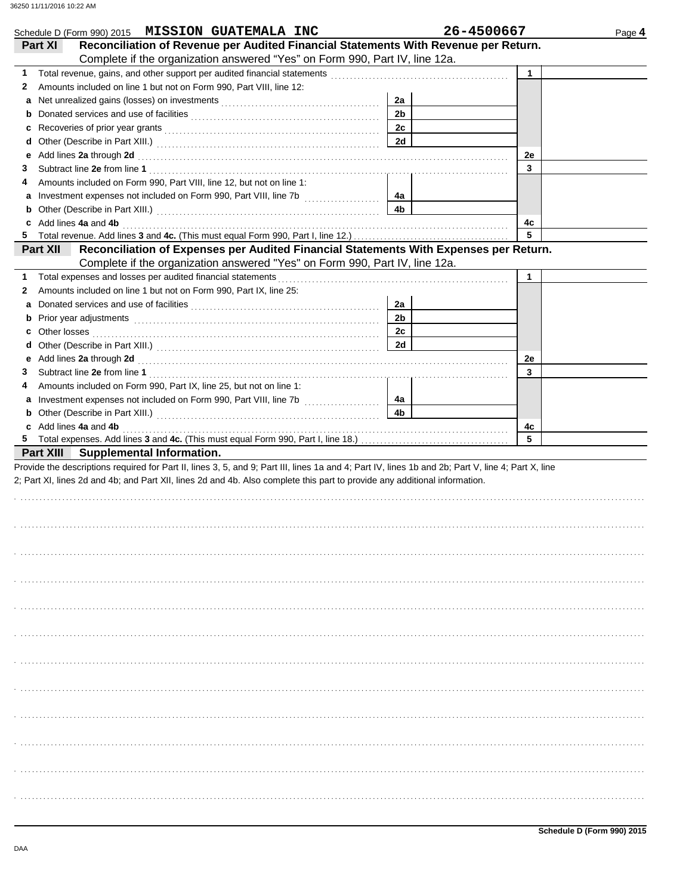Schedule D (Form 990) 2015 **MISSION GUATEMALA INC** **26-4500667**

## Part XI Reconciliation of Revenue per Audited Financial Statements With Revenue per Return.

Complete if the organization answered "Yes" on Form 990, Part IV, line 12a.

| | | | | | |
|---|---|---|---|---|---|
| 1 | Total revenue, gains, and other support per audited financial statements | | | 1 | |
| 2 | Amounts included on line 1 but not on Form 990, Part VIII, line 12: | | | | |
| a | Net unrealized gains (losses) on investments | 2a | | | |
| b | Donated services and use of facilities | 2b | | | |
| c | Recoveries of prior year grants | 2c | | | |
| d | Other (Describe in Part XIII.) | 2d | | | |
| e | Add lines **2a** through **2d** | | | 2e | |
| 3 | Subtract line **2e** from line **1** | | | 3 | |
| 4 | Amounts included on Form 990, Part VIII, line 12, but not on line 1: | | | | |
| a | Investment expenses not included on Form 990, Part VIII, line 7b | 4a | | | |
| b | Other (Describe in Part XIII.) | 4b | | | |
| c | Add lines **4a** and **4b** | | | 4c | |
| 5 | Total revenue. Add lines **3** and **4c.** (This must equal Form 990, Part I, line 12.) | | | 5 | |

## Part XII Reconciliation of Expenses per Audited Financial Statements With Expenses per Return.

Complete if the organization answered "Yes" on Form 990, Part IV, line 12a.

| | | | | | |
|---|---|---|---|---|---|
| 1 | Total expenses and losses per audited financial statements | | | 1 | |
| 2 | Amounts included on line 1 but not on Form 990, Part IX, line 25: | | | | |
| a | Donated services and use of facilities | 2a | | | |
| b | Prior year adjustments | 2b | | | |
| c | Other losses | 2c | | | |
| d | Other (Describe in Part XIII.) | 2d | | | |
| e | Add lines **2a** through **2d** | | | 2e | |
| 3 | Subtract line **2e** from line **1** | | | 3 | |
| 4 | Amounts included on Form 990, Part IX, line 25, but not on line 1: | | | | |
| a | Investment expenses not included on Form 990, Part VIII, line 7b | 4a | | | |
| b | Other (Describe in Part XIII.) | 4b | | | |
| c | Add lines **4a** and **4b** | | | 4c | |
| 5 | Total expenses. Add lines **3** and **4c.** (This must equal Form 990, Part I, line 18.) | | | 5 | |

## Part XIII Supplemental Information.

Provide the descriptions required for Part II, lines 3, 5, and 9; Part III, lines 1a and 4; Part IV, lines 1b and 2b; Part V, line 4; Part X, line 2; Part XI, lines 2d and 4b; and Part XII, lines 2d and 4b. Also complete this part to provide any additional information.

**Schedule D (Form 990) 2015**

DAA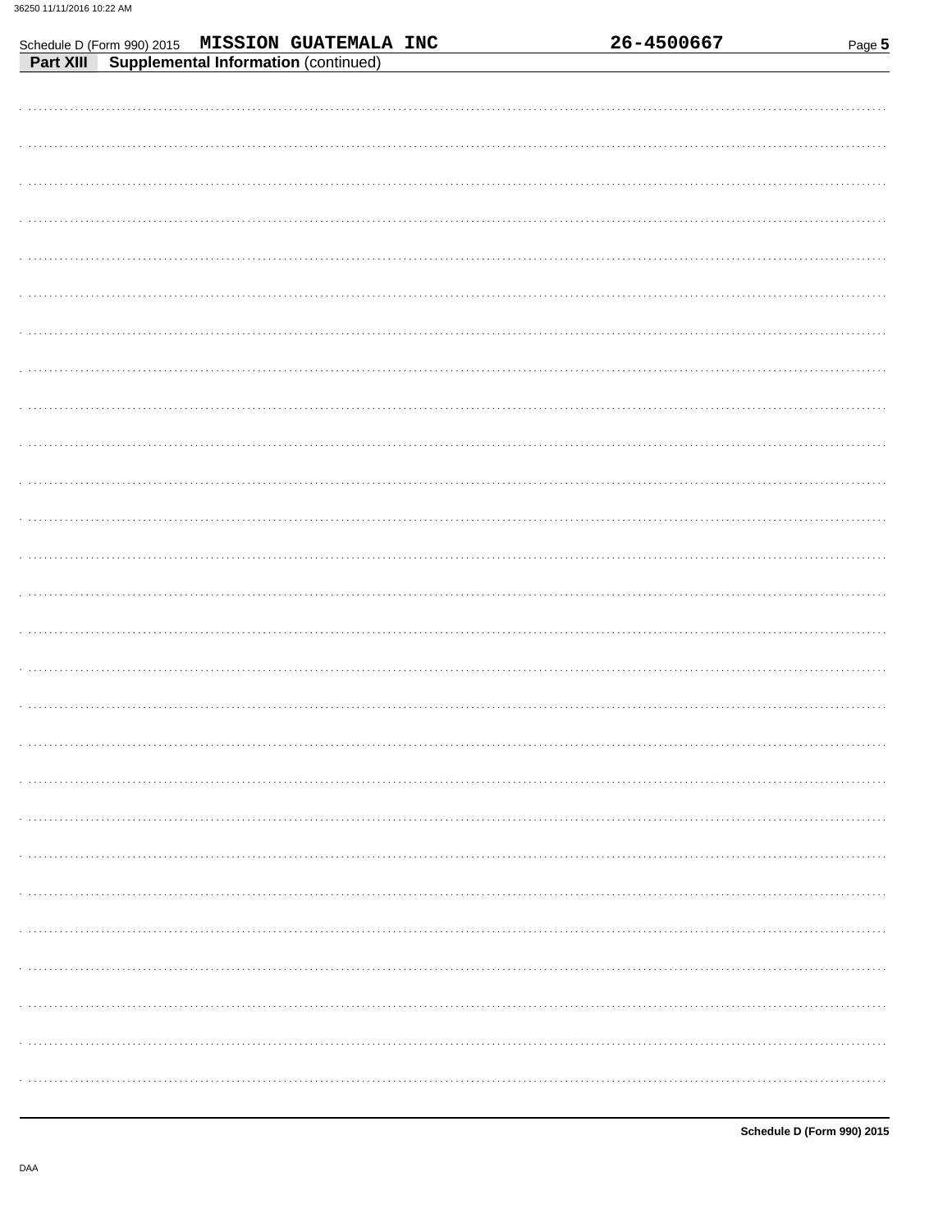Schedule D (Form 990) 2015 **MISSION GUATEMALA INC** **26-4500667**

**Part XIII** **Supplemental Information** (continued)

DAA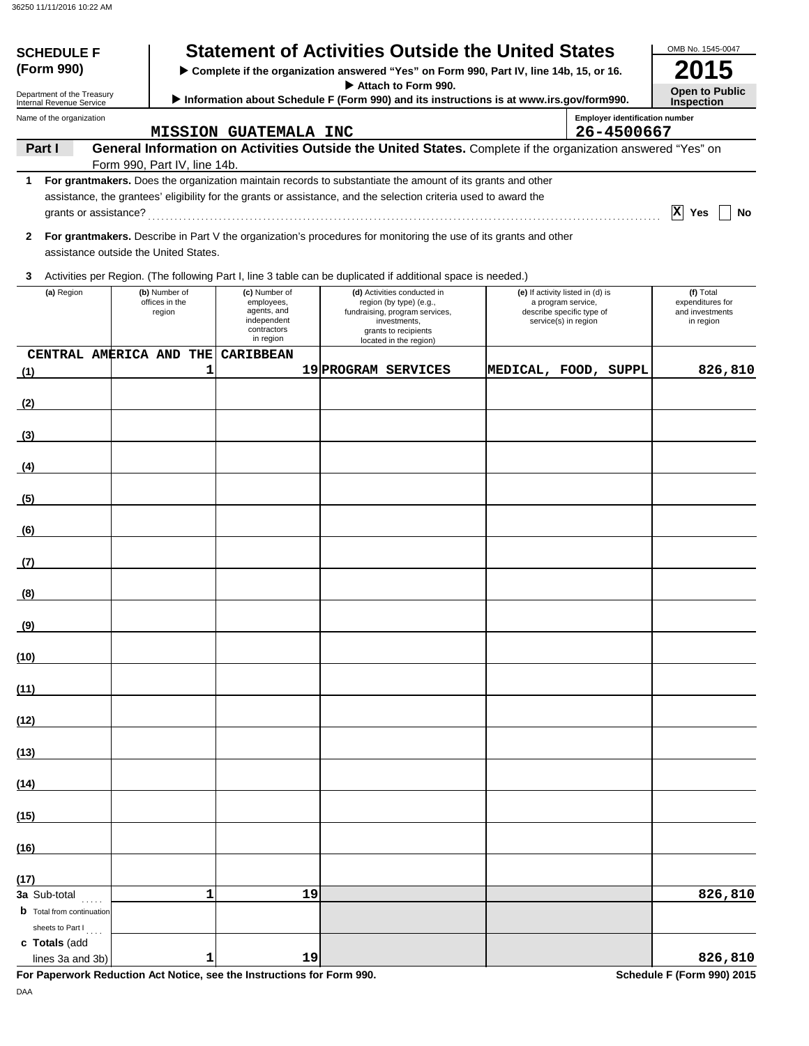36250 11/11/2016 10:22 AM

**SCHEDULE F (Form 990)**

Department of the Treasury
Internal Revenue Service

# Statement of Activities Outside the United States

▶ Complete if the organization answered "Yes" on Form 990, Part IV, line 14b, 15, or 16.
▶ Attach to Form 990.
▶ Information about Schedule F (Form 990) and its instructions is at www.irs.gov/form990.

OMB No. 1545-0047

**2015**

**Open to Public Inspection**

Name of the organization: MISSION GUATEMALA INC

Employer identification number: 26-4500667

**Part I** **General Information on Activities Outside the United States.** Complete if the organization answered "Yes" on Form 990, Part IV, line 14b.

**1** **For grantmakers.** Does the organization maintain records to substantiate the amount of its grants and other assistance, the grantees' eligibility for the grants or assistance, and the selection criteria used to award the grants or assistance? ☒ Yes ☐ No

**2** **For grantmakers.** Describe in Part V the organization's procedures for monitoring the use of its grants and other assistance outside the United States.

**3** Activities per Region. (The following Part I, line 3 table can be duplicated if additional space is needed.)

| | (a) Region | (b) Number of offices in the region | (c) Number of employees, agents, and independent contractors in region | (d) Activities conducted in region (by type) (e.g., fundraising, program services, investments, grants to recipients located in the region) | (e) If activity listed in (d) is a program service, describe specific type of service(s) in region | (f) Total expenditures for and investments in region |
|---|---|---|---|---|---|---|
| (1) | CENTRAL AMERICA AND THE CARIBBEAN | 1 | 19 | PROGRAM SERVICES | MEDICAL, FOOD, SUPPL | 826,810 |
| (2) | | | | | | |
| (3) | | | | | | |
| (4) | | | | | | |
| (5) | | | | | | |
| (6) | | | | | | |
| (7) | | | | | | |
| (8) | | | | | | |
| (9) | | | | | | |
| (10) | | | | | | |
| (11) | | | | | | |
| (12) | | | | | | |
| (13) | | | | | | |
| (14) | | | | | | |
| (15) | | | | | | |
| (16) | | | | | | |
| (17) | | | | | | |
| **3a** | Sub-total | 1 | 19 | | | 826,810 |
| **b** | Total from continuation sheets to Part I | | | | | |
| **c** | **Totals** (add lines 3a and 3b) | 1 | 19 | | | 826,810 |

**For Paperwork Reduction Act Notice, see the Instructions for Form 990.** **Schedule F (Form 990) 2015**

DAA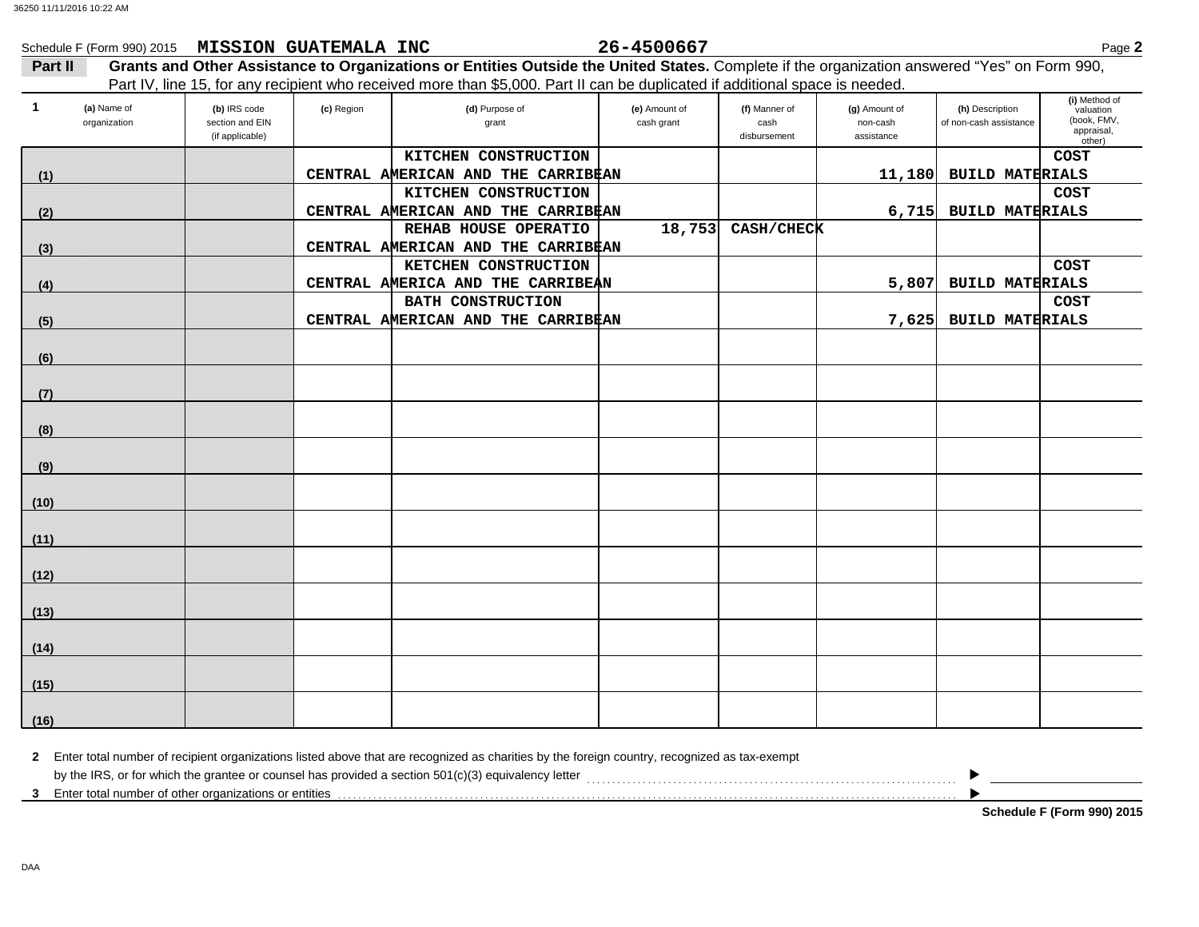Schedule F (Form 990) 2015 **MISSION GUATEMALA INC** **26-4500667** Page **2**

**Part II** **Grants and Other Assistance to Organizations or Entities Outside the United States.** Complete if the organization answered "Yes" on Form 990, Part IV, line 15, for any recipient who received more than $5,000. Part II can be duplicated if additional space is needed.

| 1 | (a) Name of organization | (b) IRS code section and EIN (if applicable) | (c) Region | (d) Purpose of grant | (e) Amount of cash grant | (f) Manner of cash disbursement | (g) Amount of non-cash assistance | (h) Description of non-cash assistance | (i) Method of valuation (book, FMV, appraisal, other) |
|---|---|---|---|---|---|---|---|---|---|
| (1) | | | CENTRAL AMERICAN AND THE CARRIBEAN | KITCHEN CONSTRUCTION | | | 11,180 | BUILD MATERIALS | COST |
| (2) | | | CENTRAL AMERICAN AND THE CARRIBEAN | KITCHEN CONSTRUCTION | | | 6,715 | BUILD MATERIALS | COST |
| (3) | | | CENTRAL AMERICAN AND THE CARRIBEAN | REHAB HOUSE OPERATIO | 18,753 | CASH/CHECK | | | |
| (4) | | | CENTRAL AMERICA AND THE CARRIBEAN | KETCHEN CONSTRUCTION | | | 5,807 | BUILD MATERIALS | COST |
| (5) | | | CENTRAL AMERICAN AND THE CARRIBEAN | BATH CONSTRUCTION | | | 7,625 | BUILD MATERIALS | COST |
| (6) | | | | | | | | | |
| (7) | | | | | | | | | |
| (8) | | | | | | | | | |
| (9) | | | | | | | | | |
| (10) | | | | | | | | | |
| (11) | | | | | | | | | |
| (12) | | | | | | | | | |
| (13) | | | | | | | | | |
| (14) | | | | | | | | | |
| (15) | | | | | | | | | |
| (16) | | | | | | | | | |

**2** Enter total number of recipient organizations listed above that are recognized as charities by the foreign country, recognized as tax-exempt by the IRS, or for which the grantee or counsel has provided a section 501(c)(3) equivalency letter ▶

**3** Enter total number of other organizations or entities ▶

**Schedule F (Form 990) 2015**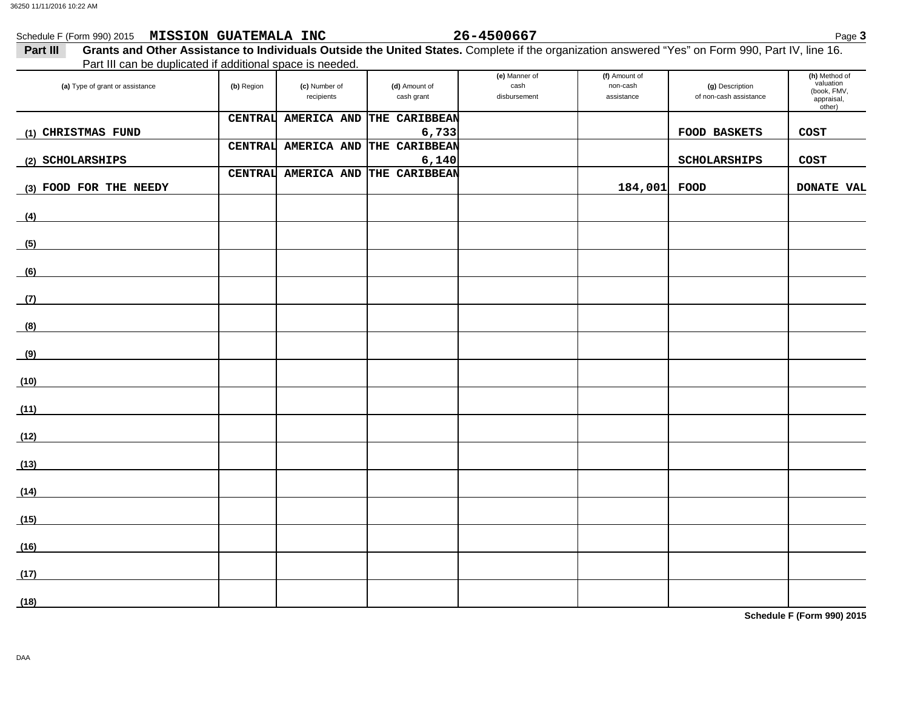Schedule F (Form 990) 2015 **MISSION GUATEMALA INC** **26-4500667**

**Part III** **Grants and Other Assistance to Individuals Outside the United States.** Complete if the organization answered "Yes" on Form 990, Part IV, line 16. Part III can be duplicated if additional space is needed.

| (a) Type of grant or assistance | (b) Region | (c) Number of recipients | (d) Amount of cash grant | (e) Manner of cash disbursement | (f) Amount of non-cash assistance | (g) Description of non-cash assistance | (h) Method of valuation (book, FMV, appraisal, other) |
|---|---|---|---|---|---|---|---|
| (1) CHRISTMAS FUND | CENTRAL AMERICA AND THE CARIBBEAN | | 6,733 | | | FOOD BASKETS | COST |
| (2) SCHOLARSHIPS | CENTRAL AMERICA AND THE CARIBBEAN | | 6,140 | | | SCHOLARSHIPS | COST |
| (3) FOOD FOR THE NEEDY | CENTRAL AMERICA AND THE CARIBBEAN | | | | 184,001 | FOOD | DONATE VAL |
| (4) | | | | | | | |
| (5) | | | | | | | |
| (6) | | | | | | | |
| (7) | | | | | | | |
| (8) | | | | | | | |
| (9) | | | | | | | |
| (10) | | | | | | | |
| (11) | | | | | | | |
| (12) | | | | | | | |
| (13) | | | | | | | |
| (14) | | | | | | | |
| (15) | | | | | | | |
| (16) | | | | | | | |
| (17) | | | | | | | |
| (18) | | | | | | | |

**Schedule F (Form 990) 2015**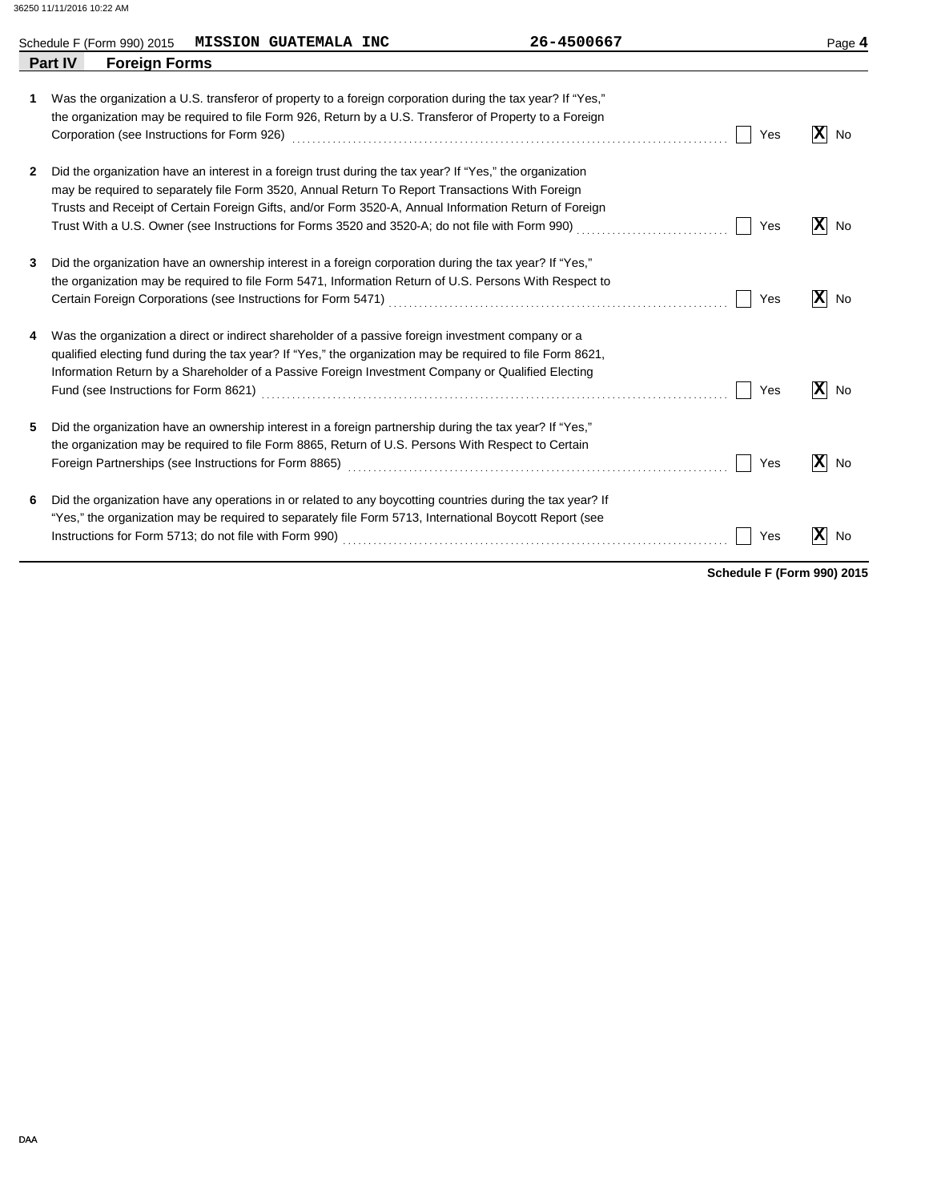Schedule F (Form 990) 2015 **MISSION GUATEMALA INC** **26-4500667**

## Part IV Foreign Forms

**1** Was the organization a U.S. transferor of property to a foreign corporation during the tax year? If "Yes," the organization may be required to file Form 926, Return by a U.S. Transferor of Property to a Foreign Corporation (see Instructions for Form 926) ☐ Yes ☒ No

**2** Did the organization have an interest in a foreign trust during the tax year? If "Yes," the organization may be required to separately file Form 3520, Annual Return To Report Transactions With Foreign Trusts and Receipt of Certain Foreign Gifts, and/or Form 3520-A, Annual Information Return of Foreign Trust With a U.S. Owner (see Instructions for Forms 3520 and 3520-A; do not file with Form 990) ☐ Yes ☒ No

**3** Did the organization have an ownership interest in a foreign corporation during the tax year? If "Yes," the organization may be required to file Form 5471, Information Return of U.S. Persons With Respect to Certain Foreign Corporations (see Instructions for Form 5471) ☐ Yes ☒ No

**4** Was the organization a direct or indirect shareholder of a passive foreign investment company or a qualified electing fund during the tax year? If "Yes," the organization may be required to file Form 8621, Information Return by a Shareholder of a Passive Foreign Investment Company or Qualified Electing Fund (see Instructions for Form 8621) ☐ Yes ☒ No

**5** Did the organization have an ownership interest in a foreign partnership during the tax year? If "Yes," the organization may be required to file Form 8865, Return of U.S. Persons With Respect to Certain Foreign Partnerships (see Instructions for Form 8865) ☐ Yes ☒ No

**6** Did the organization have any operations in or related to any boycotting countries during the tax year? If "Yes," the organization may be required to separately file Form 5713, International Boycott Report (see Instructions for Form 5713; do not file with Form 990) ☐ Yes ☒ No

**Schedule F (Form 990) 2015**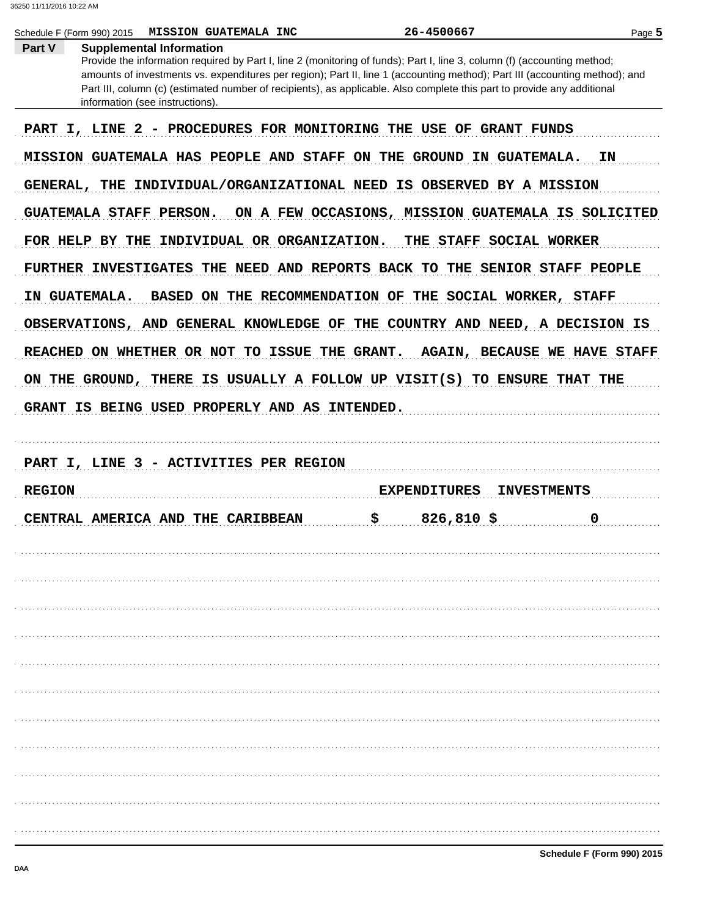Schedule F (Form 990) 2015 **MISSION GUATEMALA INC** **26-4500667**

## Part V Supplemental Information

Provide the information required by Part I, line 2 (monitoring of funds); Part I, line 3, column (f) (accounting method; amounts of investments vs. expenditures per region); Part II, line 1 (accounting method); Part III (accounting method); and Part III, column (c) (estimated number of recipients), as applicable. Also complete this part to provide any additional information (see instructions).

PART I, LINE 2 - PROCEDURES FOR MONITORING THE USE OF GRANT FUNDS

MISSION GUATEMALA HAS PEOPLE AND STAFF ON THE GROUND IN GUATEMALA. IN GENERAL, THE INDIVIDUAL/ORGANIZATIONAL NEED IS OBSERVED BY A MISSION GUATEMALA STAFF PERSON. ON A FEW OCCASIONS, MISSION GUATEMALA IS SOLICITED FOR HELP BY THE INDIVIDUAL OR ORGANIZATION. THE STAFF SOCIAL WORKER FURTHER INVESTIGATES THE NEED AND REPORTS BACK TO THE SENIOR STAFF PEOPLE IN GUATEMALA. BASED ON THE RECOMMENDATION OF THE SOCIAL WORKER, STAFF OBSERVATIONS, AND GENERAL KNOWLEDGE OF THE COUNTRY AND NEED, A DECISION IS REACHED ON WHETHER OR NOT TO ISSUE THE GRANT. AGAIN, BECAUSE WE HAVE STAFF ON THE GROUND, THERE IS USUALLY A FOLLOW UP VISIT(S) TO ENSURE THAT THE GRANT IS BEING USED PROPERLY AND AS INTENDED.

PART I, LINE 3 - ACTIVITIES PER REGION

| REGION | EXPENDITURES | INVESTMENTS |
|---|---|---|
| CENTRAL AMERICA AND THE CARIBBEAN | $ 826,810 | $ 0 |

Schedule F (Form 990) 2015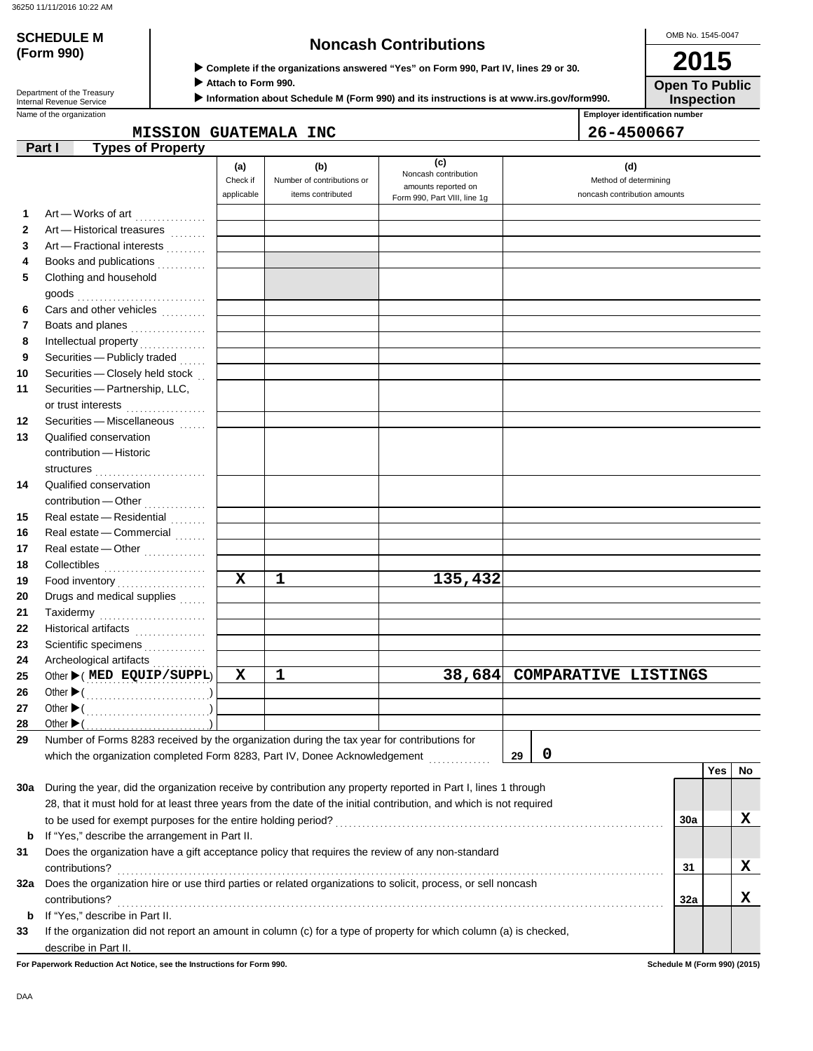36250 11/11/2016 10:22 AM

**SCHEDULE M (Form 990)**

Department of the Treasury
Internal Revenue Service

# Noncash Contributions

▶ Complete if the organizations answered "Yes" on Form 990, Part IV, lines 29 or 30.
▶ Attach to Form 990.
▶ Information about Schedule M (Form 990) and its instructions is at www.irs.gov/form990.

OMB No. 1545-0047

**2015**

**Open To Public Inspection**

Name of the organization: **MISSION GUATEMALA INC**

Employer identification number: **26-4500667**

## Part I Types of Property

| | | (a) Check if applicable | (b) Number of contributions or items contributed | (c) Noncash contribution amounts reported on Form 990, Part VIII, line 1g | (d) Method of determining noncash contribution amounts |
|---|---|---|---|---|---|
| 1 | Art — Works of art | | | | |
| 2 | Art — Historical treasures | | | | |
| 3 | Art — Fractional interests | | | | |
| 4 | Books and publications | | | | |
| 5 | Clothing and household goods | | | | |
| 6 | Cars and other vehicles | | | | |
| 7 | Boats and planes | | | | |
| 8 | Intellectual property | | | | |
| 9 | Securities — Publicly traded | | | | |
| 10 | Securities — Closely held stock | | | | |
| 11 | Securities — Partnership, LLC, or trust interests | | | | |
| 12 | Securities — Miscellaneous | | | | |
| 13 | Qualified conservation contribution — Historic structures | | | | |
| 14 | Qualified conservation contribution — Other | | | | |
| 15 | Real estate — Residential | | | | |
| 16 | Real estate — Commercial | | | | |
| 17 | Real estate — Other | | | | |
| 18 | Collectibles | | | | |
| 19 | Food inventory | X | 1 | 135,432 | |
| 20 | Drugs and medical supplies | | | | |
| 21 | Taxidermy | | | | |
| 22 | Historical artifacts | | | | |
| 23 | Scientific specimens | | | | |
| 24 | Archeological artifacts | | | | |
| 25 | Other ▶ ( MED EQUIP/SUPPL ) | X | 1 | 38,684 | COMPARATIVE LISTINGS |
| 26 | Other ▶ ( ) | | | | |
| 27 | Other ▶ ( ) | | | | |
| 28 | Other ▶ ( ) | | | | |

**29** Number of Forms 8283 received by the organization during the tax year for contributions for which the organization completed Form 8283, Part IV, Donee Acknowledgement ..... **29** | **0**

| | | | Yes | No |
|---|---|---|---|---|
| 30a | During the year, did the organization receive by contribution any property reported in Part I, lines 1 through 28, that it must hold for at least three years from the date of the initial contribution, and which is not required to be used for exempt purposes for the entire holding period? | 30a | | X |
| b | If "Yes," describe the arrangement in Part II. | | | |
| 31 | Does the organization have a gift acceptance policy that requires the review of any non-standard contributions? | 31 | | X |
| 32a | Does the organization hire or use third parties or related organizations to solicit, process, or sell noncash contributions? | 32a | | X |
| b | If "Yes," describe in Part II. | | | |
| 33 | If the organization did not report an amount in column (c) for a type of property for which column (a) is checked, describe in Part II. | | | |

For Paperwork Reduction Act Notice, see the Instructions for Form 990.

Schedule M (Form 990) (2015)

DAA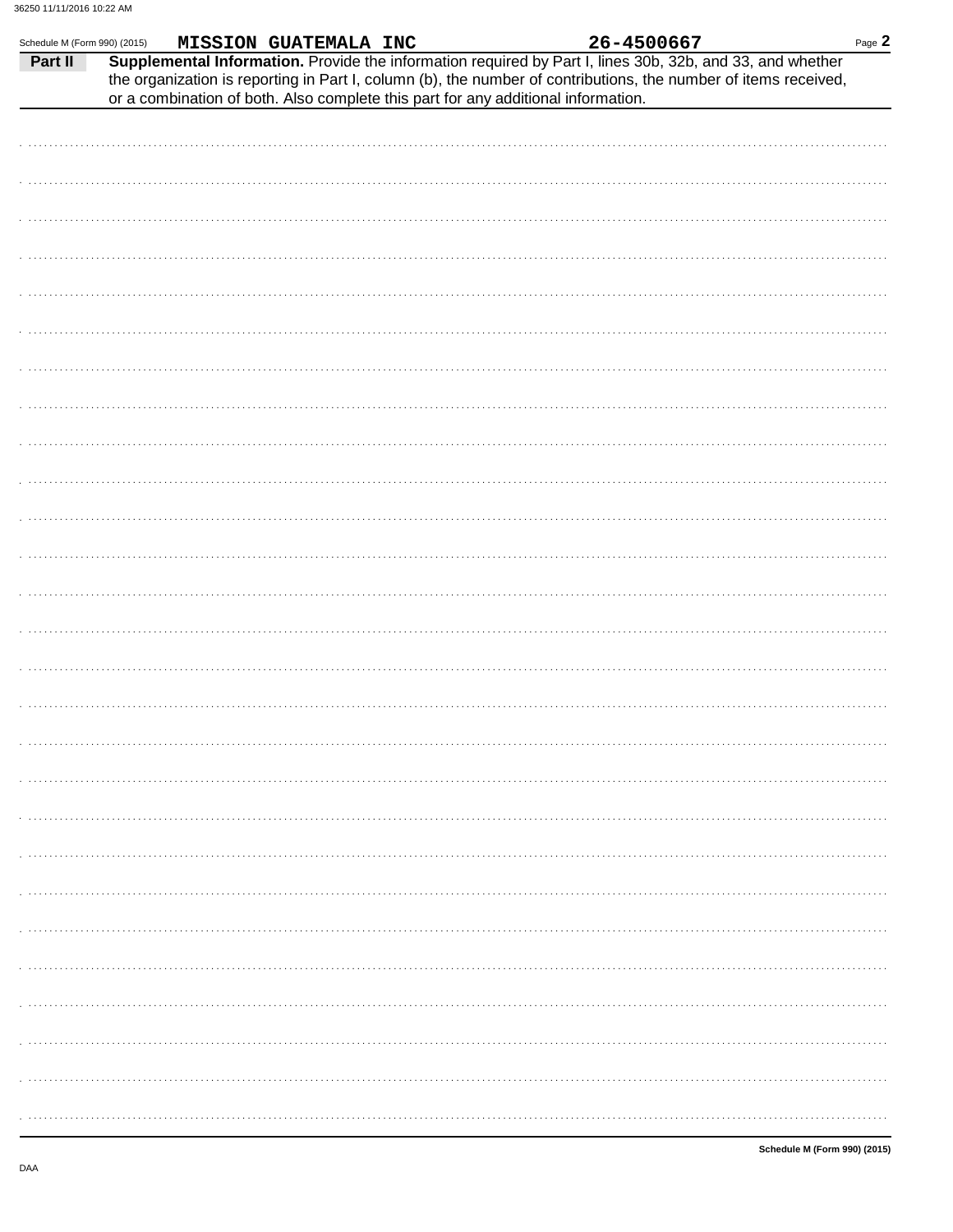Schedule M (Form 990) (2015) **MISSION GUATEMALA INC** **26-4500667**

**Part II** **Supplemental Information.** Provide the information required by Part I, lines 30b, 32b, and 33, and whether the organization is reporting in Part I, column (b), the number of contributions, the number of items received, or a combination of both. Also complete this part for any additional information.

**Schedule M (Form 990) (2015)**

DAA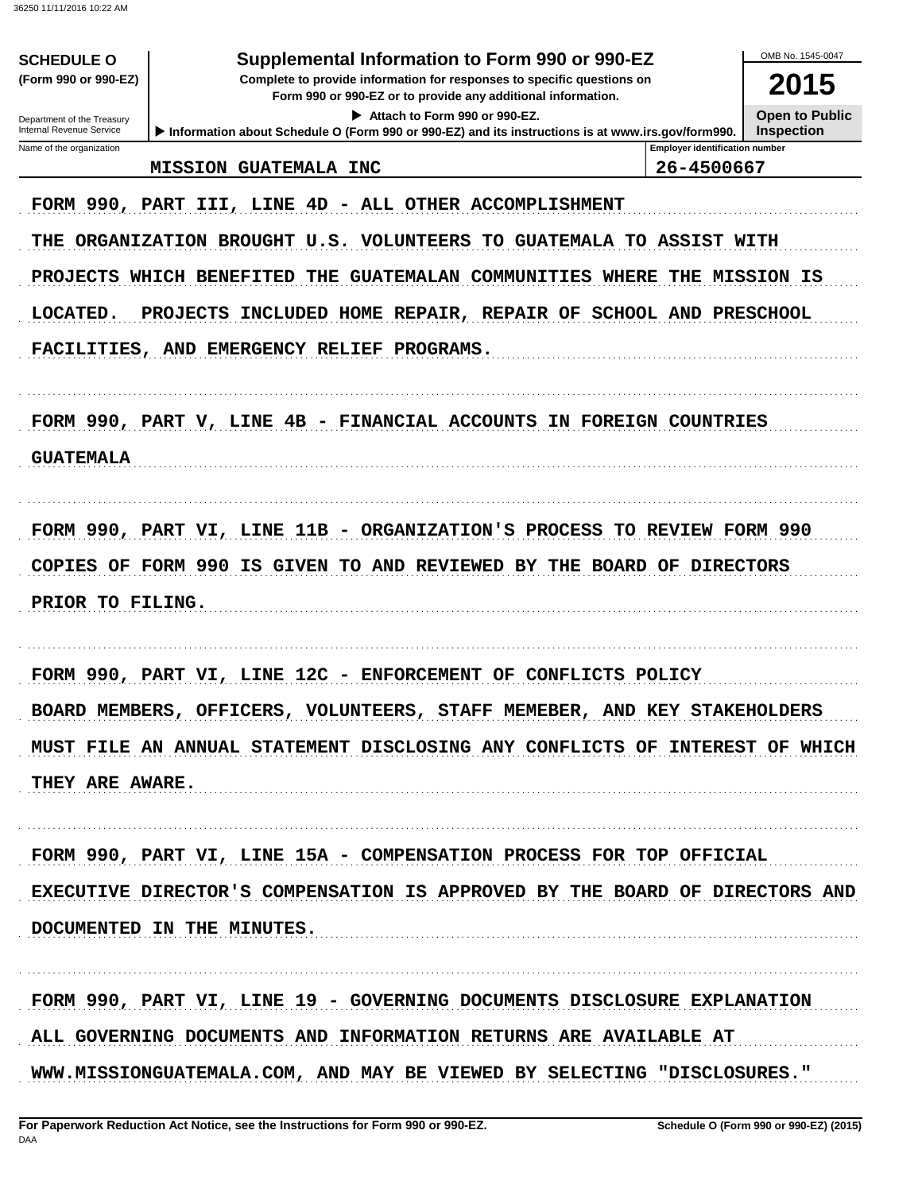**SCHEDULE O (Form 990 or 990-EZ)**

Department of the Treasury
Internal Revenue Service

# Supplemental Information to Form 990 or 990-EZ

**Complete to provide information for responses to specific questions on Form 990 or 990-EZ or to provide any additional information.**

▶ Attach to Form 990 or 990-EZ.

▶ Information about Schedule O (Form 990 or 990-EZ) and its instructions is at www.irs.gov/form990.

OMB No. 1545-0047

**2015**

**Open to Public Inspection**

| Name of the organization | Employer identification number |
|---|---|
| MISSION GUATEMALA INC | 26-4500667 |

FORM 990, PART III, LINE 4D - ALL OTHER ACCOMPLISHMENT

THE ORGANIZATION BROUGHT U.S. VOLUNTEERS TO GUATEMALA TO ASSIST WITH PROJECTS WHICH BENEFITED THE GUATEMALAN COMMUNITIES WHERE THE MISSION IS LOCATED. PROJECTS INCLUDED HOME REPAIR, REPAIR OF SCHOOL AND PRESCHOOL FACILITIES, AND EMERGENCY RELIEF PROGRAMS.

FORM 990, PART V, LINE 4B - FINANCIAL ACCOUNTS IN FOREIGN COUNTRIES

GUATEMALA

FORM 990, PART VI, LINE 11B - ORGANIZATION'S PROCESS TO REVIEW FORM 990

COPIES OF FORM 990 IS GIVEN TO AND REVIEWED BY THE BOARD OF DIRECTORS PRIOR TO FILING.

FORM 990, PART VI, LINE 12C - ENFORCEMENT OF CONFLICTS POLICY

BOARD MEMBERS, OFFICERS, VOLUNTEERS, STAFF MEMEBER, AND KEY STAKEHOLDERS MUST FILE AN ANNUAL STATEMENT DISCLOSING ANY CONFLICTS OF INTEREST OF WHICH THEY ARE AWARE.

FORM 990, PART VI, LINE 15A - COMPENSATION PROCESS FOR TOP OFFICIAL

EXECUTIVE DIRECTOR'S COMPENSATION IS APPROVED BY THE BOARD OF DIRECTORS AND DOCUMENTED IN THE MINUTES.

FORM 990, PART VI, LINE 19 - GOVERNING DOCUMENTS DISCLOSURE EXPLANATION

ALL GOVERNING DOCUMENTS AND INFORMATION RETURNS ARE AVAILABLE AT WWW.MISSIONGUATEMALA.COM, AND MAY BE VIEWED BY SELECTING "DISCLOSURES."

**For Paperwork Reduction Act Notice, see the Instructions for Form 990 or 990-EZ.** **Schedule O (Form 990 or 990-EZ) (2015)**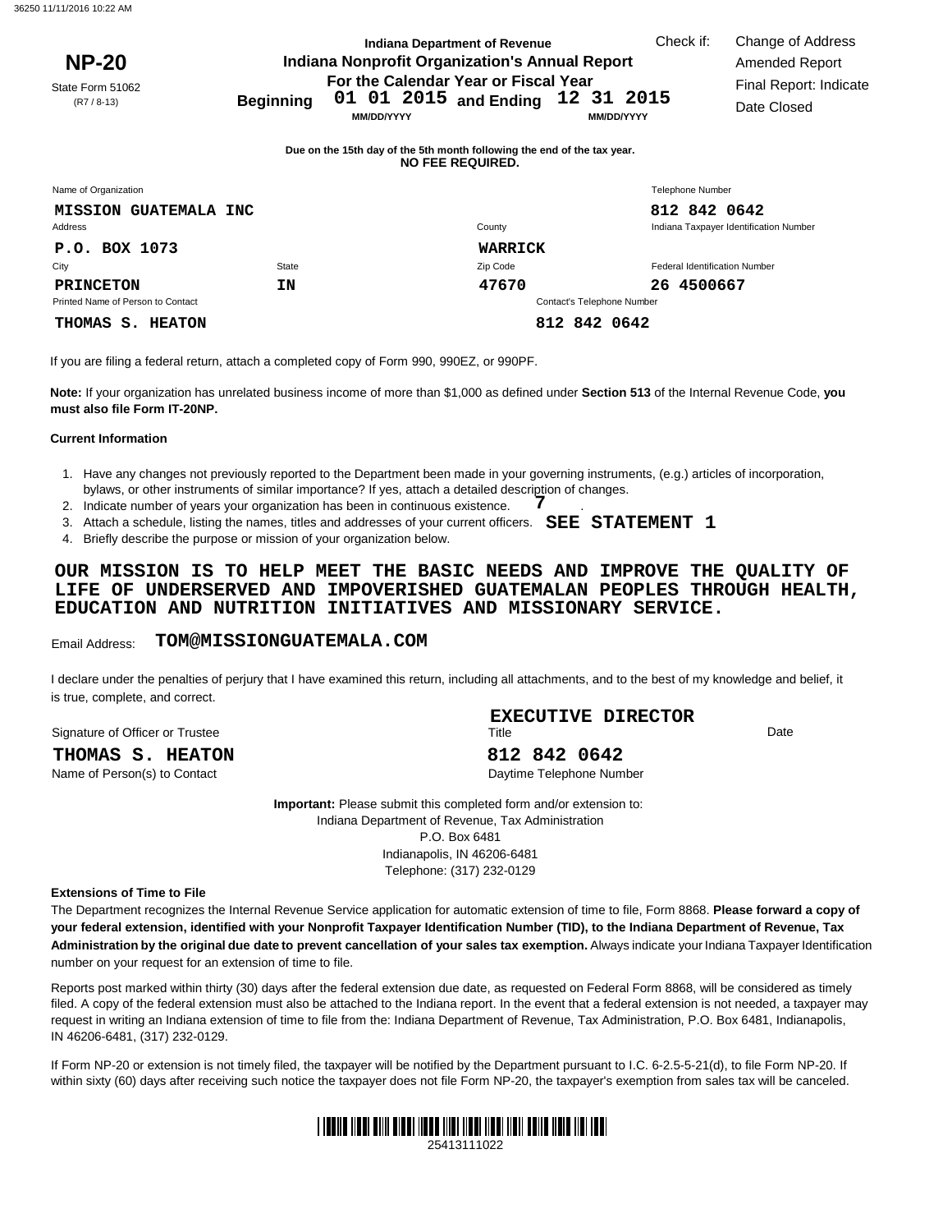36250 11/11/2016 10:22 AM

# NP-20

State Form 51062
(R7 / 8-13)

**Indiana Department of Revenue**
**Indiana Nonprofit Organization's Annual Report**
**For the Calendar Year or Fiscal Year**

**Beginning** 01 01 2015 **and Ending** 12 31 2015
MM/DD/YYYY MM/DD/YYYY

Check if: Change of Address
Amended Report
Final Report: Indicate Date Closed

**Due on the 15th day of the 5th month following the end of the tax year.**
**NO FEE REQUIRED.**

| | | | |
|---|---|---|---|
| Name of Organization: MISSION GUATEMALA INC | | | Telephone Number: 812 842 0642 |
| Address: P.O. BOX 1073 | | County: WARRICK | Indiana Taxpayer Identification Number: |
| City: PRINCETON | State: IN | Zip Code: 47670 | Federal Identification Number: 26 4500667 |
| Printed Name of Person to Contact: THOMAS S. HEATON | | Contact's Telephone Number: 812 842 0642 | |

If you are filing a federal return, attach a completed copy of Form 990, 990EZ, or 990PF.

**Note:** If your organization has unrelated business income of more than $1,000 as defined under **Section 513** of the Internal Revenue Code, **you must also file Form IT-20NP.**

**Current Information**

1. Have any changes not previously reported to the Department been made in your governing instruments, (e.g.) articles of incorporation, bylaws, or other instruments of similar importance? If yes, attach a detailed description of changes.
2. Indicate number of years your organization has been in continuous existence. 7
3. Attach a schedule, listing the names, titles and addresses of your current officers. SEE STATEMENT 1
4. Briefly describe the purpose or mission of your organization below.

OUR MISSION IS TO HELP MEET THE BASIC NEEDS AND IMPROVE THE QUALITY OF LIFE OF UNDERSERVED AND IMPOVERISHED GUATEMALAN PEOPLES THROUGH HEALTH, EDUCATION AND NUTRITION INITIATIVES AND MISSIONARY SERVICE.

Email Address: TOM@MISSIONGUATEMALA.COM

I declare under the penalties of perjury that I have examined this return, including all attachments, and to the best of my knowledge and belief, it is true, complete, and correct.

| | | |
|---|---|---|
| Signature of Officer or Trustee | Title: EXECUTIVE DIRECTOR | Date |
| Name of Person(s) to Contact: THOMAS S. HEATON | Daytime Telephone Number: 812 842 0642 | |

**Important:** Please submit this completed form and/or extension to:
Indiana Department of Revenue, Tax Administration
P.O. Box 6481
Indianapolis, IN 46206-6481
Telephone: (317) 232-0129

**Extensions of Time to File**

The Department recognizes the Internal Revenue Service application for automatic extension of time to file, Form 8868. **Please forward a copy of your federal extension, identified with your Nonprofit Taxpayer Identification Number (TID), to the Indiana Department of Revenue, Tax Administration by the original due date to prevent cancellation of your sales tax exemption.** Always indicate your Indiana Taxpayer Identification number on your request for an extension of time to file.

Reports post marked within thirty (30) days after the federal extension due date, as requested on Federal Form 8868, will be considered as timely filed. A copy of the federal extension must also be attached to the Indiana report. In the event that a federal extension is not needed, a taxpayer may request in writing an Indiana extension of time to file from the: Indiana Department of Revenue, Tax Administration, P.O. Box 6481, Indianapolis, IN 46206-6481, (317) 232-0129.

If Form NP-20 or extension is not timely filed, the taxpayer will be notified by the Department pursuant to I.C. 6-2.5-5-21(d), to file Form NP-20. If within sixty (60) days after receiving such notice the taxpayer does not file Form NP-20, the taxpayer's exemption from sales tax will be canceled.

25413111022